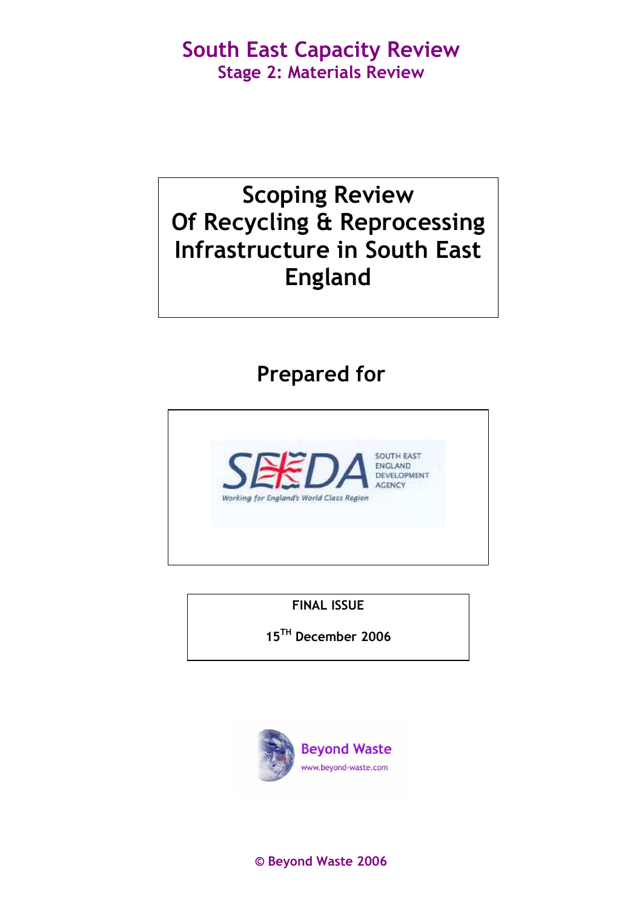# South East Capacity Review

## Stage 2: Materials Review

# Scoping Review Of Recycling & Reprocessing Infrastructure in South East England

## Prepared for

SEEDA

SOUTH EAST ENGLAND DEVELOPMENT AGENCY

Working for England's World Class Region

**FINAL ISSUE**

**15TH December 2006**

Beyond Waste
www.beyond-waste.com

**© Beyond Waste 2006**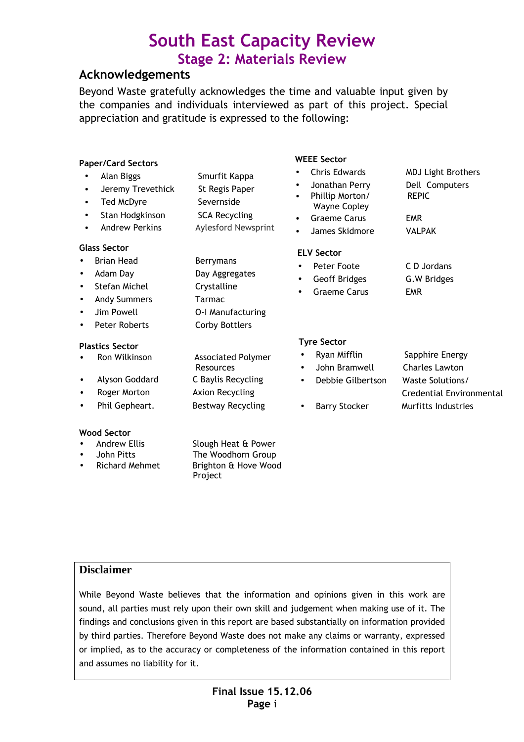# South East Capacity Review

## Stage 2: Materials Review

## Acknowledgements

Beyond Waste gratefully acknowledges the time and valuable input given by the companies and individuals interviewed as part of this project. Special appreciation and gratitude is expressed to the following:

**Paper/Card Sectors**

- Alan Biggs — Smurfit Kappa
- Jeremy Trevethick — St Regis Paper
- Ted McDyre — Severnside
- Stan Hodgkinson — SCA Recycling
- Andrew Perkins — Aylesford Newsprint

**Glass Sector**

- Brian Head — Berrymans
- Adam Day — Day Aggregates
- Stefan Michel — Crystalline
- Andy Summers — Tarmac
- Jim Powell — O-I Manufacturing
- Peter Roberts — Corby Bottlers

**Plastics Sector**

- Ron Wilkinson — Associated Polymer Resources
- Alyson Goddard — C Baylis Recycling
- Roger Morton — Axion Recycling
- Phil Gepheart. — Bestway Recycling

**Wood Sector**

- Andrew Ellis — Slough Heat & Power
- John Pitts — The Woodhorn Group
- Richard Mehmet — Brighton & Hove Wood Project

**WEEE Sector**

- Chris Edwards — MDJ Light Brothers
- Jonathan Perry — Dell Computers
- Phillip Morton/ Wayne Copley — REPIC
- Graeme Carus — EMR
- James Skidmore — VALPAK

**ELV Sector**

- Peter Foote — C D Jordans
- Geoff Bridges — G.W Bridges
- Graeme Carus — EMR

**Tyre Sector**

- Ryan Mifflin — Sapphire Energy
- John Bramwell — Charles Lawton
- Debbie Gilbertson — Waste Solutions/ Credential Environmental
- Barry Stocker — Murfitts Industries

**Disclaimer**

While Beyond Waste believes that the information and opinions given in this work are sound, all parties must rely upon their own skill and judgement when making use of it. The findings and conclusions given in this report are based substantially on information provided by third parties. Therefore Beyond Waste does not make any claims or warranty, expressed or implied, as to the accuracy or completeness of the information contained in this report and assumes no liability for it.

**Final Issue 15.12.06**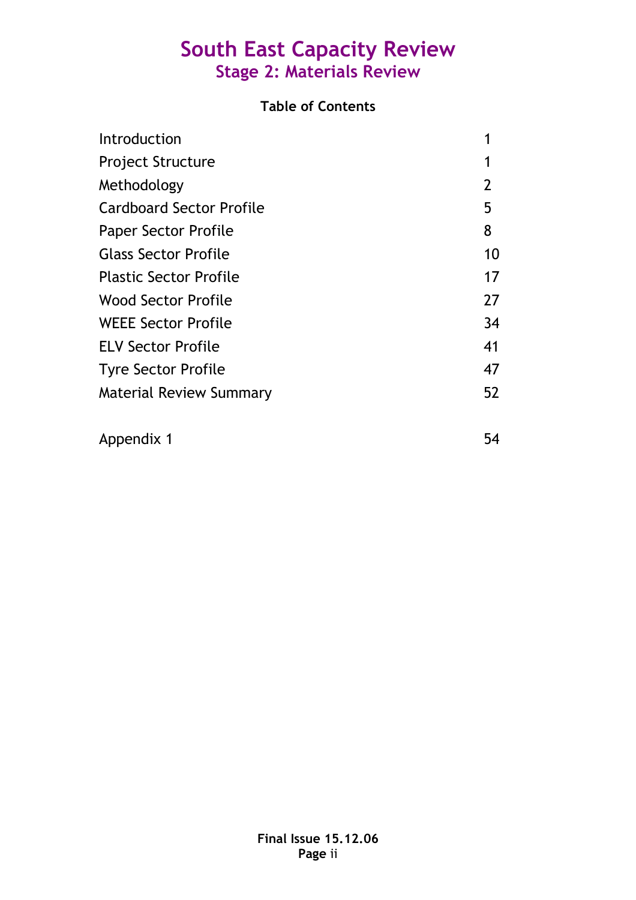# South East Capacity Review
## Stage 2: Materials Review

**Table of Contents**

| | |
|---|---|
| Introduction | 1 |
| Project Structure | 1 |
| Methodology | 2 |
| Cardboard Sector Profile | 5 |
| Paper Sector Profile | 8 |
| Glass Sector Profile | 10 |
| Plastic Sector Profile | 17 |
| Wood Sector Profile | 27 |
| WEEE Sector Profile | 34 |
| ELV Sector Profile | 41 |
| Tyre Sector Profile | 47 |
| Material Review Summary | 52 |
| | |
| Appendix 1 | 54 |

**Final Issue 15.12.06**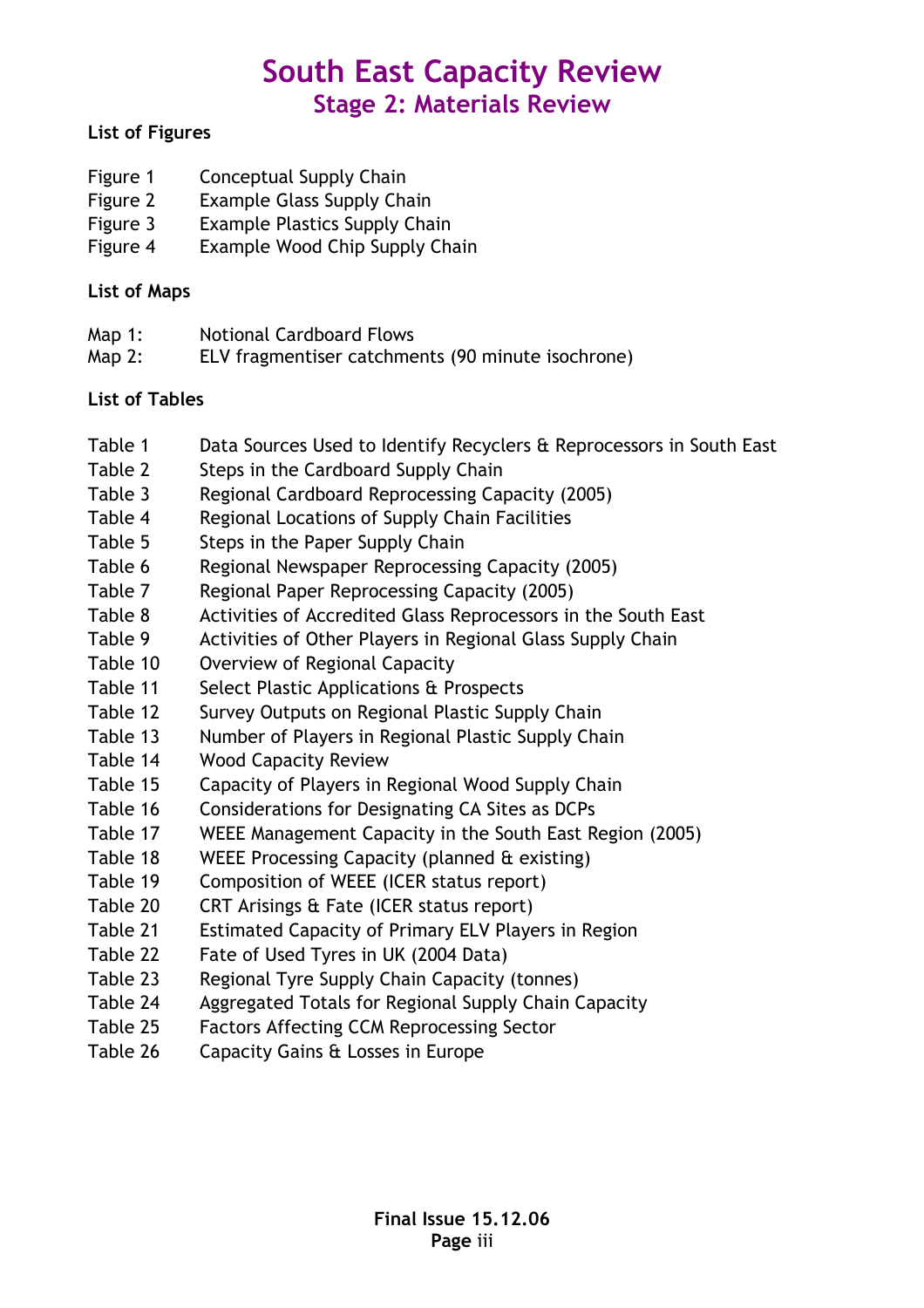# South East Capacity Review
## Stage 2: Materials Review

**List of Figures**

| | |
|---|---|
| Figure 1 | Conceptual Supply Chain |
| Figure 2 | Example Glass Supply Chain |
| Figure 3 | Example Plastics Supply Chain |
| Figure 4 | Example Wood Chip Supply Chain |

**List of Maps**

| | |
|---|---|
| Map 1: | Notional Cardboard Flows |
| Map 2: | ELV fragmentiser catchments (90 minute isochrone) |

**List of Tables**

| | |
|---|---|
| Table 1 | Data Sources Used to Identify Recyclers & Reprocessors in South East |
| Table 2 | Steps in the Cardboard Supply Chain |
| Table 3 | Regional Cardboard Reprocessing Capacity (2005) |
| Table 4 | Regional Locations of Supply Chain Facilities |
| Table 5 | Steps in the Paper Supply Chain |
| Table 6 | Regional Newspaper Reprocessing Capacity (2005) |
| Table 7 | Regional Paper Reprocessing Capacity (2005) |
| Table 8 | Activities of Accredited Glass Reprocessors in the South East |
| Table 9 | Activities of Other Players in Regional Glass Supply Chain |
| Table 10 | Overview of Regional Capacity |
| Table 11 | Select Plastic Applications & Prospects |
| Table 12 | Survey Outputs on Regional Plastic Supply Chain |
| Table 13 | Number of Players in Regional Plastic Supply Chain |
| Table 14 | Wood Capacity Review |
| Table 15 | Capacity of Players in Regional Wood Supply Chain |
| Table 16 | Considerations for Designating CA Sites as DCPs |
| Table 17 | WEEE Management Capacity in the South East Region (2005) |
| Table 18 | WEEE Processing Capacity (planned & existing) |
| Table 19 | Composition of WEEE (ICER status report) |
| Table 20 | CRT Arisings & Fate (ICER status report) |
| Table 21 | Estimated Capacity of Primary ELV Players in Region |
| Table 22 | Fate of Used Tyres in UK (2004 Data) |
| Table 23 | Regional Tyre Supply Chain Capacity (tonnes) |
| Table 24 | Aggregated Totals for Regional Supply Chain Capacity |
| Table 25 | Factors Affecting CCM Reprocessing Sector |
| Table 26 | Capacity Gains & Losses in Europe |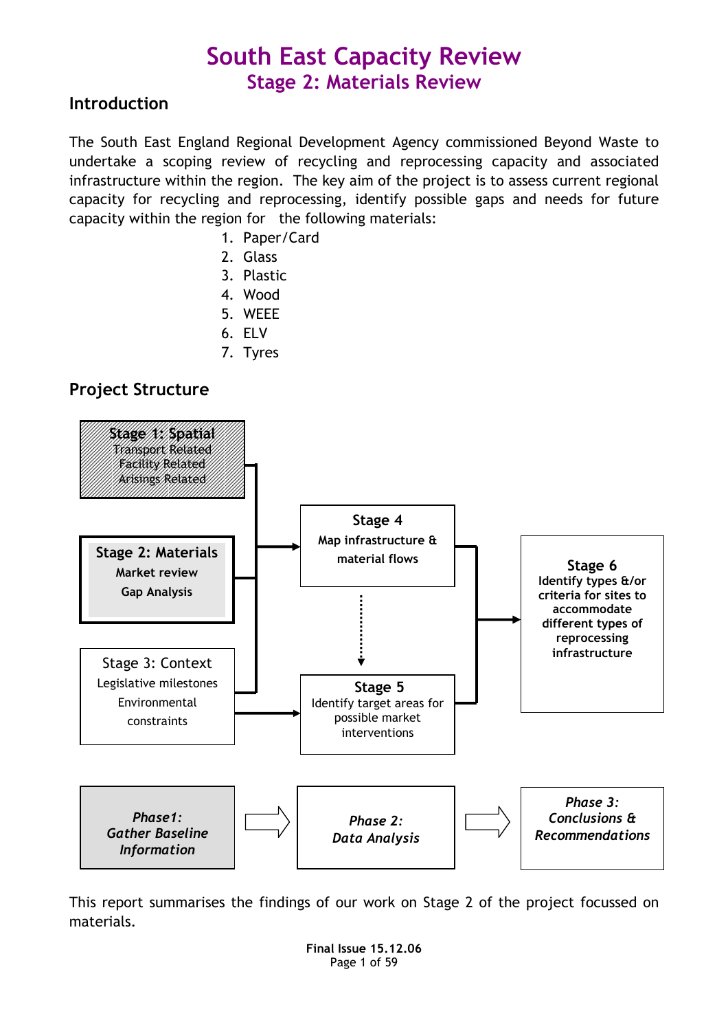# South East Capacity Review

## Stage 2: Materials Review

### Introduction

The South East England Regional Development Agency commissioned Beyond Waste to undertake a scoping review of recycling and reprocessing capacity and associated infrastructure within the region. The key aim of the project is to assess current regional capacity for recycling and reprocessing, identify possible gaps and needs for future capacity within the region for the following materials:

1. Paper/Card
2. Glass
3. Plastic
4. Wood
5. WEEE
6. ELV
7. Tyres

### Project Structure

**Stage 1: Spatial**
Transport Related
Facility Related
Arisings Related

**Stage 2: Materials**
Market review
Gap Analysis

Stage 3: Context
Legislative milestones
Environmental constraints

**Stage 4**
Map infrastructure & material flows

**Stage 5**
Identify target areas for possible market interventions

**Stage 6**
Identify types &/or criteria for sites to accommodate different types of reprocessing infrastructure

***Phase1: Gather Baseline Information*** → ***Phase 2: Data Analysis*** → ***Phase 3: Conclusions & Recommendations***

This report summarises the findings of our work on Stage 2 of the project focussed on materials.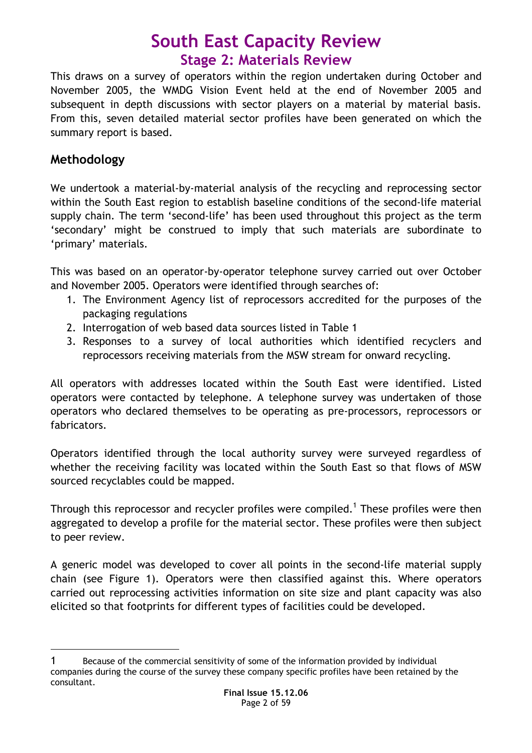# South East Capacity Review
## Stage 2: Materials Review

This draws on a survey of operators within the region undertaken during October and November 2005, the WMDG Vision Event held at the end of November 2005 and subsequent in depth discussions with sector players on a material by material basis. From this, seven detailed material sector profiles have been generated on which the summary report is based.

### Methodology

We undertook a material-by-material analysis of the recycling and reprocessing sector within the South East region to establish baseline conditions of the second-life material supply chain. The term 'second-life' has been used throughout this project as the term 'secondary' might be construed to imply that such materials are subordinate to 'primary' materials.

This was based on an operator-by-operator telephone survey carried out over October and November 2005. Operators were identified through searches of:

1. The Environment Agency list of reprocessors accredited for the purposes of the packaging regulations
2. Interrogation of web based data sources listed in Table 1
3. Responses to a survey of local authorities which identified recyclers and reprocessors receiving materials from the MSW stream for onward recycling.

All operators with addresses located within the South East were identified. Listed operators were contacted by telephone. A telephone survey was undertaken of those operators who declared themselves to be operating as pre-processors, reprocessors or fabricators.

Operators identified through the local authority survey were surveyed regardless of whether the receiving facility was located within the South East so that flows of MSW sourced recyclables could be mapped.

Through this reprocessor and recycler profiles were compiled.[1] These profiles were then aggregated to develop a profile for the material sector. These profiles were then subject to peer review.

A generic model was developed to cover all points in the second-life material supply chain (see Figure 1). Operators were then classified against this. Where operators carried out reprocessing activities information on site size and plant capacity was also elicited so that footprints for different types of facilities could be developed.

---

[1] Because of the commercial sensitivity of some of the information provided by individual companies during the course of the survey these company specific profiles have been retained by the consultant.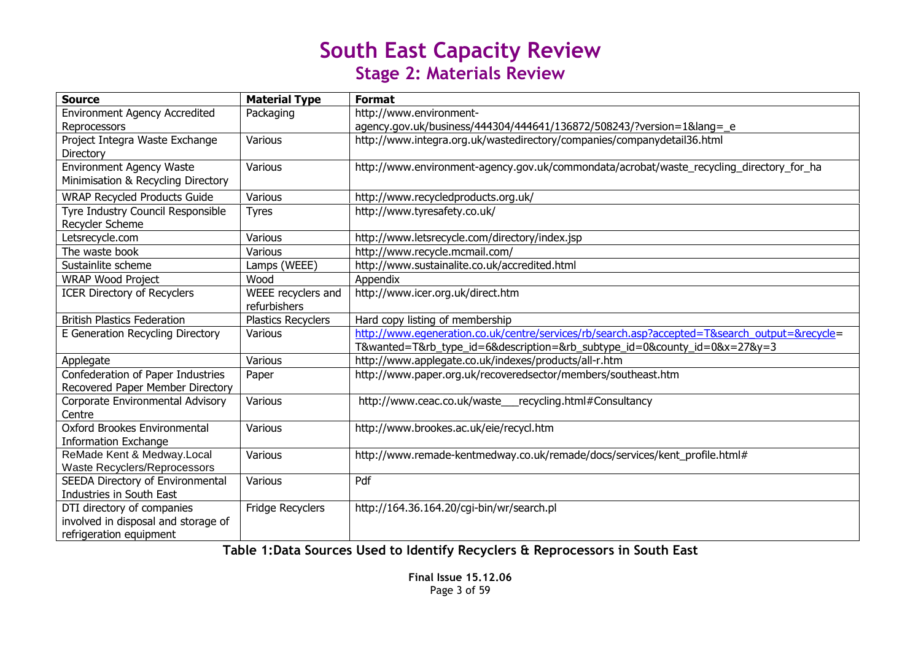| Source | Material Type | Format |
|---|---|---|
| Environment Agency Accredited Reprocessors | Packaging | http://www.environment-agency.gov.uk/business/444304/444641/136872/508243/?version=1&lang=_e |
| Project Integra Waste Exchange Directory | Various | http://www.integra.org.uk/wastedirectory/companies/companydetail36.html |
| Environment Agency Waste Minimisation & Recycling Directory | Various | http://www.environment-agency.gov.uk/commondata/acrobat/waste_recycling_directory_for_ha |
| WRAP Recycled Products Guide | Various | http://www.recycledproducts.org.uk/ |
| Tyre Industry Council Responsible Recycler Scheme | Tyres | http://www.tyresafety.co.uk/ |
| Letsrecycle.com | Various | http://www.letsrecycle.com/directory/index.jsp |
| The waste book | Various | http://www.recycle.mcmail.com/ |
| Sustainlite scheme | Lamps (WEEE) | http://www.sustainalite.co.uk/accredited.html |
| WRAP Wood Project | Wood | Appendix |
| ICER Directory of Recyclers | WEEE recyclers and refurbishers | http://www.icer.org.uk/direct.htm |
| British Plastics Federation | Plastics Recyclers | Hard copy listing of membership |
| E Generation Recycling Directory | Various | http://www.egeneration.co.uk/centre/services/rb/search.asp?accepted=T&search_output=&recycle=T&wanted=T&rb_type_id=6&description=&rb_subtype_id=0&county_id=0&x=27&y=3 |
| Applegate | Various | http://www.applegate.co.uk/indexes/products/all-r.htm |
| Confederation of Paper Industries Recovered Paper Member Directory | Paper | http://www.paper.org.uk/recoveredsector/members/southeast.htm |
| Corporate Environmental Advisory Centre | Various | http://www.ceac.co.uk/waste___recycling.html#Consultancy |
| Oxford Brookes Environmental Information Exchange | Various | http://www.brookes.ac.uk/eie/recycl.htm |
| ReMade Kent & Medway.Local Waste Recyclers/Reprocessors | Various | http://www.remade-kentmedway.co.uk/remade/docs/services/kent_profile.html# |
| SEEDA Directory of Environmental Industries in South East | Various | Pdf |
| DTI directory of companies involved in disposal and storage of refrigeration equipment | Fridge Recyclers | http://164.36.164.20/cgi-bin/wr/search.pl |

**Table 1:Data Sources Used to Identify Recyclers & Reprocessors in South East**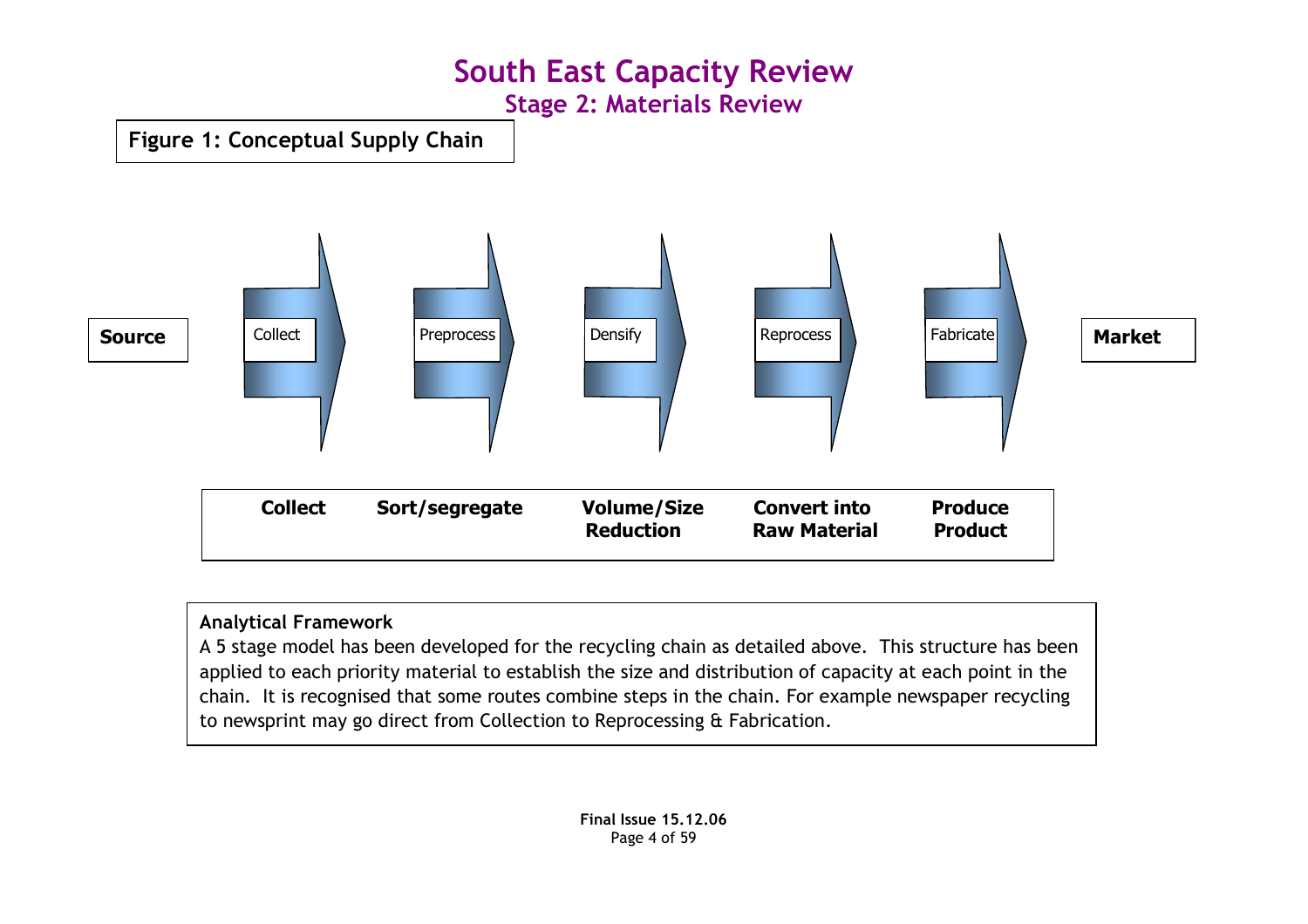# South East Capacity Review

## Stage 2: Materials Review

**Figure 1: Conceptual Supply Chain**

**Source** → Collect → Preprocess → Densify → Reprocess → Fabricate → **Market**

| Collect | Sort/segregate | Volume/Size Reduction | Convert into Raw Material | Produce Product |
|---|---|---|---|---|

**Analytical Framework**

A 5 stage model has been developed for the recycling chain as detailed above. This structure has been applied to each priority material to establish the size and distribution of capacity at each point in the chain. It is recognised that some routes combine steps in the chain. For example newspaper recycling to newsprint may go direct from Collection to Reprocessing & Fabrication.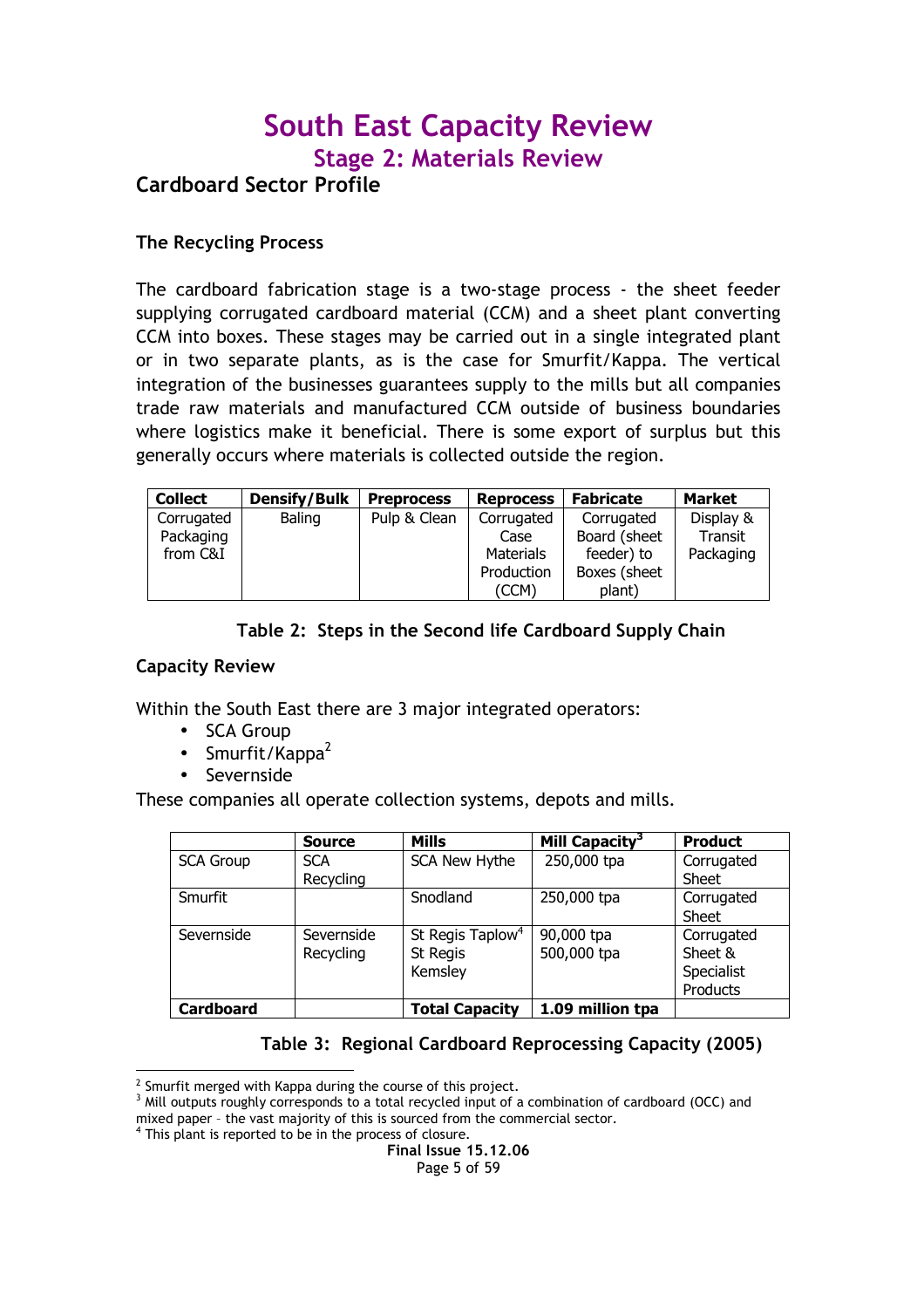# South East Capacity Review

## Stage 2: Materials Review

### Cardboard Sector Profile

#### The Recycling Process

The cardboard fabrication stage is a two-stage process - the sheet feeder supplying corrugated cardboard material (CCM) and a sheet plant converting CCM into boxes. These stages may be carried out in a single integrated plant or in two separate plants, as is the case for Smurfit/Kappa. The vertical integration of the businesses guarantees supply to the mills but all companies trade raw materials and manufactured CCM outside of business boundaries where logistics make it beneficial. There is some export of surplus but this generally occurs where materials is collected outside the region.

| Collect | Densify/Bulk | Preprocess | Reprocess | Fabricate | Market |
|---|---|---|---|---|---|
| Corrugated Packaging from C&I | Baling | Pulp & Clean | Corrugated Case Materials Production (CCM) | Corrugated Board (sheet feeder) to Boxes (sheet plant) | Display & Transit Packaging |

**Table 2: Steps in the Second life Cardboard Supply Chain**

#### Capacity Review

Within the South East there are 3 major integrated operators:

- SCA Group
- Smurfit/Kappa[2]
- Severnside

These companies all operate collection systems, depots and mills.

| | Source | Mills | Mill Capacity[3] | Product |
|---|---|---|---|---|
| SCA Group | SCA Recycling | SCA New Hythe | 250,000 tpa | Corrugated Sheet |
| Smurfit | | Snodland | 250,000 tpa | Corrugated Sheet |
| Severnside | Severnside Recycling | St Regis Taplow[4]<br>St Regis Kemsley | 90,000 tpa<br>500,000 tpa | Corrugated Sheet & Specialist Products |
| **Cardboard** | | **Total Capacity** | **1.09 million tpa** | |

**Table 3: Regional Cardboard Reprocessing Capacity (2005)**

---

[2] Smurfit merged with Kappa during the course of this project.

[3] Mill outputs roughly corresponds to a total recycled input of a combination of cardboard (OCC) and mixed paper – the vast majority of this is sourced from the commercial sector.

[4] This plant is reported to be in the process of closure.

Final Issue 15.12.06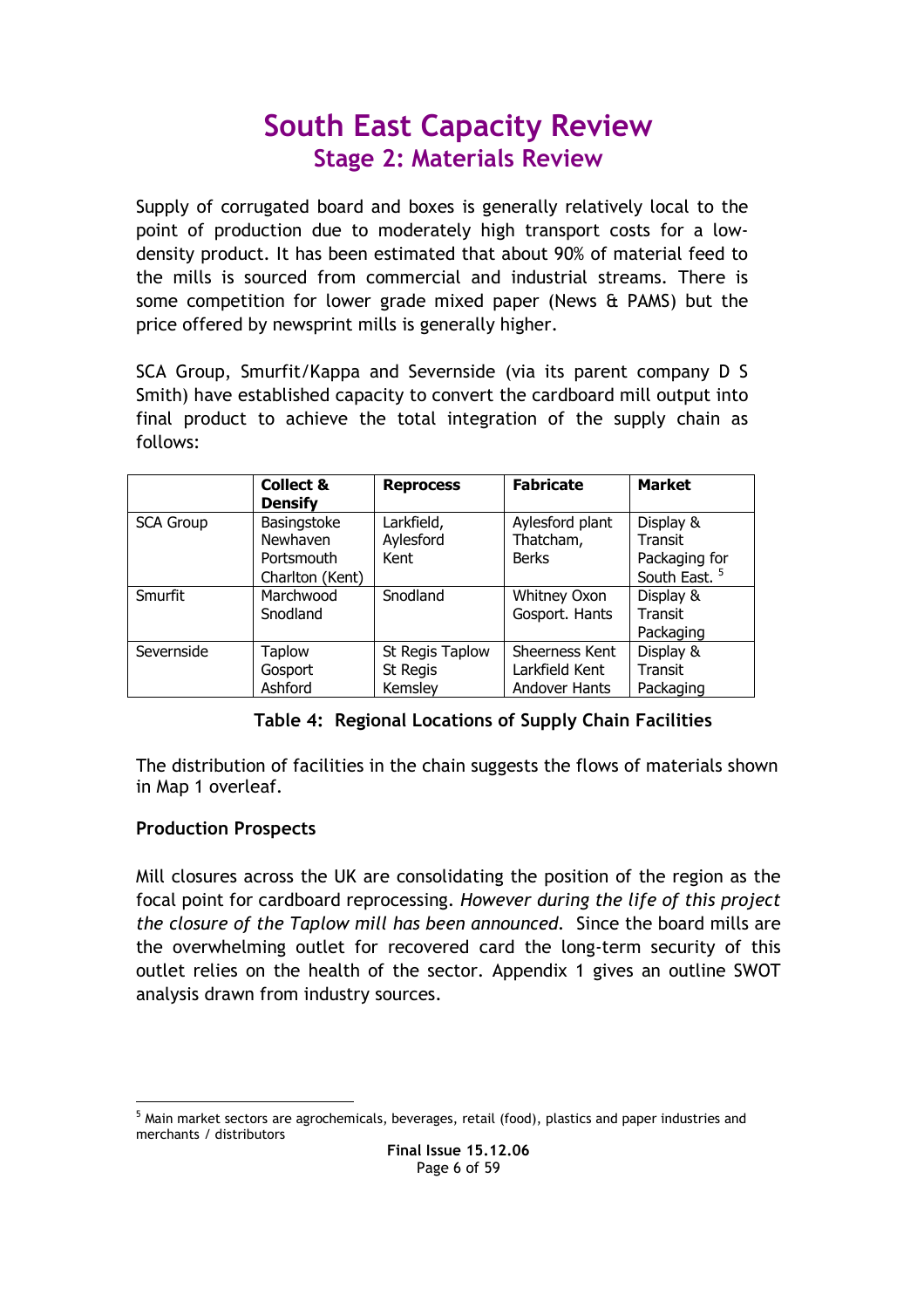# South East Capacity Review

## Stage 2: Materials Review

Supply of corrugated board and boxes is generally relatively local to the point of production due to moderately high transport costs for a low-density product. It has been estimated that about 90% of material feed to the mills is sourced from commercial and industrial streams. There is some competition for lower grade mixed paper (News & PAMS) but the price offered by newsprint mills is generally higher.

SCA Group, Smurfit/Kappa and Severnside (via its parent company D S Smith) have established capacity to convert the cardboard mill output into final product to achieve the total integration of the supply chain as follows:

| | Collect & Densify | Reprocess | Fabricate | Market |
|---|---|---|---|---|
| SCA Group | Basingstoke Newhaven Portsmouth Charlton (Kent) | Larkfield, Aylesford Kent | Aylesford plant Thatcham, Berks | Display & Transit Packaging for South East. [5] |
| Smurfit | Marchwood Snodland | Snodland | Whitney Oxon Gosport. Hants | Display & Transit Packaging |
| Severnside | Taplow Gosport Ashford | St Regis Taplow St Regis Kemsley | Sheerness Kent Larkfield Kent Andover Hants | Display & Transit Packaging |

**Table 4: Regional Locations of Supply Chain Facilities**

The distribution of facilities in the chain suggests the flows of materials shown in Map 1 overleaf.

**Production Prospects**

Mill closures across the UK are consolidating the position of the region as the focal point for cardboard reprocessing. *However during the life of this project the closure of the Taplow mill has been announced.* Since the board mills are the overwhelming outlet for recovered card the long-term security of this outlet relies on the health of the sector. Appendix 1 gives an outline SWOT analysis drawn from industry sources.

[5] Main market sectors are agrochemicals, beverages, retail (food), plastics and paper industries and merchants / distributors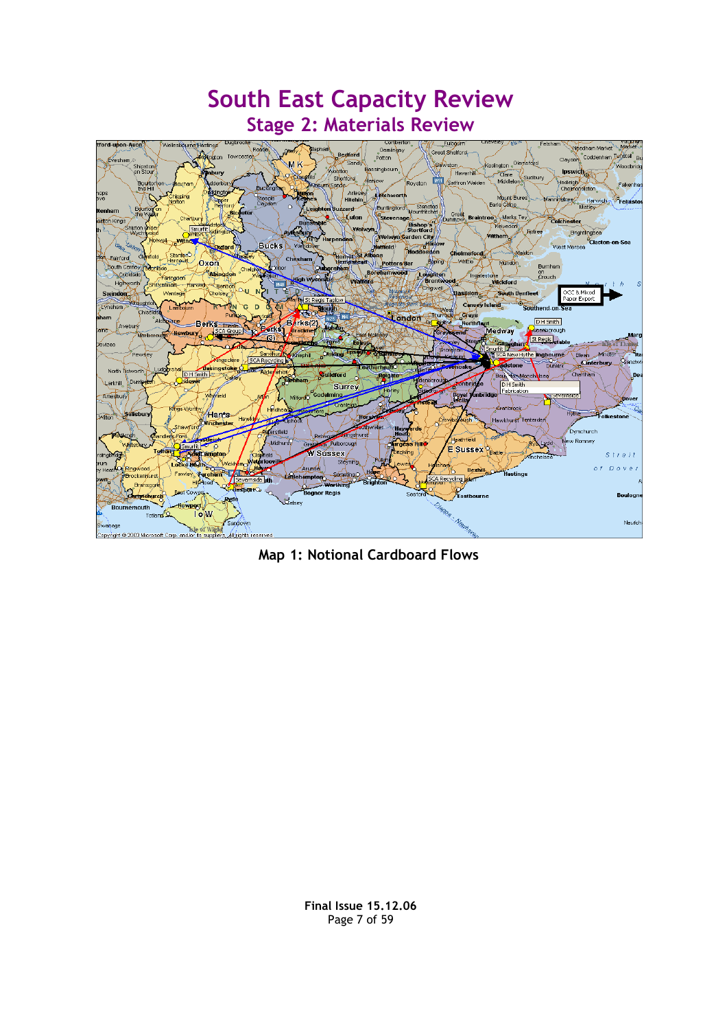# South East Capacity Review

## Stage 2: Materials Review

**Map 1: Notional Cardboard Flows**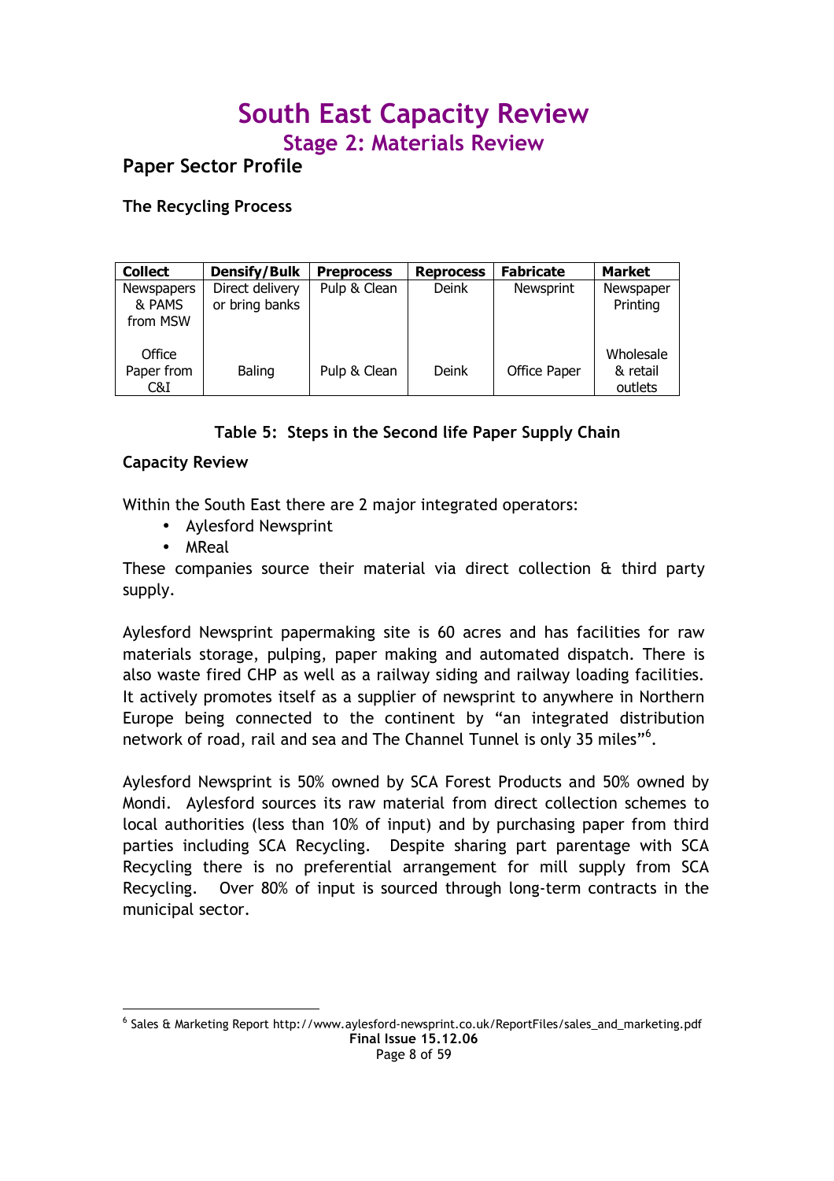# South East Capacity Review

## Stage 2: Materials Review

### Paper Sector Profile

#### The Recycling Process

| Collect | Densify/Bulk | Preprocess | Reprocess | Fabricate | Market |
|---|---|---|---|---|---|
| Newspapers & PAMS from MSW | Direct delivery or bring banks | Pulp & Clean | Deink | Newsprint | Newspaper Printing |
| Office Paper from C&I | Baling | Pulp & Clean | Deink | Office Paper | Wholesale & retail outlets |

**Table 5: Steps in the Second life Paper Supply Chain**

#### Capacity Review

Within the South East there are 2 major integrated operators:

- Aylesford Newsprint
- MReal

These companies source their material via direct collection & third party supply.

Aylesford Newsprint papermaking site is 60 acres and has facilities for raw materials storage, pulping, paper making and automated dispatch. There is also waste fired CHP as well as a railway siding and railway loading facilities. It actively promotes itself as a supplier of newsprint to anywhere in Northern Europe being connected to the continent by "an integrated distribution network of road, rail and sea and The Channel Tunnel is only 35 miles"[6].

Aylesford Newsprint is 50% owned by SCA Forest Products and 50% owned by Mondi. Aylesford sources its raw material from direct collection schemes to local authorities (less than 10% of input) and by purchasing paper from third parties including SCA Recycling. Despite sharing part parentage with SCA Recycling there is no preferential arrangement for mill supply from SCA Recycling. Over 80% of input is sourced through long-term contracts in the municipal sector.

[6] Sales & Marketing Report http://www.aylesford-newsprint.co.uk/ReportFiles/sales_and_marketing.pdf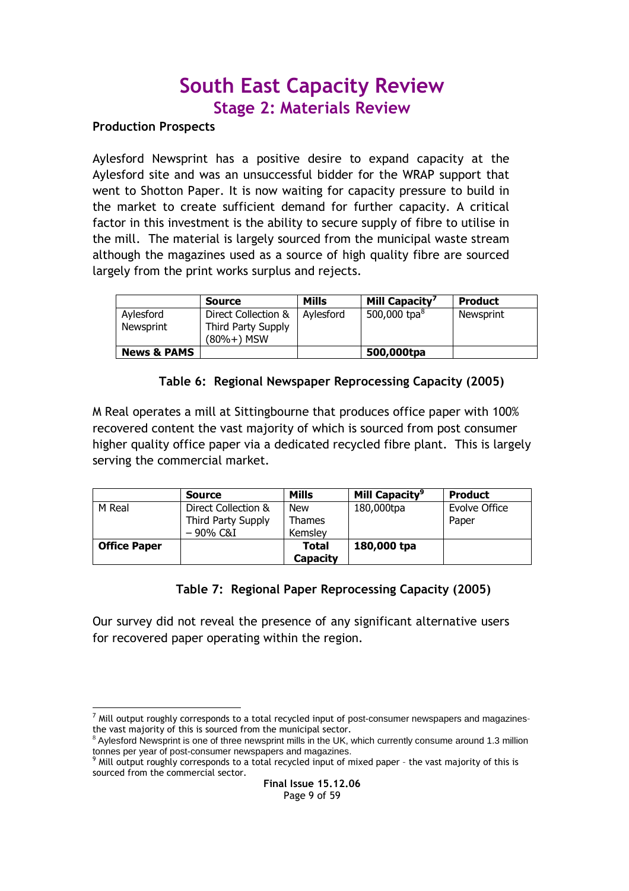# South East Capacity Review

## Stage 2: Materials Review

**Production Prospects**

Aylesford Newsprint has a positive desire to expand capacity at the Aylesford site and was an unsuccessful bidder for the WRAP support that went to Shotton Paper. It is now waiting for capacity pressure to build in the market to create sufficient demand for further capacity. A critical factor in this investment is the ability to secure supply of fibre to utilise in the mill. The material is largely sourced from the municipal waste stream although the magazines used as a source of high quality fibre are sourced largely from the print works surplus and rejects.

| | **Source** | **Mills** | **Mill Capacity**[7] | **Product** |
|---|---|---|---|---|
| Aylesford Newsprint | Direct Collection & Third Party Supply (80%+) MSW | Aylesford | 500,000 tpa[8] | Newsprint |
| **News & PAMS** | | | **500,000tpa** | |

**Table 6: Regional Newspaper Reprocessing Capacity (2005)**

M Real operates a mill at Sittingbourne that produces office paper with 100% recovered content the vast majority of which is sourced from post consumer higher quality office paper via a dedicated recycled fibre plant. This is largely serving the commercial market.

| | **Source** | **Mills** | **Mill Capacity**[9] | **Product** |
|---|---|---|---|---|
| M Real | Direct Collection & Third Party Supply – 90% C&I | New Thames Kemsley | 180,000tpa | Evolve Office Paper |
| **Office Paper** | | **Total Capacity** | **180,000 tpa** | |

**Table 7: Regional Paper Reprocessing Capacity (2005)**

Our survey did not reveal the presence of any significant alternative users for recovered paper operating within the region.

[7] Mill output roughly corresponds to a total recycled input of post-consumer newspapers and magazines- the vast majority of this is sourced from the municipal sector.

[8] Aylesford Newsprint is one of three newsprint mills in the UK, which currently consume around 1.3 million tonnes per year of post-consumer newspapers and magazines.

[9] Mill output roughly corresponds to a total recycled input of mixed paper – the vast majority of this is sourced from the commercial sector.

Final Issue 15.12.06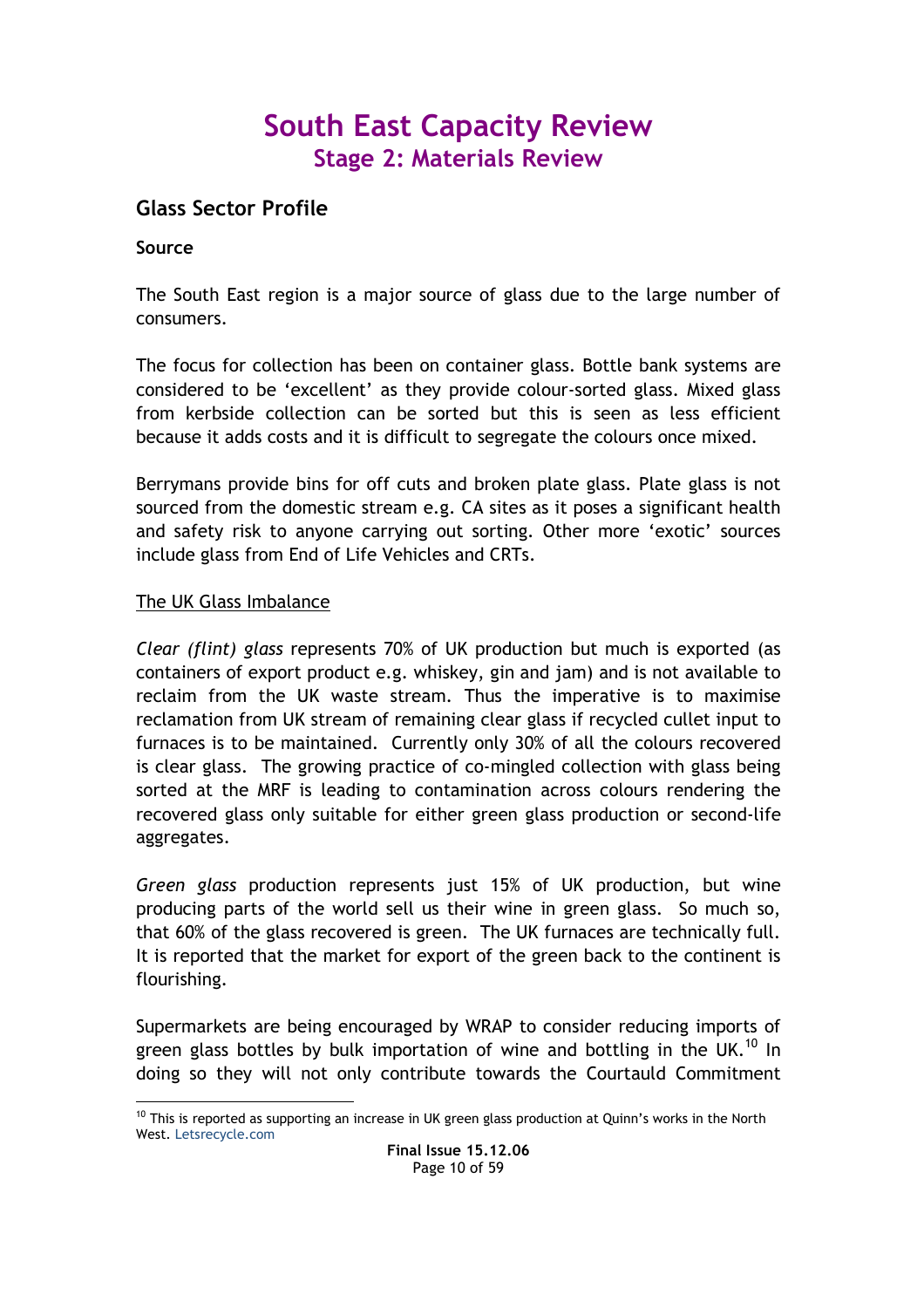# South East Capacity Review
## Stage 2: Materials Review

### Glass Sector Profile

**Source**

The South East region is a major source of glass due to the large number of consumers.

The focus for collection has been on container glass. Bottle bank systems are considered to be 'excellent' as they provide colour-sorted glass. Mixed glass from kerbside collection can be sorted but this is seen as less efficient because it adds costs and it is difficult to segregate the colours once mixed.

Berrymans provide bins for off cuts and broken plate glass. Plate glass is not sourced from the domestic stream e.g. CA sites as it poses a significant health and safety risk to anyone carrying out sorting. Other more 'exotic' sources include glass from End of Life Vehicles and CRTs.

<u>The UK Glass Imbalance</u>

*Clear (flint) glass* represents 70% of UK production but much is exported (as containers of export product e.g. whiskey, gin and jam) and is not available to reclaim from the UK waste stream. Thus the imperative is to maximise reclamation from UK stream of remaining clear glass if recycled cullet input to furnaces is to be maintained. Currently only 30% of all the colours recovered is clear glass. The growing practice of co-mingled collection with glass being sorted at the MRF is leading to contamination across colours rendering the recovered glass only suitable for either green glass production or second-life aggregates.

*Green glass* production represents just 15% of UK production, but wine producing parts of the world sell us their wine in green glass. So much so, that 60% of the glass recovered is green. The UK furnaces are technically full. It is reported that the market for export of the green back to the continent is flourishing.

Supermarkets are being encouraged by WRAP to consider reducing imports of green glass bottles by bulk importation of wine and bottling in the UK.[10] In doing so they will not only contribute towards the Courtauld Commitment

[10] This is reported as supporting an increase in UK green glass production at Quinn's works in the North West. Letsrecycle.com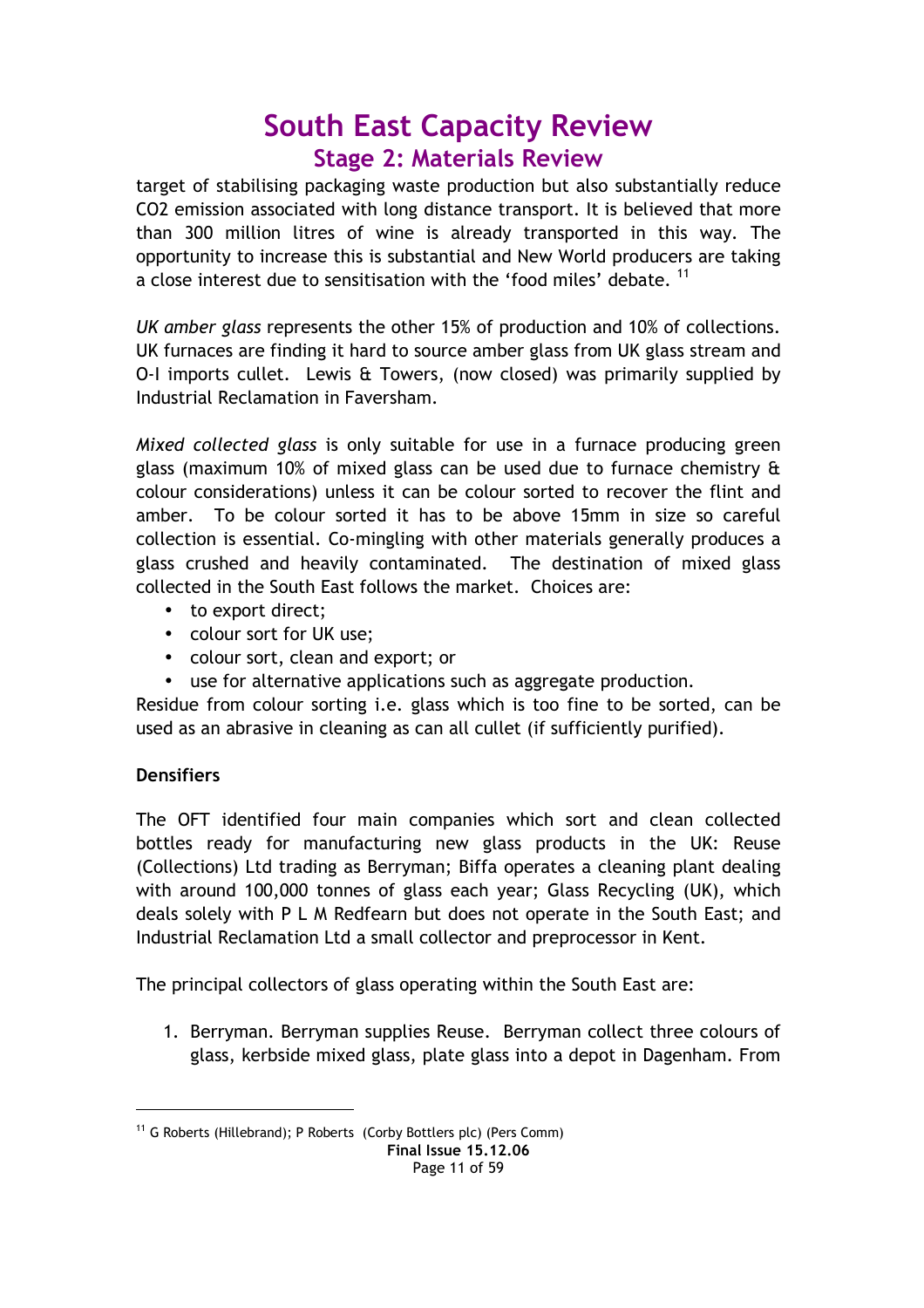target of stabilising packaging waste production but also substantially reduce $CO_2$ emission associated with long distance transport. It is believed that more than 300 million litres of wine is already transported in this way. The opportunity to increase this is substantial and New World producers are taking a close interest due to sensitisation with the 'food miles' debate. [11]

*UK amber glass* represents the other 15% of production and 10% of collections. UK furnaces are finding it hard to source amber glass from UK glass stream and O-I imports cullet. Lewis & Towers, (now closed) was primarily supplied by Industrial Reclamation in Faversham.

*Mixed collected glass* is only suitable for use in a furnace producing green glass (maximum 10% of mixed glass can be used due to furnace chemistry & colour considerations) unless it can be colour sorted to recover the flint and amber. To be colour sorted it has to be above 15mm in size so careful collection is essential. Co-mingling with other materials generally produces a glass crushed and heavily contaminated. The destination of mixed glass collected in the South East follows the market. Choices are:

- to export direct;
- colour sort for UK use;
- colour sort, clean and export; or
- use for alternative applications such as aggregate production.

Residue from colour sorting i.e. glass which is too fine to be sorted, can be used as an abrasive in cleaning as can all cullet (if sufficiently purified).

**Densifiers**

The OFT identified four main companies which sort and clean collected bottles ready for manufacturing new glass products in the UK: Reuse (Collections) Ltd trading as Berryman; Biffa operates a cleaning plant dealing with around 100,000 tonnes of glass each year; Glass Recycling (UK), which deals solely with P L M Redfearn but does not operate in the South East; and Industrial Reclamation Ltd a small collector and preprocessor in Kent.

The principal collectors of glass operating within the South East are:

1. Berryman. Berryman supplies Reuse. Berryman collect three colours of glass, kerbside mixed glass, plate glass into a depot in Dagenham. From

[11] G Roberts (Hillebrand); P Roberts (Corby Bottlers plc) (Pers Comm)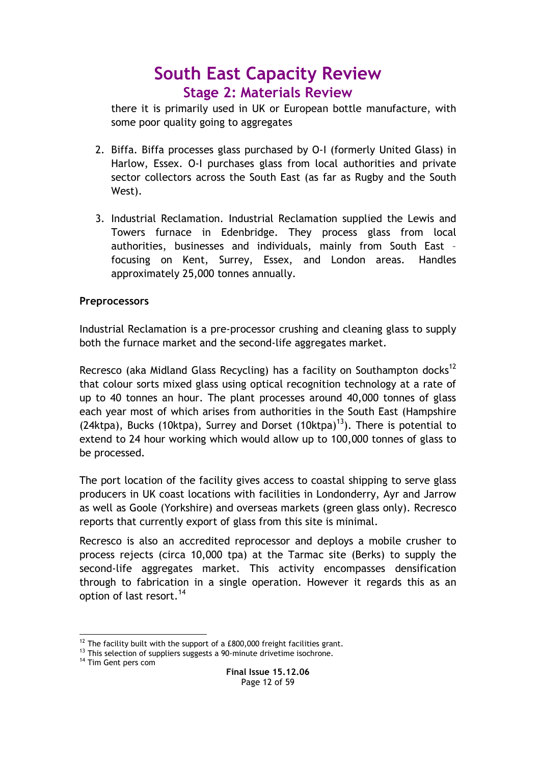there it is primarily used in UK or European bottle manufacture, with some poor quality going to aggregates

2. Biffa. Biffa processes glass purchased by O-I (formerly United Glass) in Harlow, Essex. O-I purchases glass from local authorities and private sector collectors across the South East (as far as Rugby and the South West).

3. Industrial Reclamation. Industrial Reclamation supplied the Lewis and Towers furnace in Edenbridge. They process glass from local authorities, businesses and individuals, mainly from South East – focusing on Kent, Surrey, Essex, and London areas. Handles approximately 25,000 tonnes annually.

**Preprocessors**

Industrial Reclamation is a pre-processor crushing and cleaning glass to supply both the furnace market and the second-life aggregates market.

Recresco (aka Midland Glass Recycling) has a facility on Southampton docks[12] that colour sorts mixed glass using optical recognition technology at a rate of up to 40 tonnes an hour. The plant processes around 40,000 tonnes of glass each year most of which arises from authorities in the South East (Hampshire (24ktpa), Bucks (10ktpa), Surrey and Dorset (10ktpa)[13]). There is potential to extend to 24 hour working which would allow up to 100,000 tonnes of glass to be processed.

The port location of the facility gives access to coastal shipping to serve glass producers in UK coast locations with facilities in Londonderry, Ayr and Jarrow as well as Goole (Yorkshire) and overseas markets (green glass only). Recresco reports that currently export of glass from this site is minimal.

Recresco is also an accredited reprocessor and deploys a mobile crusher to process rejects (circa 10,000 tpa) at the Tarmac site (Berks) to supply the second-life aggregates market. This activity encompasses densification through to fabrication in a single operation. However it regards this as an option of last resort.[14]

---

[12] The facility built with the support of a £800,000 freight facilities grant.

[13] This selection of suppliers suggests a 90-minute drivetime isochrone.

[14] Tim Gent pers com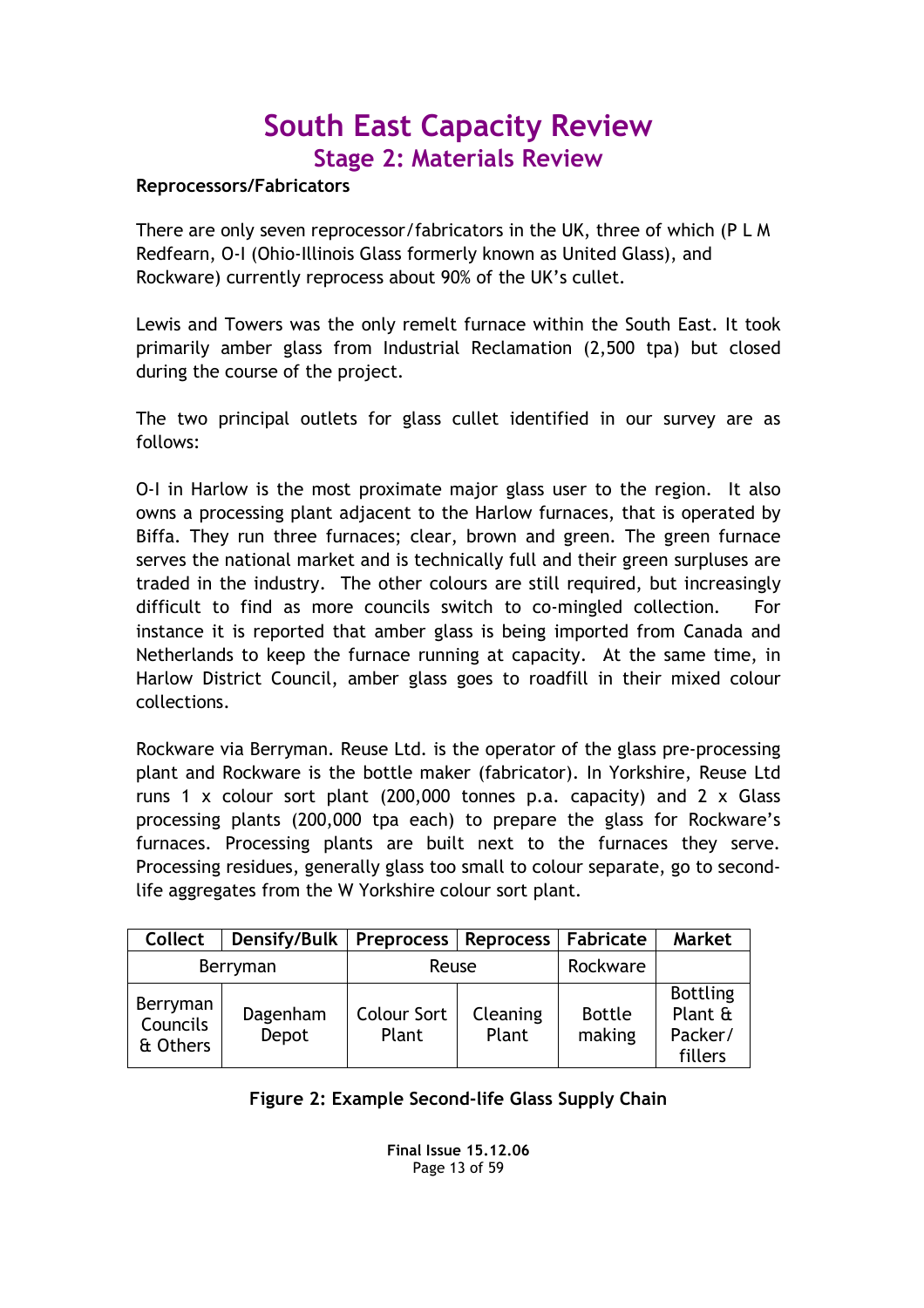# South East Capacity Review

## Stage 2: Materials Review

**Reprocessors/Fabricators**

There are only seven reprocessor/fabricators in the UK, three of which (P L M Redfearn, O-I (Ohio-Illinois Glass formerly known as United Glass), and Rockware) currently reprocess about 90% of the UK's cullet.

Lewis and Towers was the only remelt furnace within the South East. It took primarily amber glass from Industrial Reclamation (2,500 tpa) but closed during the course of the project.

The two principal outlets for glass cullet identified in our survey are as follows:

O-I in Harlow is the most proximate major glass user to the region. It also owns a processing plant adjacent to the Harlow furnaces, that is operated by Biffa. They run three furnaces; clear, brown and green. The green furnace serves the national market and is technically full and their green surpluses are traded in the industry. The other colours are still required, but increasingly difficult to find as more councils switch to co-mingled collection. For instance it is reported that amber glass is being imported from Canada and Netherlands to keep the furnace running at capacity. At the same time, in Harlow District Council, amber glass goes to roadfill in their mixed colour collections.

Rockware via Berryman. Reuse Ltd. is the operator of the glass pre-processing plant and Rockware is the bottle maker (fabricator). In Yorkshire, Reuse Ltd runs 1 x colour sort plant (200,000 tonnes p.a. capacity) and 2 x Glass processing plants (200,000 tpa each) to prepare the glass for Rockware's furnaces. Processing plants are built next to the furnaces they serve. Processing residues, generally glass too small to colour separate, go to second-life aggregates from the W Yorkshire colour sort plant.

| Collect | Densify/Bulk | Preprocess | Reprocess | Fabricate | Market |
|---|---|---|---|---|---|
| Berryman | | Reuse | | Rockware | |
| Berryman Councils & Others | Dagenham Depot | Colour Sort Plant | Cleaning Plant | Bottle making | Bottling Plant & Packer/ fillers |

**Figure 2: Example Second-life Glass Supply Chain**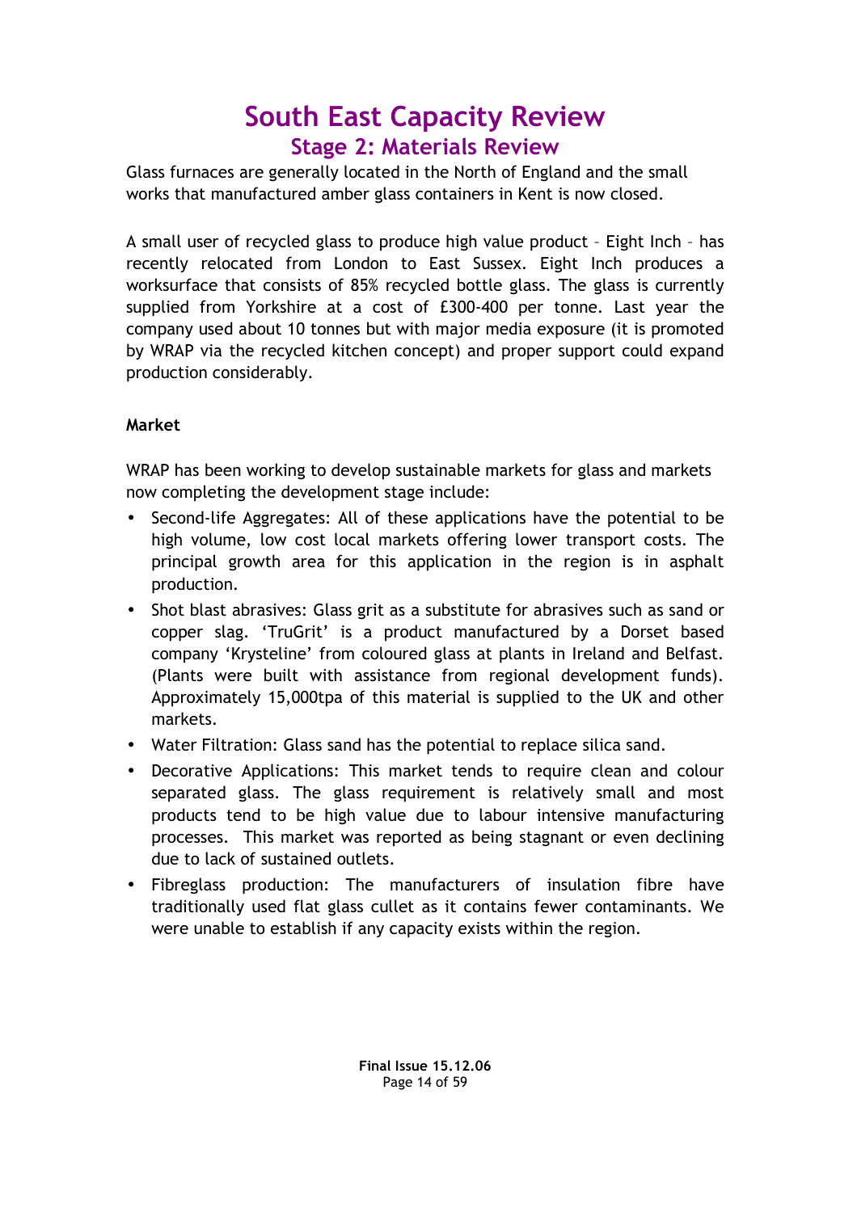Glass furnaces are generally located in the North of England and the small works that manufactured amber glass containers in Kent is now closed.

A small user of recycled glass to produce high value product – Eight Inch – has recently relocated from London to East Sussex. Eight Inch produces a worksurface that consists of 85% recycled bottle glass. The glass is currently supplied from Yorkshire at a cost of £300-400 per tonne. Last year the company used about 10 tonnes but with major media exposure (it is promoted by WRAP via the recycled kitchen concept) and proper support could expand production considerably.

**Market**

WRAP has been working to develop sustainable markets for glass and markets now completing the development stage include:

- Second-life Aggregates: All of these applications have the potential to be high volume, low cost local markets offering lower transport costs. The principal growth area for this application in the region is in asphalt production.
- Shot blast abrasives: Glass grit as a substitute for abrasives such as sand or copper slag. 'TruGrit' is a product manufactured by a Dorset based company 'Krysteline' from coloured glass at plants in Ireland and Belfast. (Plants were built with assistance from regional development funds). Approximately 15,000tpa of this material is supplied to the UK and other markets.
- Water Filtration: Glass sand has the potential to replace silica sand.
- Decorative Applications: This market tends to require clean and colour separated glass. The glass requirement is relatively small and most products tend to be high value due to labour intensive manufacturing processes. This market was reported as being stagnant or even declining due to lack of sustained outlets.
- Fibreglass production: The manufacturers of insulation fibre have traditionally used flat glass cullet as it contains fewer contaminants. We were unable to establish if any capacity exists within the region.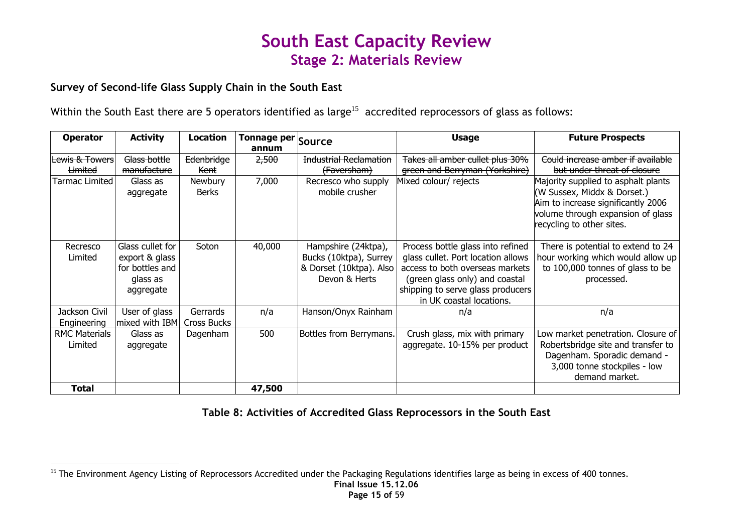# South East Capacity Review
## Stage 2: Materials Review

### Survey of Second-life Glass Supply Chain in the South East

Within the South East there are 5 operators identified as large[15] accredited reprocessors of glass as follows:

| Operator | Activity | Location | Tonnage per annum | Source | Usage | Future Prospects |
|---|---|---|---|---|---|---|
| ~~Lewis & Towers Limited~~ | ~~Glass bottle manufacture~~ | ~~Edenbridge Kent~~ | ~~2,500~~ | ~~Industrial Reclamation (Faversham)~~ | ~~Takes all amber cullet plus 30% green and Berryman (Yorkshire)~~ | ~~Could increase amber if available but under threat of closure~~ |
| Tarmac Limited | Glass as aggregate | Newbury Berks | 7,000 | Recresco who supply mobile crusher | Mixed colour/ rejects | Majority supplied to asphalt plants (W Sussex, Middx & Dorset.) Aim to increase significantly 2006 volume through expansion of glass recycling to other sites. |
| Recresco Limited | Glass cullet for export & glass for bottles and glass as aggregate | Soton | 40,000 | Hampshire (24ktpa), Bucks (10ktpa), Surrey & Dorset (10ktpa). Also Devon & Herts | Process bottle glass into refined glass cullet. Port location allows access to both overseas markets (green glass only) and coastal shipping to serve glass producers in UK coastal locations. | There is potential to extend to 24 hour working which would allow up to 100,000 tonnes of glass to be processed. |
| Jackson Civil Engineering | User of glass mixed with IBM | Gerrards Cross Bucks | n/a | Hanson/Onyx Rainham | n/a | n/a |
| RMC Materials Limited | Glass as aggregate | Dagenham | 500 | Bottles from Berrymans. | Crush glass, mix with primary aggregate. 10-15% per product | Low market penetration. Closure of Robertsbridge site and transfer to Dagenham. Sporadic demand - 3,000 tonne stockpiles - low demand market. |
| **Total** | | | **47,500** | | | |

**Table 8: Activities of Accredited Glass Reprocessors in the South East**

[15] The Environment Agency Listing of Reprocessors Accredited under the Packaging Regulations identifies large as being in excess of 400 tonnes.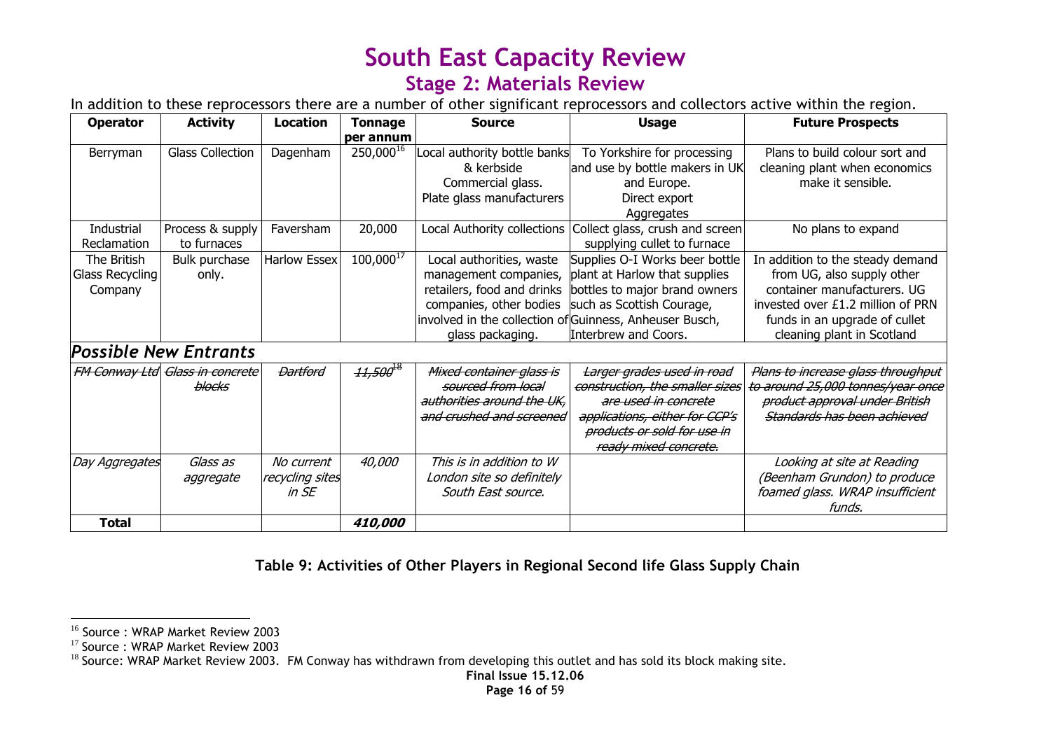# South East Capacity Review

## Stage 2: Materials Review

In addition to these reprocessors there are a number of other significant reprocessors and collectors active within the region.

| Operator | Activity | Location | Tonnage per annum | Source | Usage | Future Prospects |
|---|---|---|---|---|---|---|
| Berryman | Glass Collection | Dagenham | 250,000[16] | Local authority bottle banks & kerbside<br>Commercial glass.<br>Plate glass manufacturers | To Yorkshire for processing and use by bottle makers in UK and Europe.<br>Direct export<br>Aggregates | Plans to build colour sort and cleaning plant when economics make it sensible. |
| Industrial Reclamation | Process & supply to furnaces | Faversham | 20,000 | Local Authority collections | Collect glass, crush and screen supplying cullet to furnace | No plans to expand |
| The British Glass Recycling Company | Bulk purchase only. | Harlow Essex | 100,000[17] | Local authorities, waste management companies, retailers, food and drinks companies, other bodies involved in the collection of glass packaging. | Supplies O-I Works beer bottle plant at Harlow that supplies bottles to major brand owners such as Scottish Courage, Guinness, Anheuser Busch, Interbrew and Coors. | In addition to the steady demand from UG, also supply other container manufacturers. UG invested over £1.2 million of PRN funds in an upgrade of cullet cleaning plant in Scotland |
| ***Possible New Entrants*** | | | | | | |
| ~~*FM Conway Ltd*~~ | ~~*Glass in concrete blocks*~~ | ~~*Dartford*~~ | ~~*11,500*~~[18] | ~~*Mixed container glass is sourced from local authorities around the UK, and crushed and screened*~~ | ~~*Larger grades used in road construction, the smaller sizes are used in concrete applications, either for CCP's products or sold for use in ready mixed concrete.*~~ | ~~*Plans to increase glass throughput to around 25,000 tonnes/year once product approval under British Standards has been achieved*~~ |
| *Day Aggregates* | *Glass as aggregate* | *No current recycling sites in SE* | *40,000* | *This is in addition to W London site so definitely South East source.* | | *Looking at site at Reading (Beenham Grundon) to produce foamed glass. WRAP insufficient funds.* |
| **Total** | | | ***410,000*** | | | |

**Table 9: Activities of Other Players in Regional Second life Glass Supply Chain**

[16] Source : WRAP Market Review 2003

[17] Source : WRAP Market Review 2003

[18] Source: WRAP Market Review 2003. FM Conway has withdrawn from developing this outlet and has sold its block making site.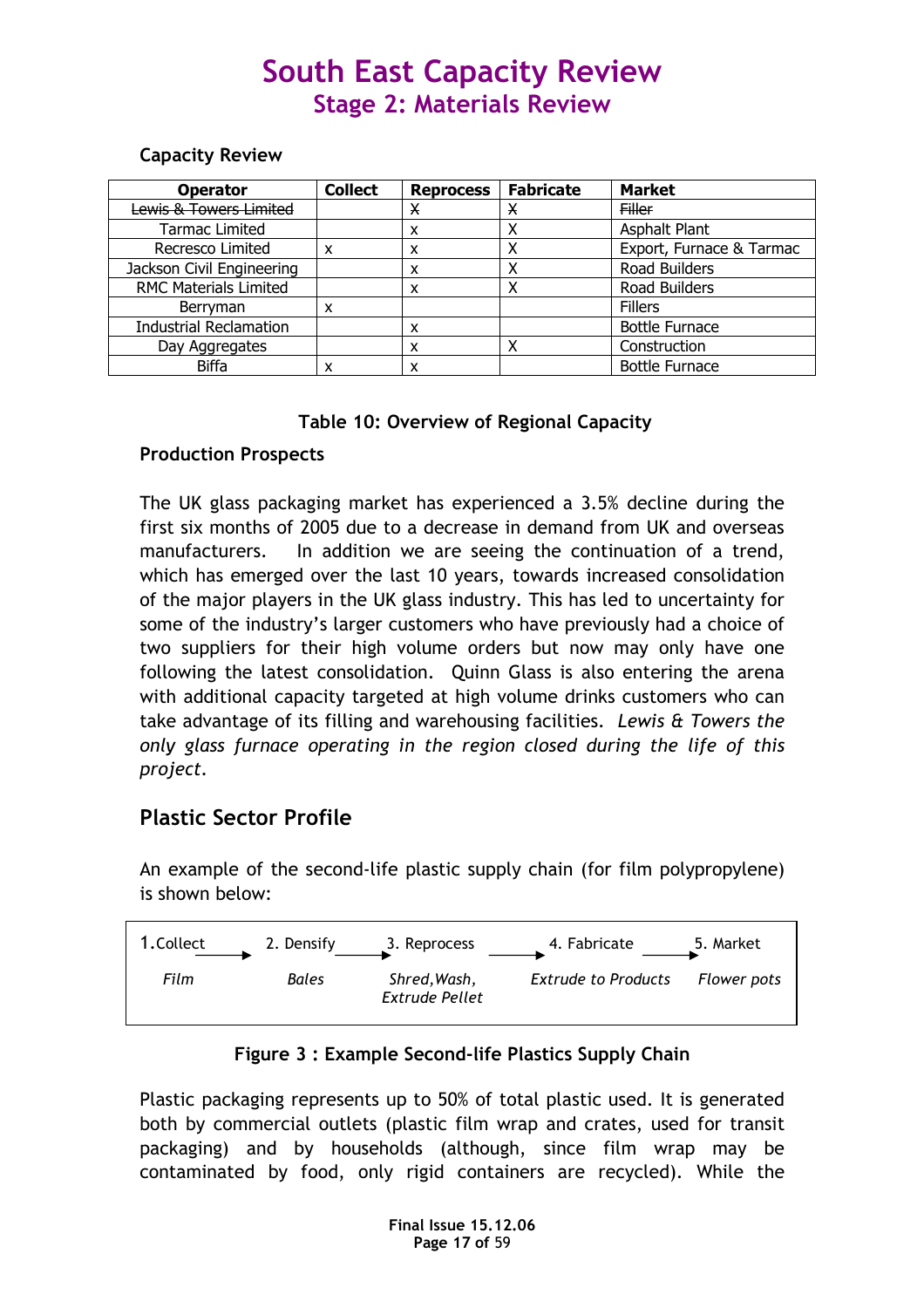### Capacity Review

| Operator | Collect | Reprocess | Fabricate | Market |
|---|---|---|---|---|
| ~~Lewis & Towers Limited~~ | | ~~X~~ | ~~X~~ | ~~Filler~~ |
| Tarmac Limited | | x | X | Asphalt Plant |
| Recresco Limited | x | x | X | Export, Furnace & Tarmac |
| Jackson Civil Engineering | | x | X | Road Builders |
| RMC Materials Limited | | x | X | Road Builders |
| Berryman | x | | | Fillers |
| Industrial Reclamation | | x | | Bottle Furnace |
| Day Aggregates | | x | X | Construction |
| Biffa | x | x | | Bottle Furnace |

**Table 10: Overview of Regional Capacity**

### Production Prospects

The UK glass packaging market has experienced a 3.5% decline during the first six months of 2005 due to a decrease in demand from UK and overseas manufacturers. In addition we are seeing the continuation of a trend, which has emerged over the last 10 years, towards increased consolidation of the major players in the UK glass industry. This has led to uncertainty for some of the industry's larger customers who have previously had a choice of two suppliers for their high volume orders but now may only have one following the latest consolidation. Quinn Glass is also entering the arena with additional capacity targeted at high volume drinks customers who can take advantage of its filling and warehousing facilities. *Lewis & Towers the only glass furnace operating in the region closed during the life of this project.*

## Plastic Sector Profile

An example of the second-life plastic supply chain (for film polypropylene) is shown below:

| 1. Collect | → | 2. Densify | → | 3. Reprocess | → | 4. Fabricate | → | 5. Market |
|---|---|---|---|---|---|---|---|---|
| *Film* | | *Bales* | | *Shred, Wash, Extrude Pellet* | | *Extrude to Products* | | *Flower pots* |

**Figure 3 : Example Second-life Plastics Supply Chain**

Plastic packaging represents up to 50% of total plastic used. It is generated both by commercial outlets (plastic film wrap and crates, used for transit packaging) and by households (although, since film wrap may be contaminated by food, only rigid containers are recycled). While the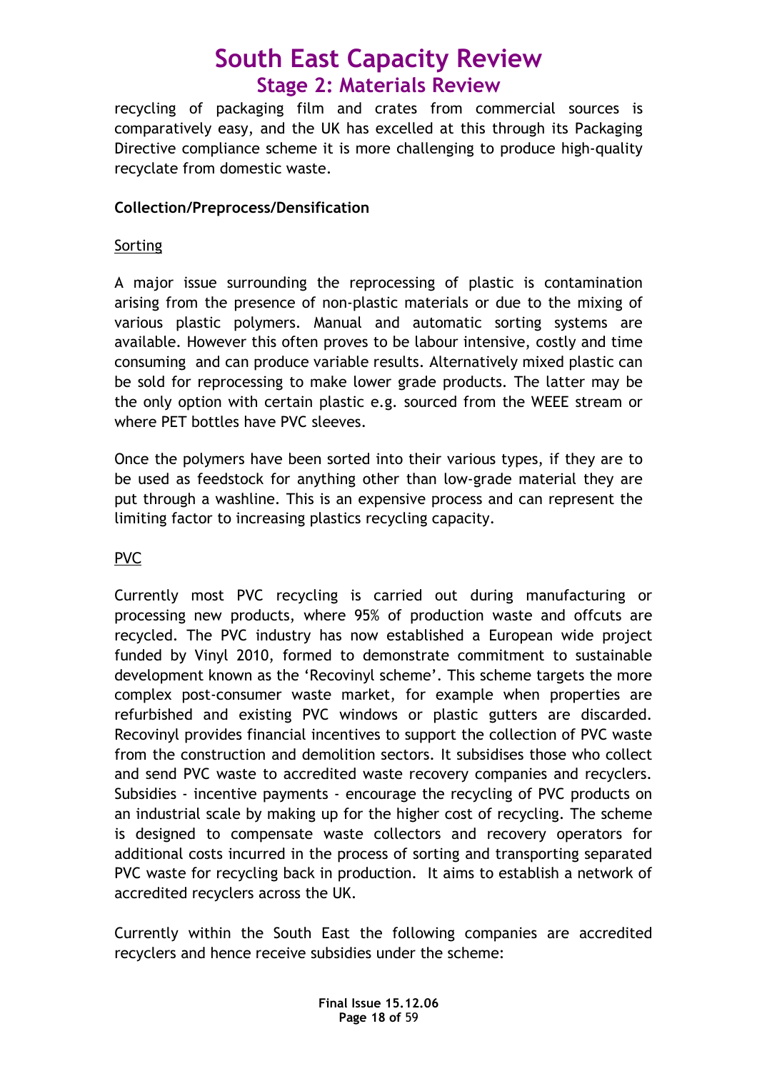recycling of packaging film and crates from commercial sources is comparatively easy, and the UK has excelled at this through its Packaging Directive compliance scheme it is more challenging to produce high-quality recyclate from domestic waste.

**Collection/Preprocess/Densification**

Sorting

A major issue surrounding the reprocessing of plastic is contamination arising from the presence of non-plastic materials or due to the mixing of various plastic polymers. Manual and automatic sorting systems are available. However this often proves to be labour intensive, costly and time consuming and can produce variable results. Alternatively mixed plastic can be sold for reprocessing to make lower grade products. The latter may be the only option with certain plastic e.g. sourced from the WEEE stream or where PET bottles have PVC sleeves.

Once the polymers have been sorted into their various types, if they are to be used as feedstock for anything other than low-grade material they are put through a washline. This is an expensive process and can represent the limiting factor to increasing plastics recycling capacity.

PVC

Currently most PVC recycling is carried out during manufacturing or processing new products, where 95% of production waste and offcuts are recycled. The PVC industry has now established a European wide project funded by Vinyl 2010, formed to demonstrate commitment to sustainable development known as the 'Recovinyl scheme'. This scheme targets the more complex post-consumer waste market, for example when properties are refurbished and existing PVC windows or plastic gutters are discarded. Recovinyl provides financial incentives to support the collection of PVC waste from the construction and demolition sectors. It subsidises those who collect and send PVC waste to accredited waste recovery companies and recyclers. Subsidies - incentive payments - encourage the recycling of PVC products on an industrial scale by making up for the higher cost of recycling. The scheme is designed to compensate waste collectors and recovery operators for additional costs incurred in the process of sorting and transporting separated PVC waste for recycling back in production. It aims to establish a network of accredited recyclers across the UK.

Currently within the South East the following companies are accredited recyclers and hence receive subsidies under the scheme: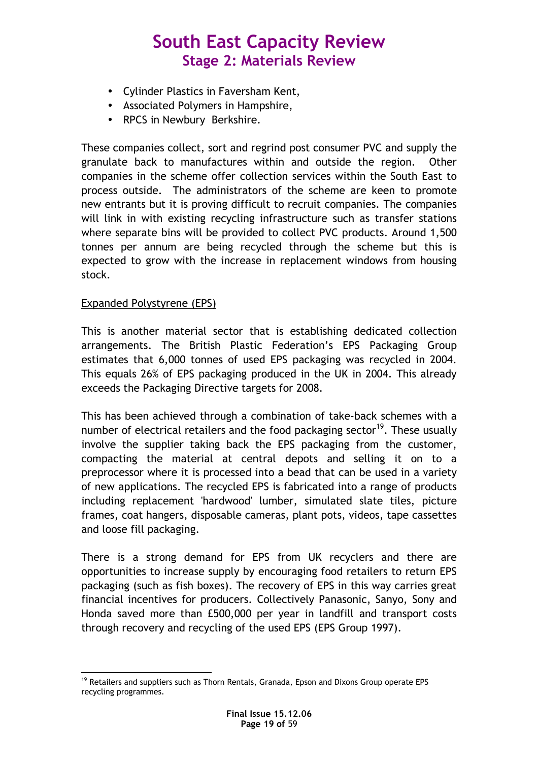- Cylinder Plastics in Faversham Kent,
- Associated Polymers in Hampshire,
- RPCS in Newbury Berkshire.

These companies collect, sort and regrind post consumer PVC and supply the granulate back to manufactures within and outside the region. Other companies in the scheme offer collection services within the South East to process outside. The administrators of the scheme are keen to promote new entrants but it is proving difficult to recruit companies. The companies will link in with existing recycling infrastructure such as transfer stations where separate bins will be provided to collect PVC products. Around 1,500 tonnes per annum are being recycled through the scheme but this is expected to grow with the increase in replacement windows from housing stock.

Expanded Polystyrene (EPS)

This is another material sector that is establishing dedicated collection arrangements. The British Plastic Federation's EPS Packaging Group estimates that 6,000 tonnes of used EPS packaging was recycled in 2004. This equals 26% of EPS packaging produced in the UK in 2004. This already exceeds the Packaging Directive targets for 2008.

This has been achieved through a combination of take-back schemes with a number of electrical retailers and the food packaging sector[19]. These usually involve the supplier taking back the EPS packaging from the customer, compacting the material at central depots and selling it on to a preprocessor where it is processed into a bead that can be used in a variety of new applications. The recycled EPS is fabricated into a range of products including replacement 'hardwood' lumber, simulated slate tiles, picture frames, coat hangers, disposable cameras, plant pots, videos, tape cassettes and loose fill packaging.

There is a strong demand for EPS from UK recyclers and there are opportunities to increase supply by encouraging food retailers to return EPS packaging (such as fish boxes). The recovery of EPS in this way carries great financial incentives for producers. Collectively Panasonic, Sanyo, Sony and Honda saved more than £500,000 per year in landfill and transport costs through recovery and recycling of the used EPS (EPS Group 1997).

[19] Retailers and suppliers such as Thorn Rentals, Granada, Epson and Dixons Group operate EPS recycling programmes.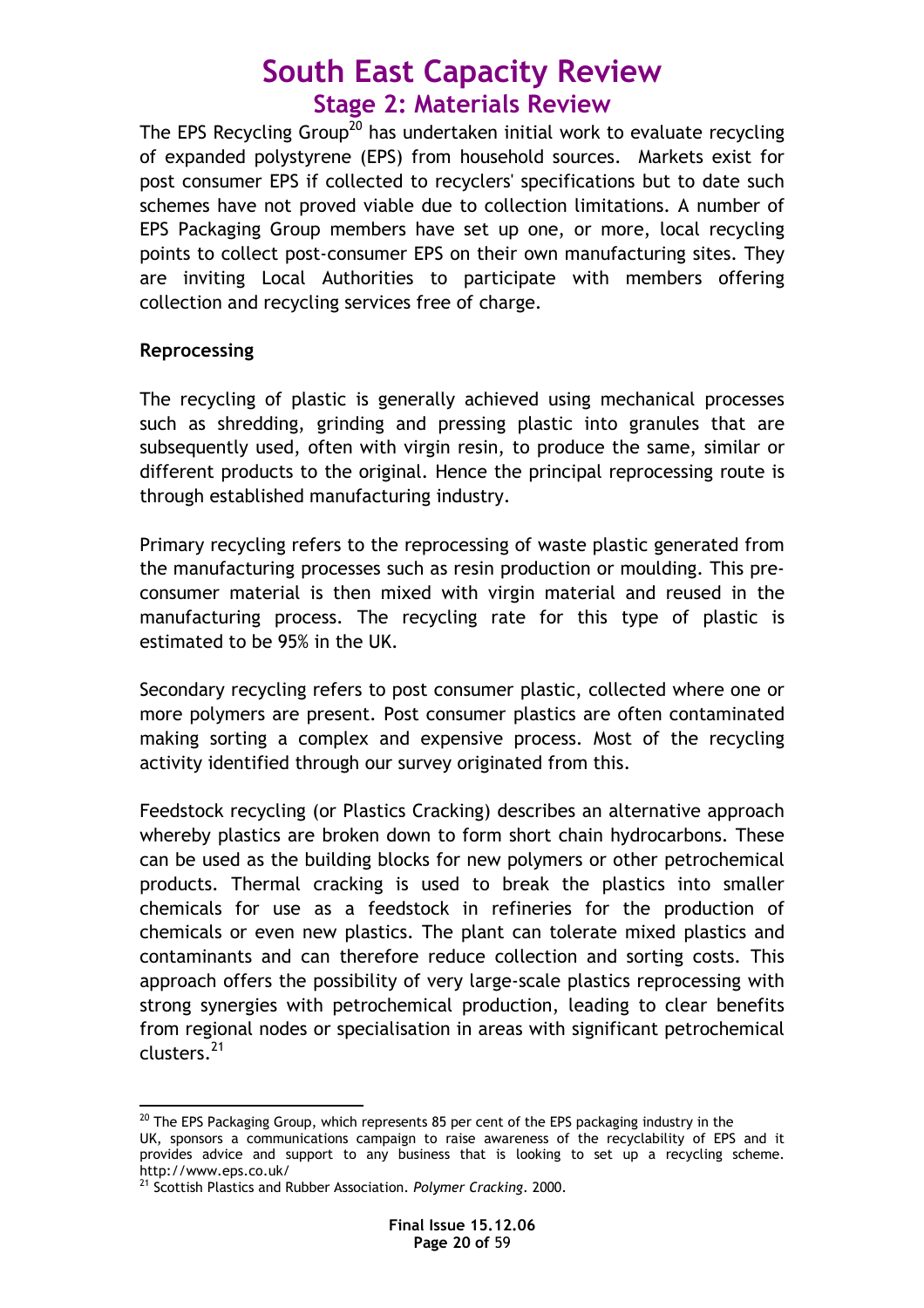The EPS Recycling Group[20] has undertaken initial work to evaluate recycling of expanded polystyrene (EPS) from household sources. Markets exist for post consumer EPS if collected to recyclers' specifications but to date such schemes have not proved viable due to collection limitations. A number of EPS Packaging Group members have set up one, or more, local recycling points to collect post-consumer EPS on their own manufacturing sites. They are inviting Local Authorities to participate with members offering collection and recycling services free of charge.

**Reprocessing**

The recycling of plastic is generally achieved using mechanical processes such as shredding, grinding and pressing plastic into granules that are subsequently used, often with virgin resin, to produce the same, similar or different products to the original. Hence the principal reprocessing route is through established manufacturing industry.

Primary recycling refers to the reprocessing of waste plastic generated from the manufacturing processes such as resin production or moulding. This pre-consumer material is then mixed with virgin material and reused in the manufacturing process. The recycling rate for this type of plastic is estimated to be 95% in the UK.

Secondary recycling refers to post consumer plastic, collected where one or more polymers are present. Post consumer plastics are often contaminated making sorting a complex and expensive process. Most of the recycling activity identified through our survey originated from this.

Feedstock recycling (or Plastics Cracking) describes an alternative approach whereby plastics are broken down to form short chain hydrocarbons. These can be used as the building blocks for new polymers or other petrochemical products. Thermal cracking is used to break the plastics into smaller chemicals for use as a feedstock in refineries for the production of chemicals or even new plastics. The plant can tolerate mixed plastics and contaminants and can therefore reduce collection and sorting costs. This approach offers the possibility of very large-scale plastics reprocessing with strong synergies with petrochemical production, leading to clear benefits from regional nodes or specialisation in areas with significant petrochemical clusters.[21]

---

[20] The EPS Packaging Group, which represents 85 per cent of the EPS packaging industry in the UK, sponsors a communications campaign to raise awareness of the recyclability of EPS and it provides advice and support to any business that is looking to set up a recycling scheme. http://www.eps.co.uk/

[21] Scottish Plastics and Rubber Association. *Polymer Cracking*. 2000.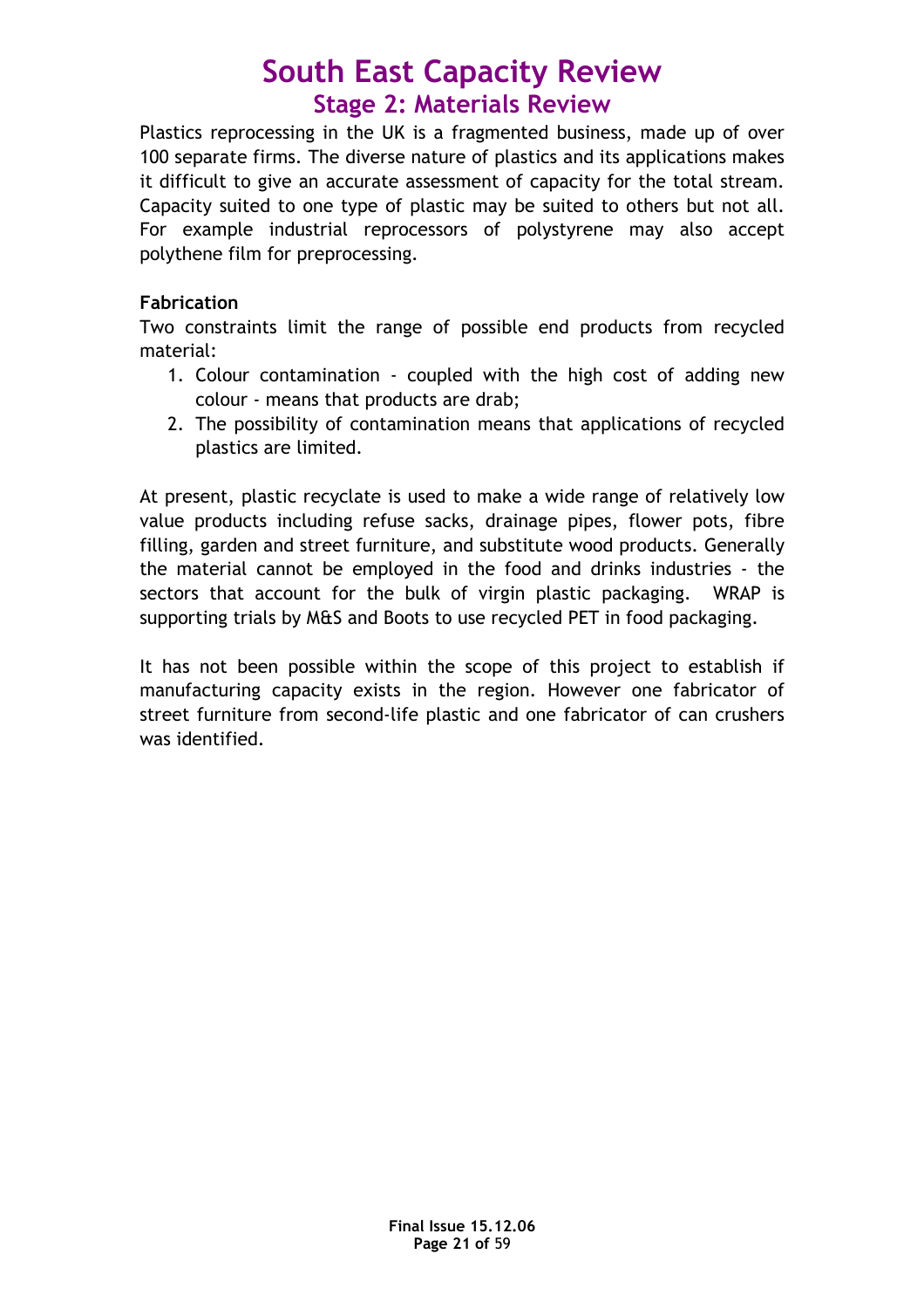Plastics reprocessing in the UK is a fragmented business, made up of over 100 separate firms. The diverse nature of plastics and its applications makes it difficult to give an accurate assessment of capacity for the total stream. Capacity suited to one type of plastic may be suited to others but not all. For example industrial reprocessors of polystyrene may also accept polythene film for preprocessing.

**Fabrication**

Two constraints limit the range of possible end products from recycled material:

1. Colour contamination - coupled with the high cost of adding new colour - means that products are drab;
2. The possibility of contamination means that applications of recycled plastics are limited.

At present, plastic recyclate is used to make a wide range of relatively low value products including refuse sacks, drainage pipes, flower pots, fibre filling, garden and street furniture, and substitute wood products. Generally the material cannot be employed in the food and drinks industries - the sectors that account for the bulk of virgin plastic packaging. WRAP is supporting trials by M&S and Boots to use recycled PET in food packaging.

It has not been possible within the scope of this project to establish if manufacturing capacity exists in the region. However one fabricator of street furniture from second-life plastic and one fabricator of can crushers was identified.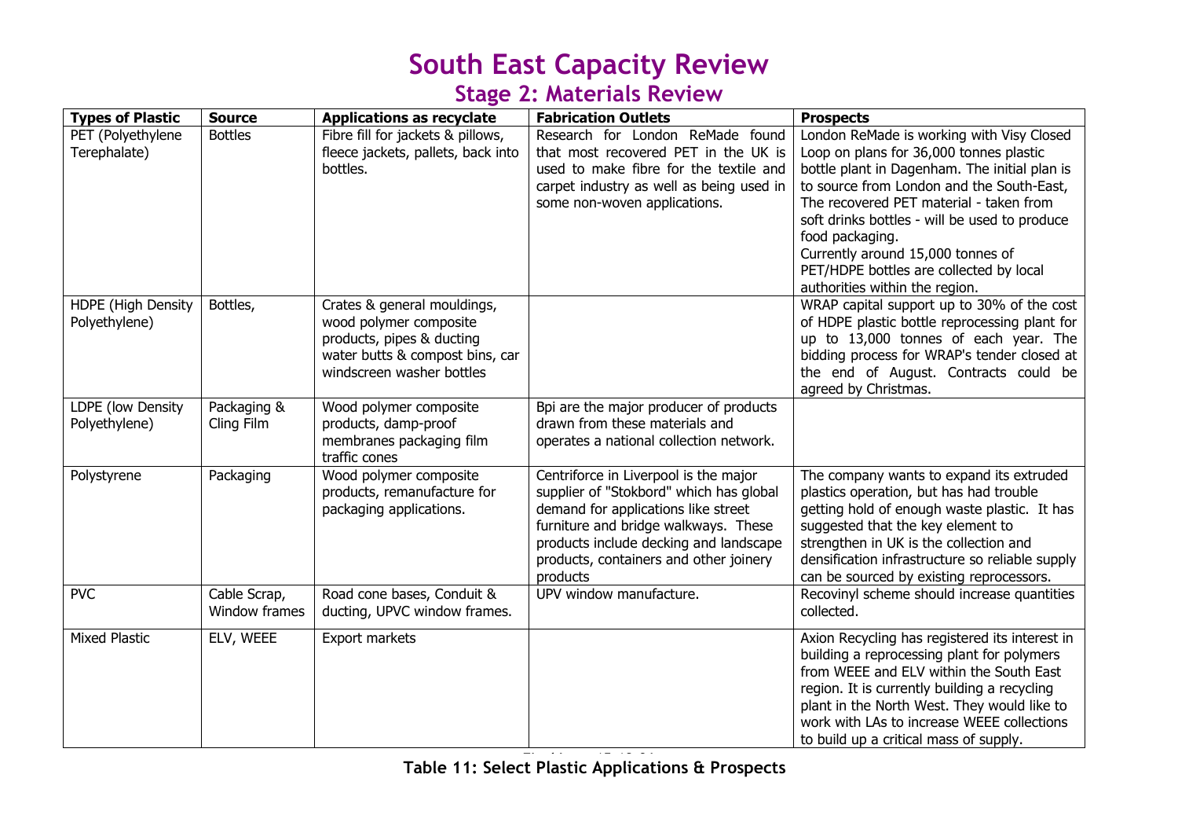# South East Capacity Review

## Stage 2: Materials Review

| Types of Plastic | Source | Applications as recyclate | Fabrication Outlets | Prospects |
|---|---|---|---|---|
| PET (Polyethylene Terephalate) | Bottles | Fibre fill for jackets & pillows, fleece jackets, pallets, back into bottles. | Research for London ReMade found that most recovered PET in the UK is used to make fibre for the textile and carpet industry as well as being used in some non-woven applications. | London ReMade is working with Visy Closed Loop on plans for 36,000 tonnes plastic bottle plant in Dagenham. The initial plan is to source from London and the South-East, The recovered PET material - taken from soft drinks bottles - will be used to produce food packaging. Currently around 15,000 tonnes of PET/HDPE bottles are collected by local authorities within the region. |
| HDPE (High Density Polyethylene) | Bottles, | Crates & general mouldings, wood polymer composite products, pipes & ducting water butts & compost bins, car windscreen washer bottles | | WRAP capital support up to 30% of the cost of HDPE plastic bottle reprocessing plant for up to 13,000 tonnes of each year. The bidding process for WRAP's tender closed at the end of August. Contracts could be agreed by Christmas. |
| LDPE (low Density Polyethylene) | Packaging & Cling Film | Wood polymer composite products, damp-proof membranes packaging film traffic cones | Bpi are the major producer of products drawn from these materials and operates a national collection network. | |
| Polystyrene | Packaging | Wood polymer composite products, remanufacture for packaging applications. | Centriforce in Liverpool is the major supplier of "Stokbord" which has global demand for applications like street furniture and bridge walkways. These products include decking and landscape products, containers and other joinery products | The company wants to expand its extruded plastics operation, but has had trouble getting hold of enough waste plastic. It has suggested that the key element to strengthen in UK is the collection and densification infrastructure so reliable supply can be sourced by existing reprocessors. |
| PVC | Cable Scrap, Window frames | Road cone bases, Conduit & ducting, UPVC window frames. | UPV window manufacture. | Recovinyl scheme should increase quantities collected. |
| Mixed Plastic | ELV, WEEE | Export markets | | Axion Recycling has registered its interest in building a reprocessing plant for polymers from WEEE and ELV within the South East region. It is currently building a recycling plant in the North West. They would like to work with LAs to increase WEEE collections to build up a critical mass of supply. |

**Table 11: Select Plastic Applications & Prospects**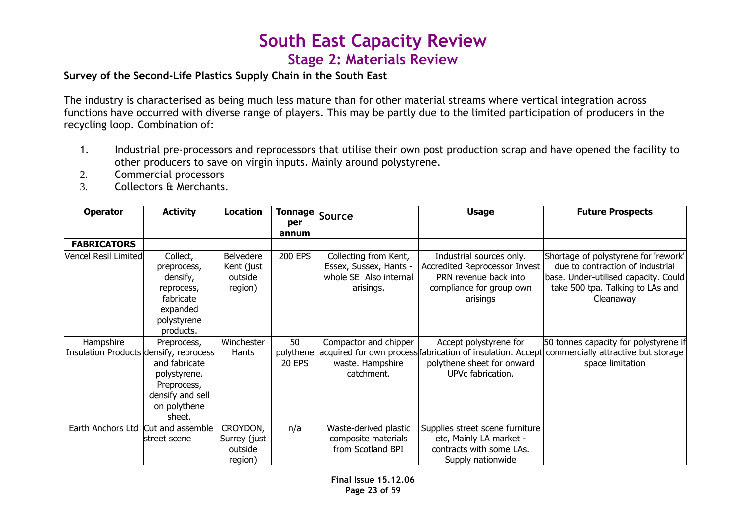# South East Capacity Review

## Stage 2: Materials Review

**Survey of the Second-Life Plastics Supply Chain in the South East**

The industry is characterised as being much less mature than for other material streams where vertical integration across functions have occurred with diverse range of players. This may be partly due to the limited participation of producers in the recycling loop. Combination of:

1. Industrial pre-processors and reprocessors that utilise their own post production scrap and have opened the facility to other producers to save on virgin inputs. Mainly around polystyrene.
2. Commercial processors
3. Collectors & Merchants.

| Operator | Activity | Location | Tonnage per annum | Source | Usage | Future Prospects |
|---|---|---|---|---|---|---|
| **FABRICATORS** | | | | | | |
| Vencel Resil Limited | Collect, preprocess, densify, reprocess, fabricate expanded polystyrene products. | Belvedere Kent (just outside region) | 200 EPS | Collecting from Kent, Essex, Sussex, Hants - whole SE Also internal arisings. | Industrial sources only. Accredited Reprocessor Invest PRN revenue back into compliance for group own arisings | Shortage of polystyrene for 'rework' due to contraction of industrial base. Under-utilised capacity. Could take 500 tpa. Talking to LAs and Cleanaway |
| Hampshire Insulation Products | Preprocess, densify, reprocess and fabricate polystyrene. Preprocess, densify and sell on polythene sheet. | Winchester Hants | 50 polythene 20 EPS | Compactor and chipper acquired for own process waste. Hampshire catchment. | Accept polystyrene for fabrication of insulation. Accept polythene sheet for onward UPVc fabrication. | 50 tonnes capacity for polystyrene if commercially attractive but storage space limitation |
| Earth Anchors Ltd | Cut and assemble street scene | CROYDON, Surrey (just outside region) | n/a | Waste-derived plastic composite materials from Scotland BPI | Supplies street scene furniture etc, Mainly LA market - contracts with some LAs. Supply nationwide | |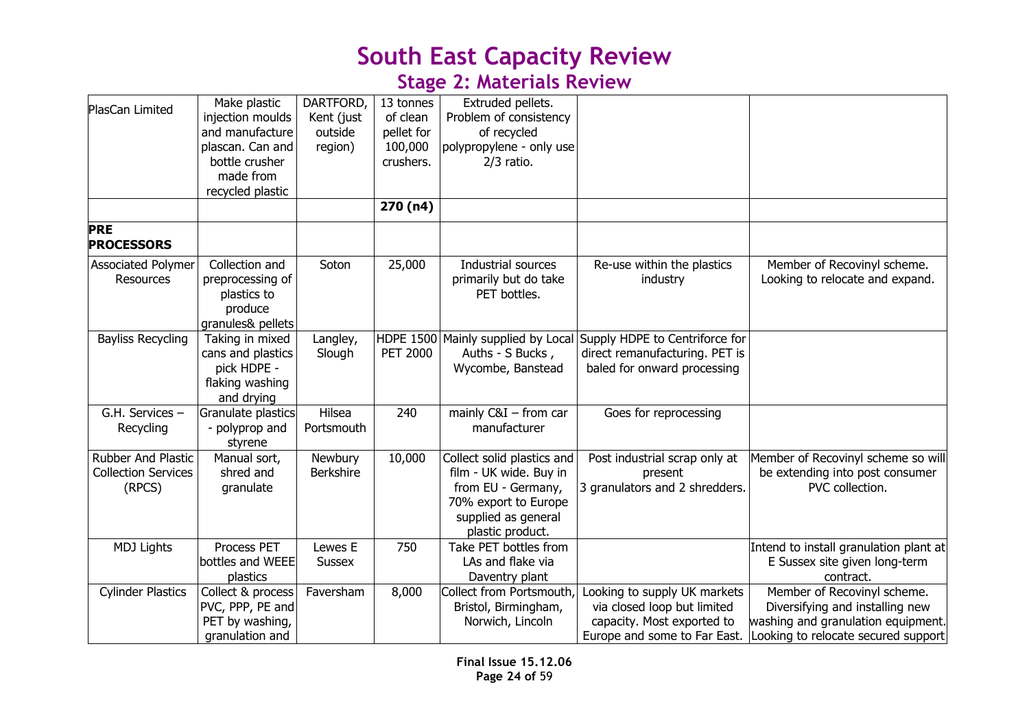# South East Capacity Review

## Stage 2: Materials Review

| | | | | | | |
|---|---|---|---|---|---|---|
| PlasCan Limited | Make plastic injection moulds and manufacture plascan. Can and bottle crusher made from recycled plastic | DARTFORD, Kent (just outside region) | 13 tonnes of clean pellet for 100,000 crushers. | Extruded pellets. Problem of consistency of recycled polypropylene - only use 2/3 ratio. | | |
| | | | **270 (n4)** | | | |
| **PRE PROCESSORS** | | | | | | |
| Associated Polymer Resources | Collection and preprocessing of plastics to produce granules& pellets | Soton | 25,000 | Industrial sources primarily but do take PET bottles. | Re-use within the plastics industry | Member of Recovinyl scheme. Looking to relocate and expand. |
| Bayliss Recycling | Taking in mixed cans and plastics pick HDPE - flaking washing and drying | Langley, Slough | HDPE 1500 PET 2000 | Mainly supplied by Local Auths - S Bucks , Wycombe, Banstead | Supply HDPE to Centriforce for direct remanufacturing. PET is baled for onward processing | |
| G.H. Services – Recycling | Granulate plastics - polyprop and styrene | Hilsea Portsmouth | 240 | mainly C&I – from car manufacturer | Goes for reprocessing | |
| Rubber And Plastic Collection Services (RPCS) | Manual sort, shred and granulate | Newbury Berkshire | 10,000 | Collect solid plastics and film - UK wide. Buy in from EU - Germany, 70% export to Europe supplied as general plastic product. | Post industrial scrap only at present<br>3 granulators and 2 shredders. | Member of Recovinyl scheme so will be extending into post consumer PVC collection. |
| MDJ Lights | Process PET bottles and WEEE plastics | Lewes E Sussex | 750 | Take PET bottles from LAs and flake via Daventry plant | | Intend to install granulation plant at E Sussex site given long-term contract. |
| Cylinder Plastics | Collect & process PVC, PPP, PE and PET by washing, granulation and | Faversham | 8,000 | Collect from Portsmouth, Bristol, Birmingham, Norwich, Lincoln | Looking to supply UK markets via closed loop but limited capacity. Most exported to Europe and some to Far East. | Member of Recovinyl scheme. Diversifying and installing new washing and granulation equipment. Looking to relocate secured support |

Final Issue 15.12.06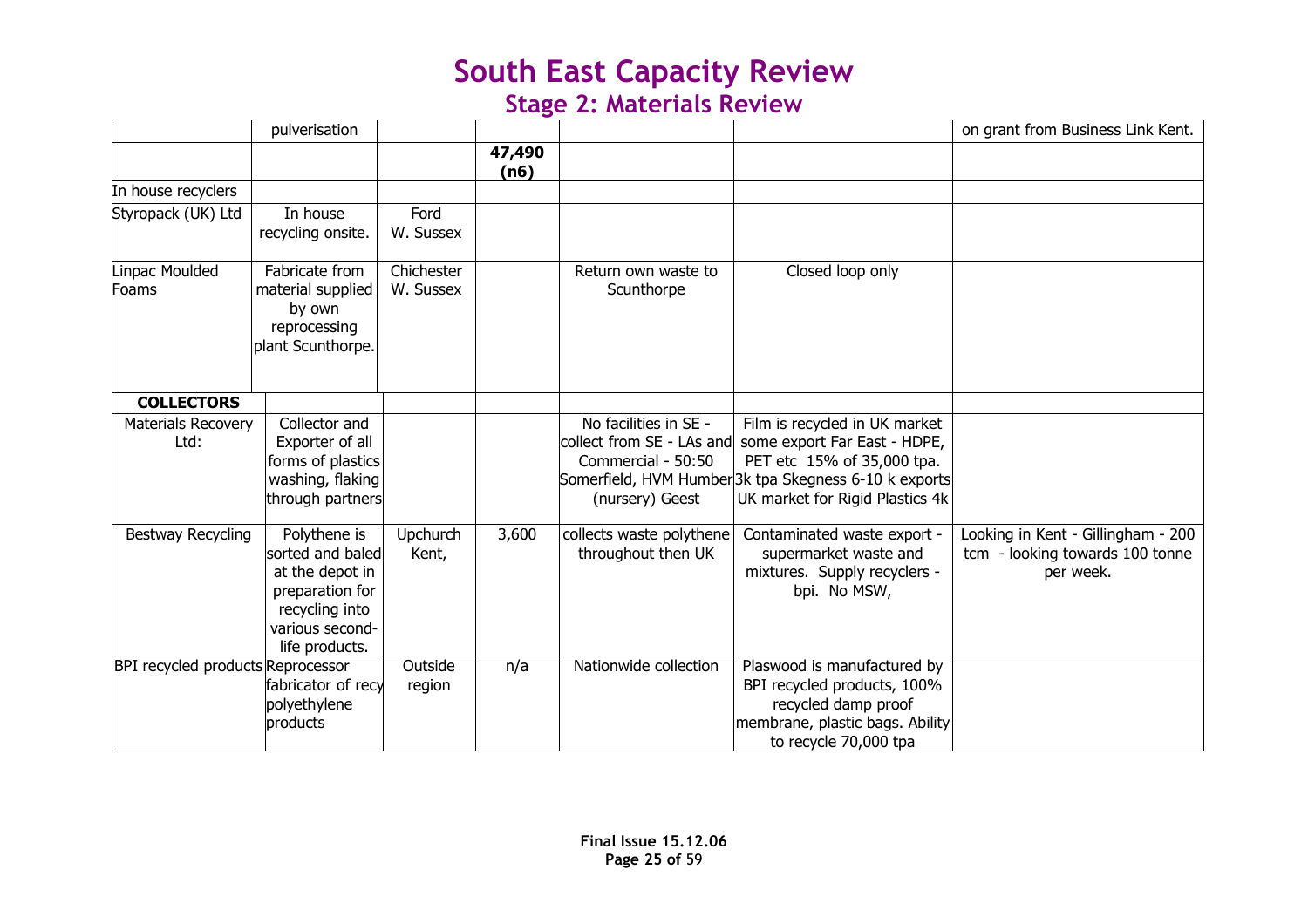| | | | | | | |
|---|---|---|---|---|---|---|
| | pulverisation | | | | | on grant from Business Link Kent. |
| | | | **47,490 (n6)** | | | |
| In house recyclers | | | | | | |
| Styropack (UK) Ltd | In house recycling onsite. | Ford W. Sussex | | | | |
| Linpac Moulded Foams | Fabricate from material supplied by own reprocessing plant Scunthorpe. | Chichester W. Sussex | | Return own waste to Scunthorpe | Closed loop only | |
| **COLLECTORS** | | | | | | |
| Materials Recovery Ltd: | Collector and Exporter of all forms of plastics washing, flaking through partners | | | No facilities in SE - collect from SE - LAs and Commercial - 50:50 Somerfield, HVM Humber (nursery) Geest | Film is recycled in UK market some export Far East - HDPE, PET etc 15% of 35,000 tpa. 3k tpa Skegness 6-10 k exports UK market for Rigid Plastics 4k | |
| Bestway Recycling | Polythene is sorted and baled at the depot in preparation for recycling into various second-life products. | Upchurch Kent, | 3,600 | collects waste polythene throughout then UK | Contaminated waste export - supermarket waste and mixtures. Supply recyclers - bpi. No MSW, | Looking in Kent - Gillingham - 200 tcm - looking towards 100 tonne per week. |
| BPI recycled products | Reprocessor fabricator of recy polyethylene products | Outside region | n/a | Nationwide collection | Plaswood is manufactured by BPI recycled products, 100% recycled damp proof membrane, plastic bags. Ability to recycle 70,000 tpa | |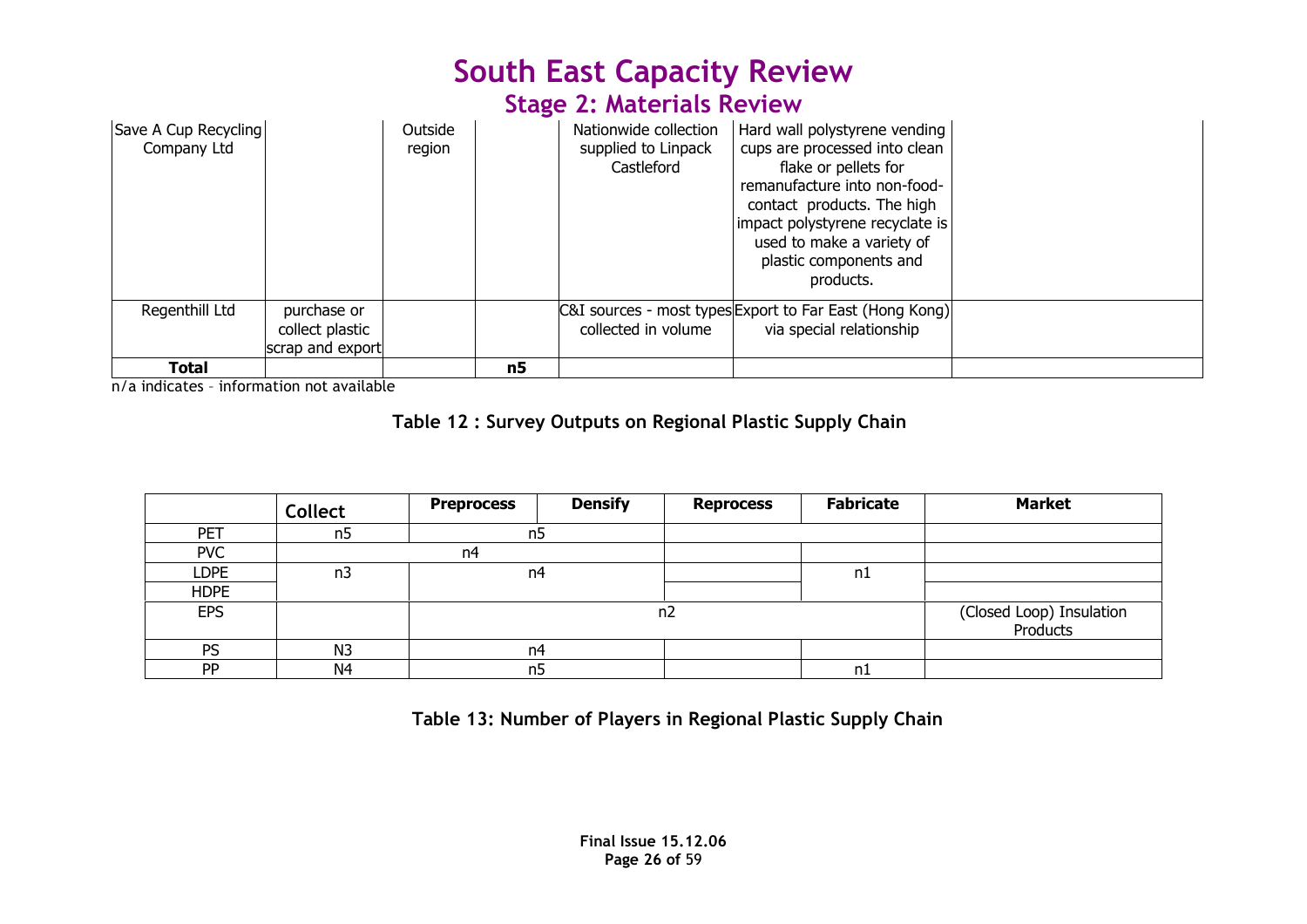| Save A Cup Recycling Company Ltd | | Outside region | | Nationwide collection supplied to Linpack Castleford | Hard wall polystyrene vending cups are processed into clean flake or pellets for remanufacture into non-food-contact products. The high impact polystyrene recyclate is used to make a variety of plastic components and products. | |
|---|---|---|---|---|---|---|
| Regenthill Ltd | purchase or collect plastic scrap and export | | | C&I sources - most types collected in volume | Export to Far East (Hong Kong) via special relationship | |
| **Total** | | | **n5** | | | |

n/a indicates – information not available

**Table 12 : Survey Outputs on Regional Plastic Supply Chain**

| | Collect | Preprocess | Densify | Reprocess | Fabricate | Market |
|---|---|---|---|---|---|---|
| PET | n5 | n5 | | | | |
| PVC | n4 | | | | | |
| LDPE | n3 | n4 | | | n1 | |
| HDPE | | | | | | |
| EPS | | n2 | | | | (Closed Loop) Insulation Products |
| PS | N3 | n4 | | | | |
| PP | N4 | n5 | | | n1 | |

**Table 13: Number of Players in Regional Plastic Supply Chain**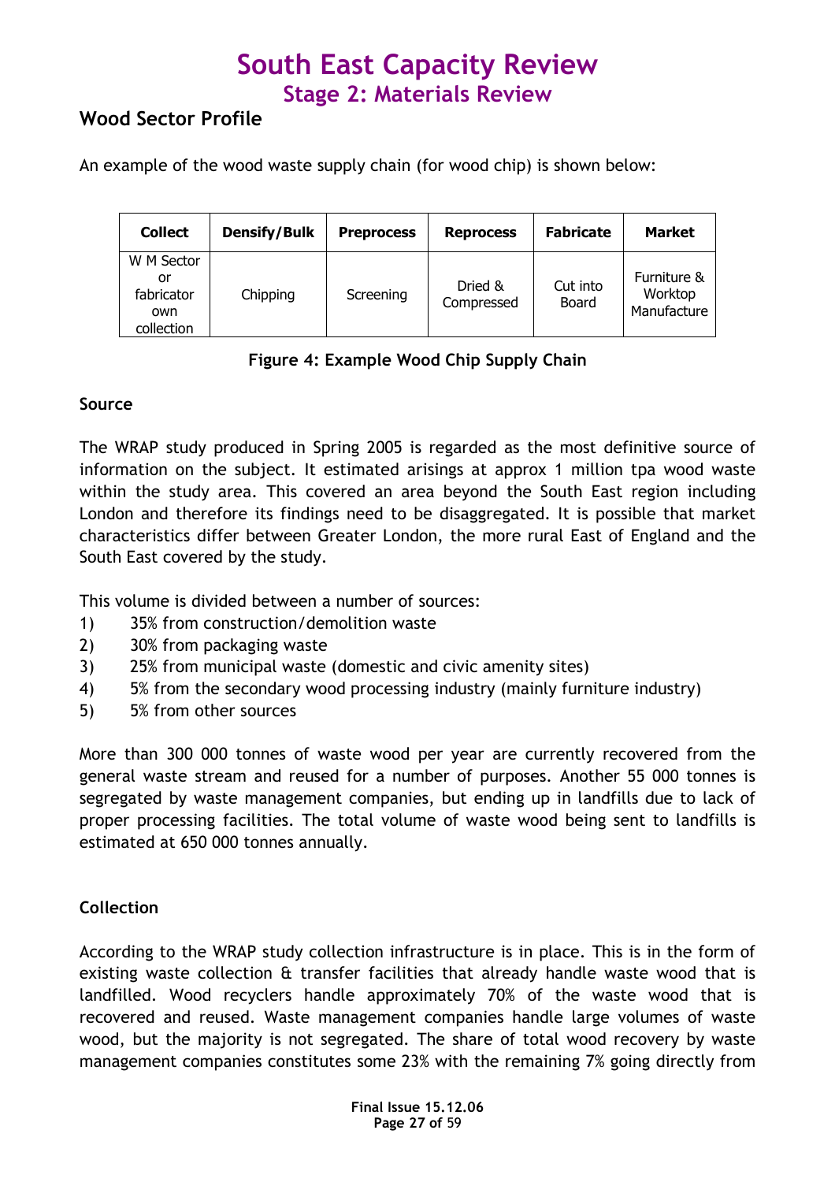# South East Capacity Review
## Stage 2: Materials Review

## Wood Sector Profile

An example of the wood waste supply chain (for wood chip) is shown below:

| Collect | Densify/Bulk | Preprocess | Reprocess | Fabricate | Market |
|---|---|---|---|---|---|
| W M Sector or fabricator own collection | Chipping | Screening | Dried & Compressed | Cut into Board | Furniture & Worktop Manufacture |

**Figure 4: Example Wood Chip Supply Chain**

### Source

The WRAP study produced in Spring 2005 is regarded as the most definitive source of information on the subject. It estimated arisings at approx 1 million tpa wood waste within the study area. This covered an area beyond the South East region including London and therefore its findings need to be disaggregated. It is possible that market characteristics differ between Greater London, the more rural East of England and the South East covered by the study.

This volume is divided between a number of sources:

1) 35% from construction/demolition waste
2) 30% from packaging waste
3) 25% from municipal waste (domestic and civic amenity sites)
4) 5% from the secondary wood processing industry (mainly furniture industry)
5) 5% from other sources

More than 300 000 tonnes of waste wood per year are currently recovered from the general waste stream and reused for a number of purposes. Another 55 000 tonnes is segregated by waste management companies, but ending up in landfills due to lack of proper processing facilities. The total volume of waste wood being sent to landfills is estimated at 650 000 tonnes annually.

### Collection

According to the WRAP study collection infrastructure is in place. This is in the form of existing waste collection & transfer facilities that already handle waste wood that is landfilled. Wood recyclers handle approximately 70% of the waste wood that is recovered and reused. Waste management companies handle large volumes of waste wood, but the majority is not segregated. The share of total wood recovery by waste management companies constitutes some 23% with the remaining 7% going directly from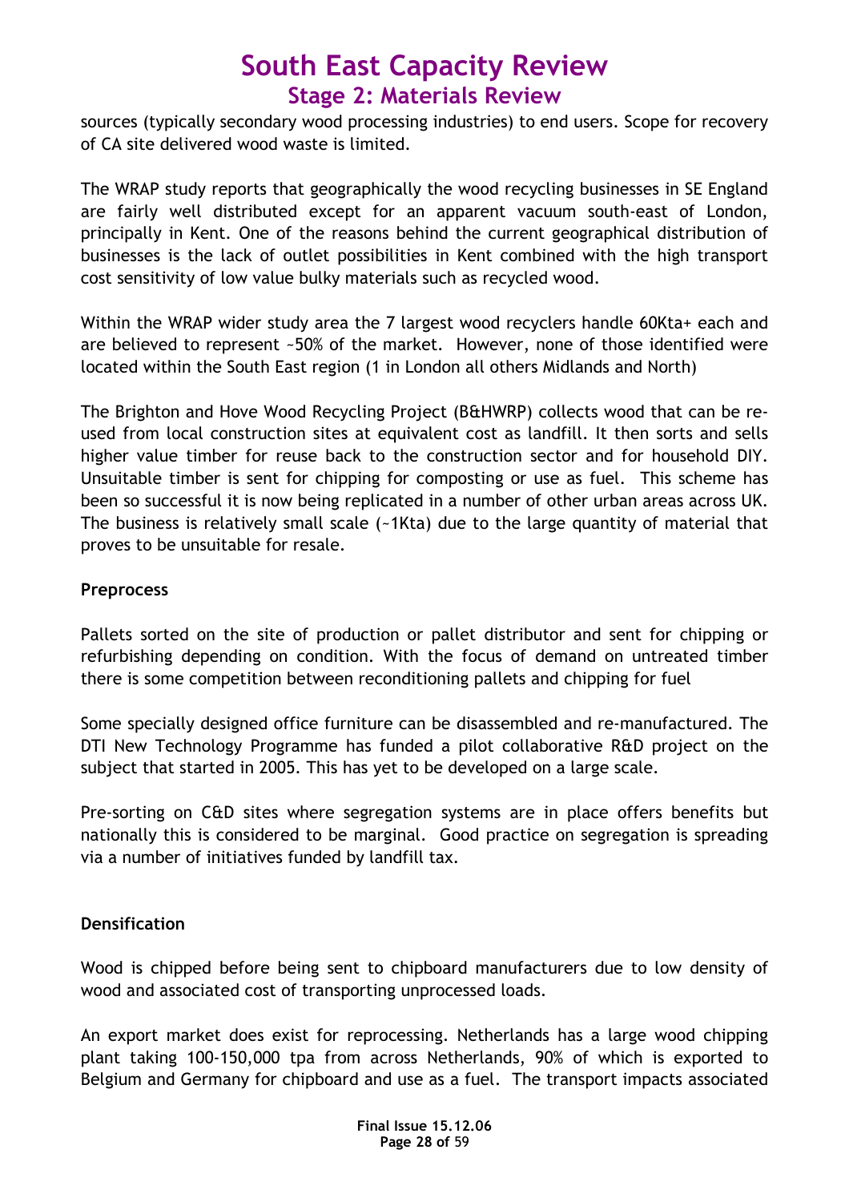sources (typically secondary wood processing industries) to end users. Scope for recovery of CA site delivered wood waste is limited.

The WRAP study reports that geographically the wood recycling businesses in SE England are fairly well distributed except for an apparent vacuum south-east of London, principally in Kent. One of the reasons behind the current geographical distribution of businesses is the lack of outlet possibilities in Kent combined with the high transport cost sensitivity of low value bulky materials such as recycled wood.

Within the WRAP wider study area the 7 largest wood recyclers handle 60Kta+ each and are believed to represent ~50% of the market. However, none of those identified were located within the South East region (1 in London all others Midlands and North)

The Brighton and Hove Wood Recycling Project (B&HWRP) collects wood that can be re-used from local construction sites at equivalent cost as landfill. It then sorts and sells higher value timber for reuse back to the construction sector and for household DIY. Unsuitable timber is sent for chipping for composting or use as fuel. This scheme has been so successful it is now being replicated in a number of other urban areas across UK. The business is relatively small scale (~1Kta) due to the large quantity of material that proves to be unsuitable for resale.

**Preprocess**

Pallets sorted on the site of production or pallet distributor and sent for chipping or refurbishing depending on condition. With the focus of demand on untreated timber there is some competition between reconditioning pallets and chipping for fuel

Some specially designed office furniture can be disassembled and re-manufactured. The DTI New Technology Programme has funded a pilot collaborative R&D project on the subject that started in 2005. This has yet to be developed on a large scale.

Pre-sorting on C&D sites where segregation systems are in place offers benefits but nationally this is considered to be marginal. Good practice on segregation is spreading via a number of initiatives funded by landfill tax.

**Densification**

Wood is chipped before being sent to chipboard manufacturers due to low density of wood and associated cost of transporting unprocessed loads.

An export market does exist for reprocessing. Netherlands has a large wood chipping plant taking 100-150,000 tpa from across Netherlands, 90% of which is exported to Belgium and Germany for chipboard and use as a fuel. The transport impacts associated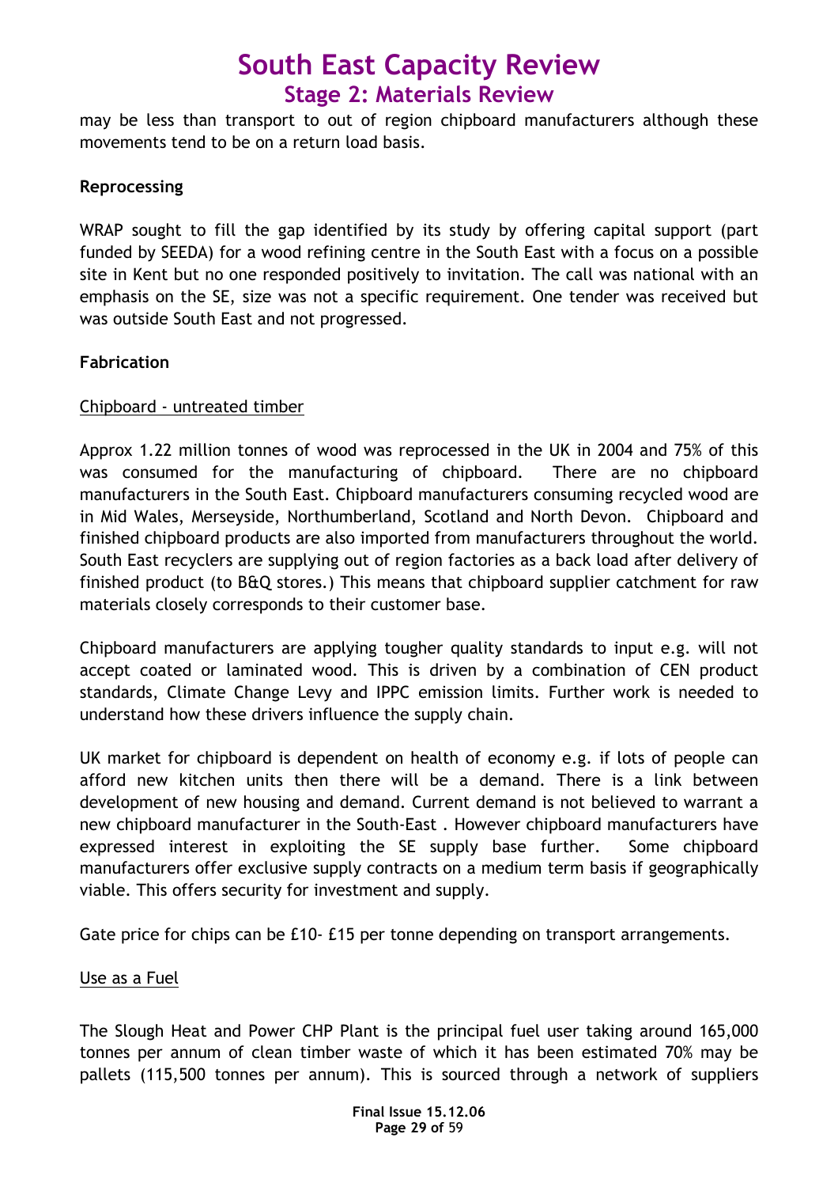may be less than transport to out of region chipboard manufacturers although these movements tend to be on a return load basis.

**Reprocessing**

WRAP sought to fill the gap identified by its study by offering capital support (part funded by SEEDA) for a wood refining centre in the South East with a focus on a possible site in Kent but no one responded positively to invitation. The call was national with an emphasis on the SE, size was not a specific requirement. One tender was received but was outside South East and not progressed.

**Fabrication**

<u>Chipboard - untreated timber</u>

Approx 1.22 million tonnes of wood was reprocessed in the UK in 2004 and 75% of this was consumed for the manufacturing of chipboard. There are no chipboard manufacturers in the South East. Chipboard manufacturers consuming recycled wood are in Mid Wales, Merseyside, Northumberland, Scotland and North Devon. Chipboard and finished chipboard products are also imported from manufacturers throughout the world. South East recyclers are supplying out of region factories as a back load after delivery of finished product (to B&Q stores.) This means that chipboard supplier catchment for raw materials closely corresponds to their customer base.

Chipboard manufacturers are applying tougher quality standards to input e.g. will not accept coated or laminated wood. This is driven by a combination of CEN product standards, Climate Change Levy and IPPC emission limits. Further work is needed to understand how these drivers influence the supply chain.

UK market for chipboard is dependent on health of economy e.g. if lots of people can afford new kitchen units then there will be a demand. There is a link between development of new housing and demand. Current demand is not believed to warrant a new chipboard manufacturer in the South-East . However chipboard manufacturers have expressed interest in exploiting the SE supply base further. Some chipboard manufacturers offer exclusive supply contracts on a medium term basis if geographically viable. This offers security for investment and supply.

Gate price for chips can be £10- £15 per tonne depending on transport arrangements.

<u>Use as a Fuel</u>

The Slough Heat and Power CHP Plant is the principal fuel user taking around 165,000 tonnes per annum of clean timber waste of which it has been estimated 70% may be pallets (115,500 tonnes per annum). This is sourced through a network of suppliers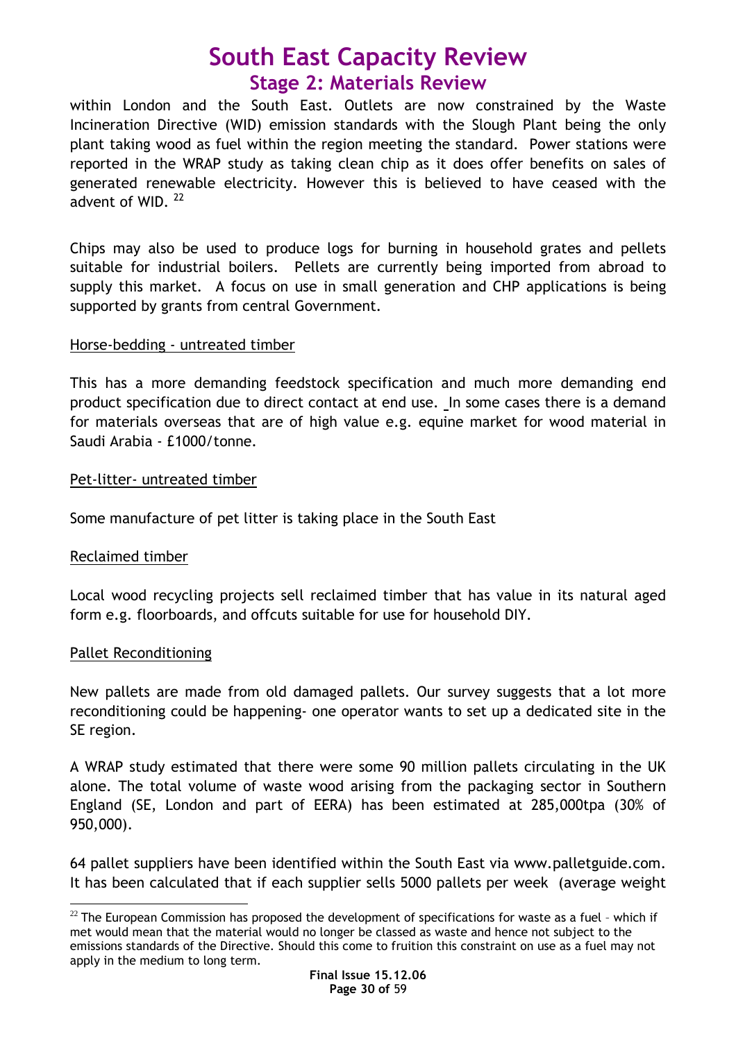within London and the South East. Outlets are now constrained by the Waste Incineration Directive (WID) emission standards with the Slough Plant being the only plant taking wood as fuel within the region meeting the standard. Power stations were reported in the WRAP study as taking clean chip as it does offer benefits on sales of generated renewable electricity. However this is believed to have ceased with the advent of WID. [22]

Chips may also be used to produce logs for burning in household grates and pellets suitable for industrial boilers. Pellets are currently being imported from abroad to supply this market. A focus on use in small generation and CHP applications is being supported by grants from central Government.

<u>Horse-bedding - untreated timber</u>

This has a more demanding feedstock specification and much more demanding end product specification due to direct contact at end use. In some cases there is a demand for materials overseas that are of high value e.g. equine market for wood material in Saudi Arabia - £1000/tonne.

<u>Pet-litter- untreated timber</u>

Some manufacture of pet litter is taking place in the South East

<u>Reclaimed timber</u>

Local wood recycling projects sell reclaimed timber that has value in its natural aged form e.g. floorboards, and offcuts suitable for use for household DIY.

<u>Pallet Reconditioning</u>

New pallets are made from old damaged pallets. Our survey suggests that a lot more reconditioning could be happening- one operator wants to set up a dedicated site in the SE region.

A WRAP study estimated that there were some 90 million pallets circulating in the UK alone. The total volume of waste wood arising from the packaging sector in Southern England (SE, London and part of EERA) has been estimated at 285,000tpa (30% of 950,000).

64 pallet suppliers have been identified within the South East via www.palletguide.com. It has been calculated that if each supplier sells 5000 pallets per week (average weight

---

[22] The European Commission has proposed the development of specifications for waste as a fuel – which if met would mean that the material would no longer be classed as waste and hence not subject to the emissions standards of the Directive. Should this come to fruition this constraint on use as a fuel may not apply in the medium to long term.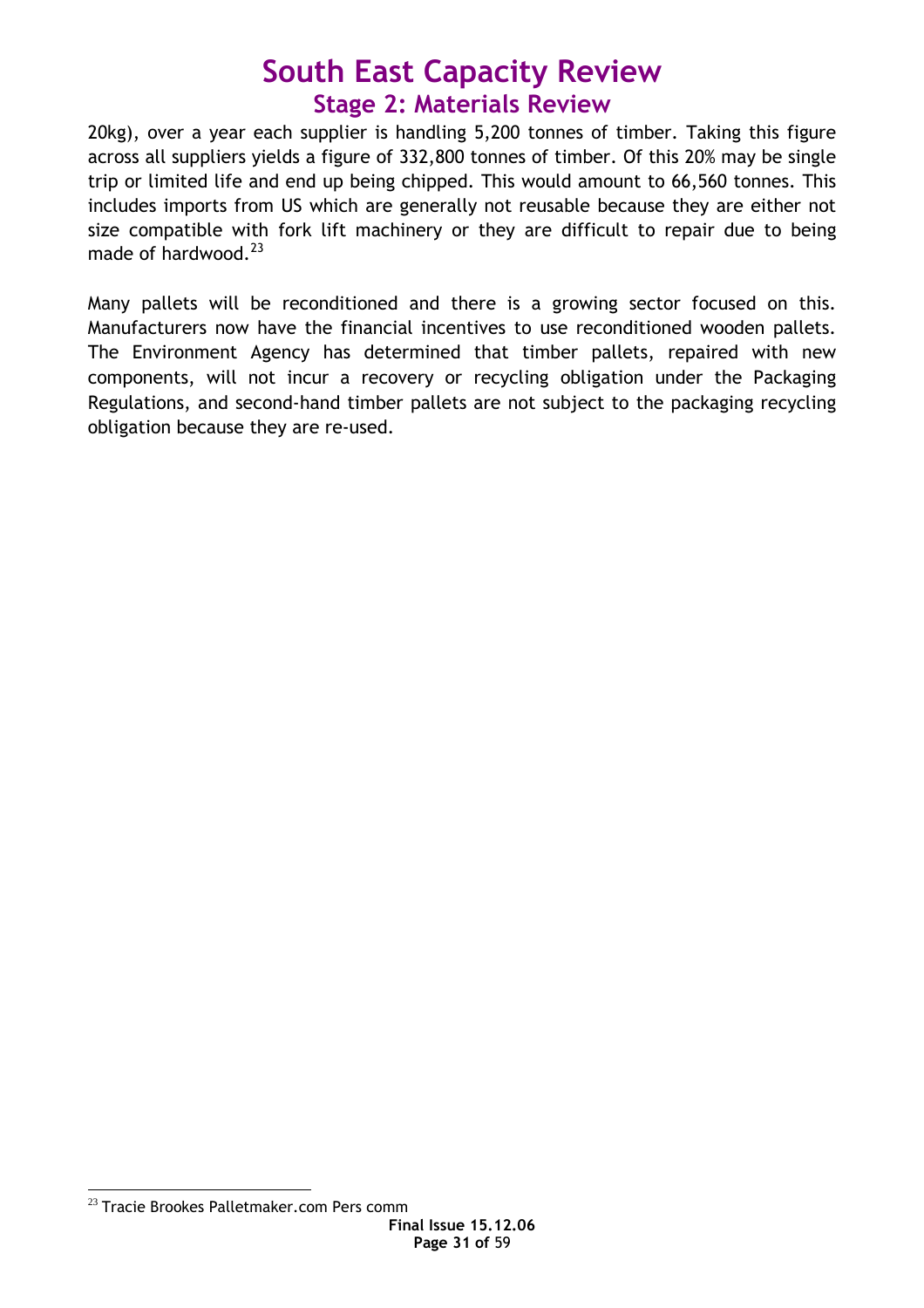20kg), over a year each supplier is handling 5,200 tonnes of timber. Taking this figure across all suppliers yields a figure of 332,800 tonnes of timber. Of this 20% may be single trip or limited life and end up being chipped. This would amount to 66,560 tonnes. This includes imports from US which are generally not reusable because they are either not size compatible with fork lift machinery or they are difficult to repair due to being made of hardwood.[23]

Many pallets will be reconditioned and there is a growing sector focused on this. Manufacturers now have the financial incentives to use reconditioned wooden pallets. The Environment Agency has determined that timber pallets, repaired with new components, will not incur a recovery or recycling obligation under the Packaging Regulations, and second-hand timber pallets are not subject to the packaging recycling obligation because they are re-used.

[23] Tracie Brookes Palletmaker.com Pers comm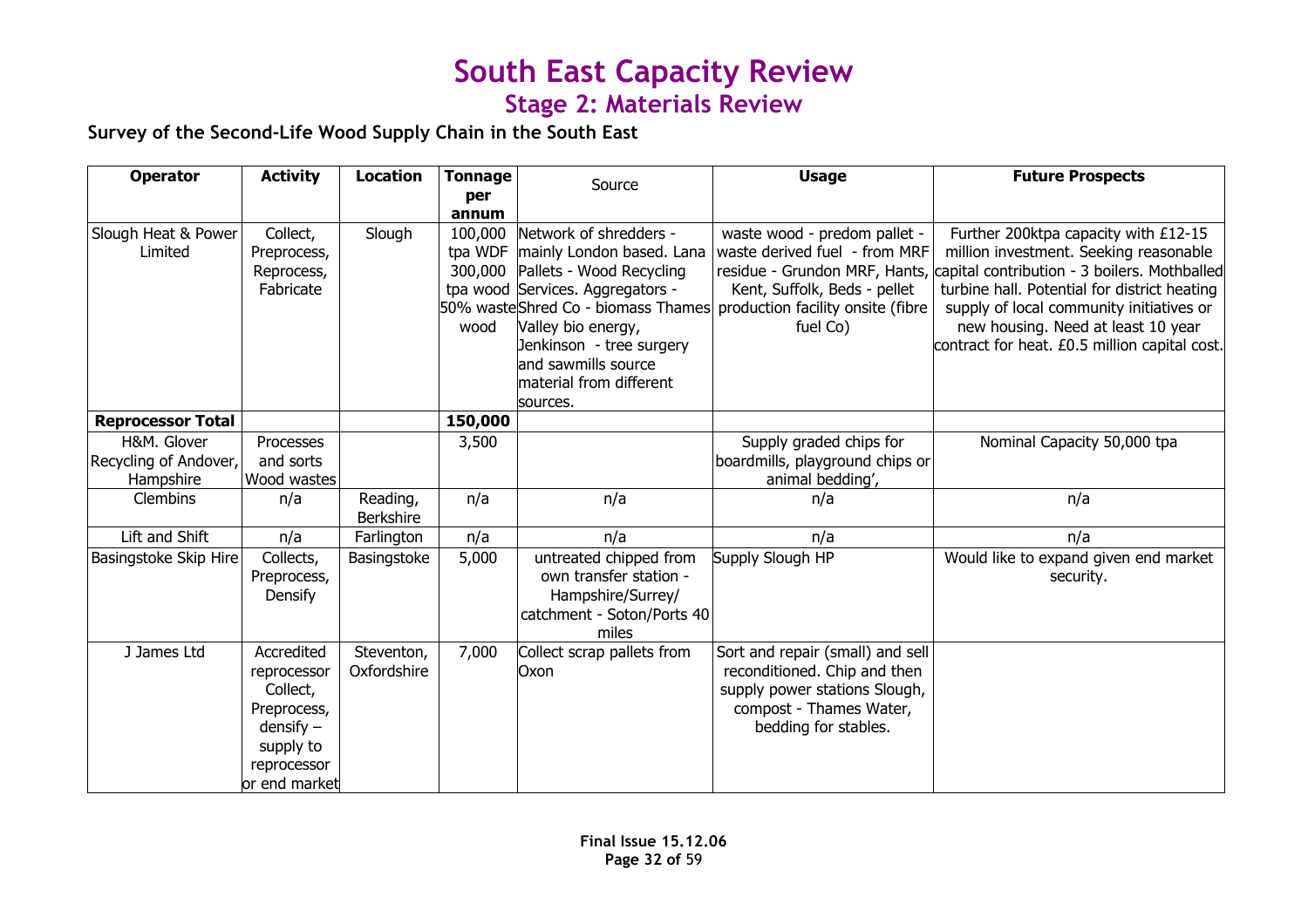# South East Capacity Review

## Stage 2: Materials Review

### Survey of the Second-Life Wood Supply Chain in the South East

| Operator | Activity | Location | Tonnage per annum | Source | Usage | Future Prospects |
|---|---|---|---|---|---|---|
| Slough Heat & Power Limited | Collect, Preprocess, Reprocess, Fabricate | Slough | 100,000 tpa WDF 300,000 tpa wood 50% waste wood | Network of shredders - mainly London based. Lana Pallets - Wood Recycling Services. Aggregators - Shred Co - biomass Thames Valley bio energy, Jenkinson - tree surgery and sawmills source material from different sources. | waste wood - predom pallet - waste derived fuel - from MRF residue - Grundon MRF, Hants, Kent, Suffolk, Beds - pellet production facility onsite (fibre fuel Co) | Further 200ktpa capacity with £12-15 million investment. Seeking reasonable capital contribution - 3 boilers. Mothballed turbine hall. Potential for district heating supply of local community initiatives or new housing. Need at least 10 year contract for heat. £0.5 million capital cost. |
| **Reprocessor Total** | | | **150,000** | | | |
| H&M. Glover Recycling of Andover, Hampshire | Processes and sorts Wood wastes | | 3,500 | | Supply graded chips for boardmills, playground chips or animal bedding', | Nominal Capacity 50,000 tpa |
| Clembins | n/a | Reading, Berkshire | n/a | n/a | n/a | n/a |
| Lift and Shift | n/a | Farlington | n/a | n/a | n/a | n/a |
| Basingstoke Skip Hire | Collects, Preprocess, Densify | Basingstoke | 5,000 | untreated chipped from own transfer station - Hampshire/Surrey/ catchment - Soton/Ports 40 miles | Supply Slough HP | Would like to expand given end market security. |
| J James Ltd | Accredited reprocessor Collect, Preprocess, densify – supply to reprocessor or end market | Steventon, Oxfordshire | 7,000 | Collect scrap pallets from Oxon | Sort and repair (small) and sell reconditioned. Chip and then supply power stations Slough, compost - Thames Water, bedding for stables. | |

**Final Issue 15.12.06**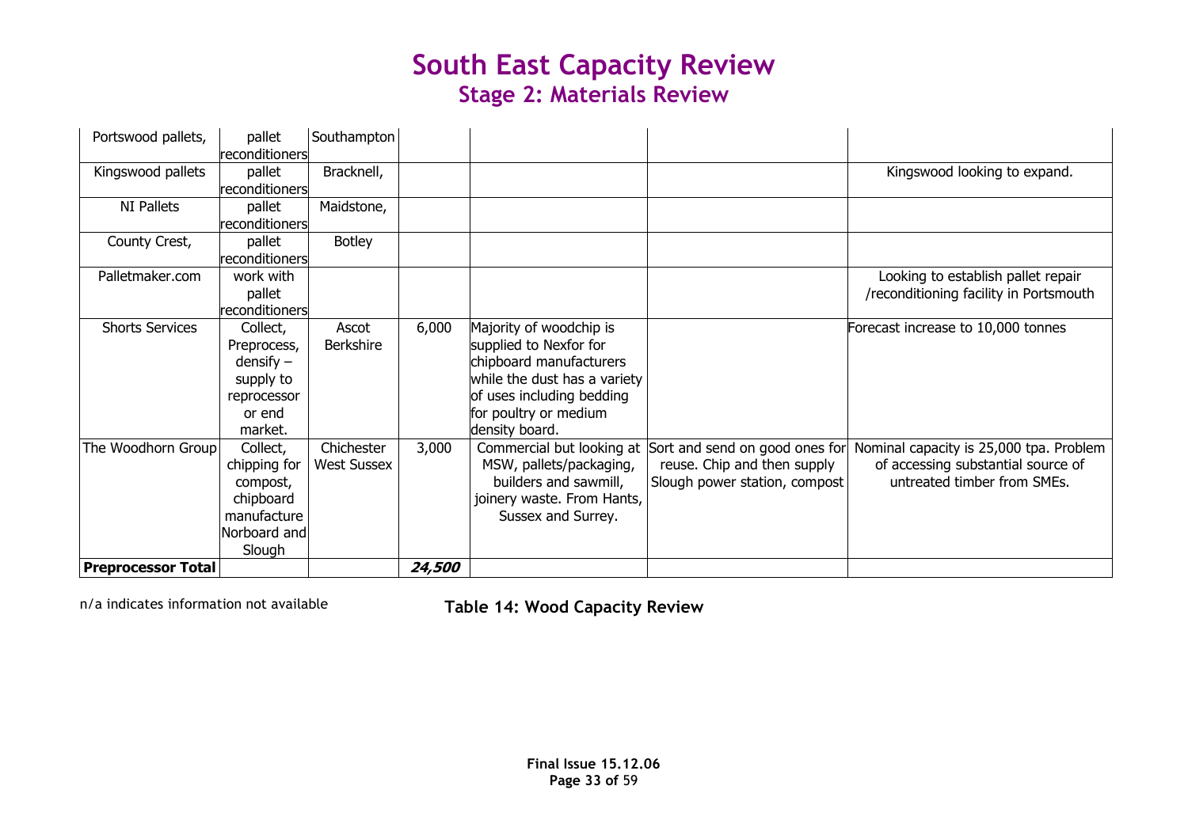# South East Capacity Review
## Stage 2: Materials Review

| | | | | | | |
|---|---|---|---|---|---|---|
| Portswood pallets, | pallet reconditioners | Southampton | | | | |
| Kingswood pallets | pallet reconditioners | Bracknell, | | | | Kingswood looking to expand. |
| NI Pallets | pallet reconditioners | Maidstone, | | | | |
| County Crest, | pallet reconditioners | Botley | | | | |
| Palletmaker.com | work with pallet reconditioners | | | | | Looking to establish pallet repair /reconditioning facility in Portsmouth |
| Shorts Services | Collect, Preprocess, densify – supply to reprocessor or end market. | Ascot Berkshire | 6,000 | Majority of woodchip is supplied to Nexfor for chipboard manufacturers while the dust has a variety of uses including bedding for poultry or medium density board. | | Forecast increase to 10,000 tonnes |
| The Woodhorn Group | Collect, chipping for compost, chipboard manufacture Norboard and Slough | Chichester West Sussex | 3,000 | Commercial but looking at MSW, pallets/packaging, builders and sawmill, joinery waste. From Hants, Sussex and Surrey. | Sort and send on good ones for reuse. Chip and then supply Slough power station, compost | Nominal capacity is 25,000 tpa. Problem of accessing substantial source of untreated timber from SMEs. |
| **Preprocessor Total** | | | ***24,500*** | | | |

n/a indicates information not available

**Table 14: Wood Capacity Review**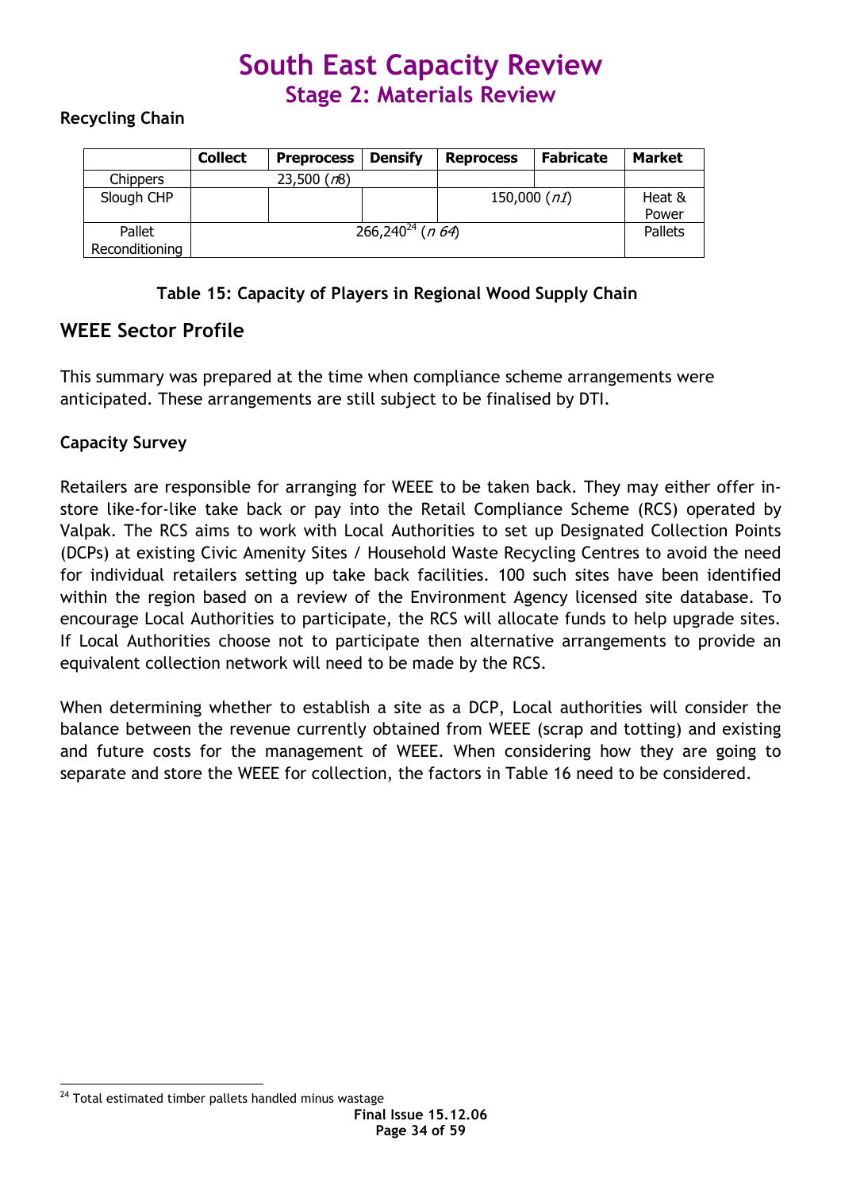**Recycling Chain**

| | Collect | Preprocess | Densify | Reprocess | Fabricate | Market |
|---|---|---|---|---|---|---|
| Chippers | 23,500 (*n8*) | | | | | |
| Slough CHP | | | | 150,000 (*n1*) | | Heat & Power |
| Pallet Reconditioning | 266,240[24] (*n 64*) | | | | | Pallets |

**Table 15: Capacity of Players in Regional Wood Supply Chain**

## WEEE Sector Profile

This summary was prepared at the time when compliance scheme arrangements were anticipated. These arrangements are still subject to be finalised by DTI.

**Capacity Survey**

Retailers are responsible for arranging for WEEE to be taken back. They may either offer in-store like-for-like take back or pay into the Retail Compliance Scheme (RCS) operated by Valpak. The RCS aims to work with Local Authorities to set up Designated Collection Points (DCPs) at existing Civic Amenity Sites / Household Waste Recycling Centres to avoid the need for individual retailers setting up take back facilities. 100 such sites have been identified within the region based on a review of the Environment Agency licensed site database. To encourage Local Authorities to participate, the RCS will allocate funds to help upgrade sites. If Local Authorities choose not to participate then alternative arrangements to provide an equivalent collection network will need to be made by the RCS.

When determining whether to establish a site as a DCP, Local authorities will consider the balance between the revenue currently obtained from WEEE (scrap and totting) and existing and future costs for the management of WEEE. When considering how they are going to separate and store the WEEE for collection, the factors in Table 16 need to be considered.

[24] Total estimated timber pallets handled minus wastage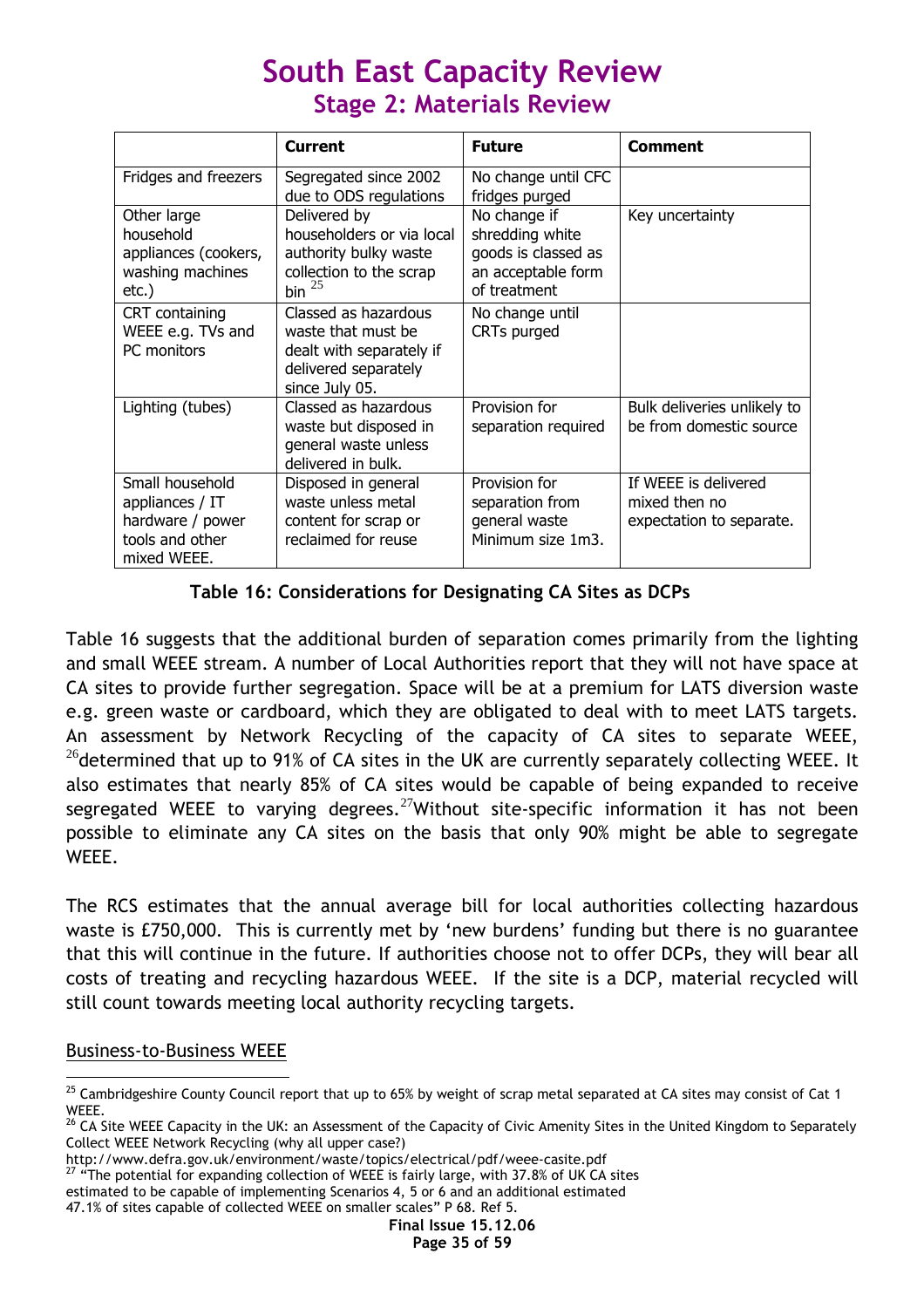| | Current | Future | Comment |
|---|---|---|---|
| Fridges and freezers | Segregated since 2002 due to ODS regulations | No change until CFC fridges purged | |
| Other large household appliances (cookers, washing machines etc.) | Delivered by householders or via local authority bulky waste collection to the scrap bin [25] | No change if shredding white goods is classed as an acceptable form of treatment | Key uncertainty |
| CRT containing WEEE e.g. TVs and PC monitors | Classed as hazardous waste that must be dealt with separately if delivered separately since July 05. | No change until CRTs purged | |
| Lighting (tubes) | Classed as hazardous waste but disposed in general waste unless delivered in bulk. | Provision for separation required | Bulk deliveries unlikely to be from domestic source |
| Small household appliances / IT hardware / power tools and other mixed WEEE. | Disposed in general waste unless metal content for scrap or reclaimed for reuse | Provision for separation from general waste Minimum size 1m3. | If WEEE is delivered mixed then no expectation to separate. |

**Table 16: Considerations for Designating CA Sites as DCPs**

Table 16 suggests that the additional burden of separation comes primarily from the lighting and small WEEE stream. A number of Local Authorities report that they will not have space at CA sites to provide further segregation. Space will be at a premium for LATS diversion waste e.g. green waste or cardboard, which they are obligated to deal with to meet LATS targets. An assessment by Network Recycling of the capacity of CA sites to separate WEEE, [26]determined that up to 91% of CA sites in the UK are currently separately collecting WEEE. It also estimates that nearly 85% of CA sites would be capable of being expanded to receive segregated WEEE to varying degrees.[27]Without site-specific information it has not been possible to eliminate any CA sites on the basis that only 90% might be able to segregate WEEE.

The RCS estimates that the annual average bill for local authorities collecting hazardous waste is £750,000. This is currently met by 'new burdens' funding but there is no guarantee that this will continue in the future. If authorities choose not to offer DCPs, they will bear all costs of treating and recycling hazardous WEEE. If the site is a DCP, material recycled will still count towards meeting local authority recycling targets.

<u>Business-to-Business WEEE</u>

[25] Cambridgeshire County Council report that up to 65% by weight of scrap metal separated at CA sites may consist of Cat 1 WEEE.

[26] CA Site WEEE Capacity in the UK: an Assessment of the Capacity of Civic Amenity Sites in the United Kingdom to Separately Collect WEEE Network Recycling (why all upper case?) http://www.defra.gov.uk/environment/waste/topics/electrical/pdf/weee-casite.pdf

[27] "The potential for expanding collection of WEEE is fairly large, with 37.8% of UK CA sites estimated to be capable of implementing Scenarios 4, 5 or 6 and an additional estimated 47.1% of sites capable of collected WEEE on smaller scales" P 68. Ref 5.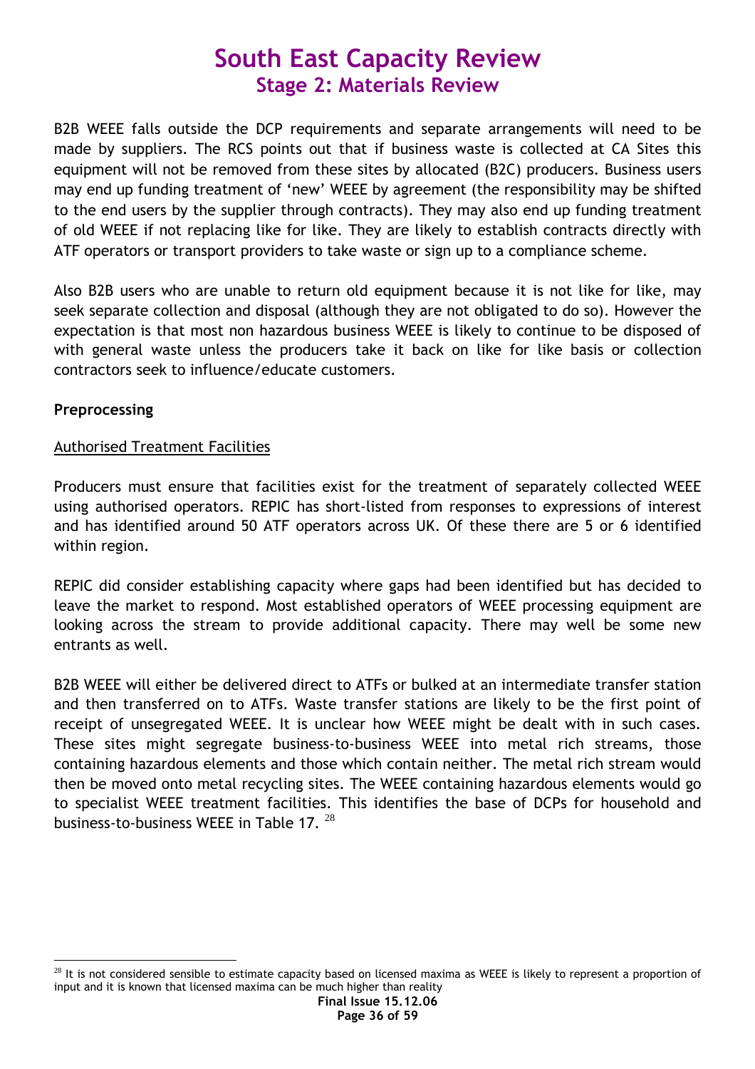B2B WEEE falls outside the DCP requirements and separate arrangements will need to be made by suppliers. The RCS points out that if business waste is collected at CA Sites this equipment will not be removed from these sites by allocated (B2C) producers. Business users may end up funding treatment of 'new' WEEE by agreement (the responsibility may be shifted to the end users by the supplier through contracts). They may also end up funding treatment of old WEEE if not replacing like for like. They are likely to establish contracts directly with ATF operators or transport providers to take waste or sign up to a compliance scheme.

Also B2B users who are unable to return old equipment because it is not like for like, may seek separate collection and disposal (although they are not obligated to do so). However the expectation is that most non hazardous business WEEE is likely to continue to be disposed of with general waste unless the producers take it back on like for like basis or collection contractors seek to influence/educate customers.

**Preprocessing**

Authorised Treatment Facilities

Producers must ensure that facilities exist for the treatment of separately collected WEEE using authorised operators. REPIC has short-listed from responses to expressions of interest and has identified around 50 ATF operators across UK. Of these there are 5 or 6 identified within region.

REPIC did consider establishing capacity where gaps had been identified but has decided to leave the market to respond. Most established operators of WEEE processing equipment are looking across the stream to provide additional capacity. There may well be some new entrants as well.

B2B WEEE will either be delivered direct to ATFs or bulked at an intermediate transfer station and then transferred on to ATFs. Waste transfer stations are likely to be the first point of receipt of unsegregated WEEE. It is unclear how WEEE might be dealt with in such cases. These sites might segregate business-to-business WEEE into metal rich streams, those containing hazardous elements and those which contain neither. The metal rich stream would then be moved onto metal recycling sites. The WEEE containing hazardous elements would go to specialist WEEE treatment facilities. This identifies the base of DCPs for household and business-to-business WEEE in Table 17. [28]

[28] It is not considered sensible to estimate capacity based on licensed maxima as WEEE is likely to represent a proportion of input and it is known that licensed maxima can be much higher than reality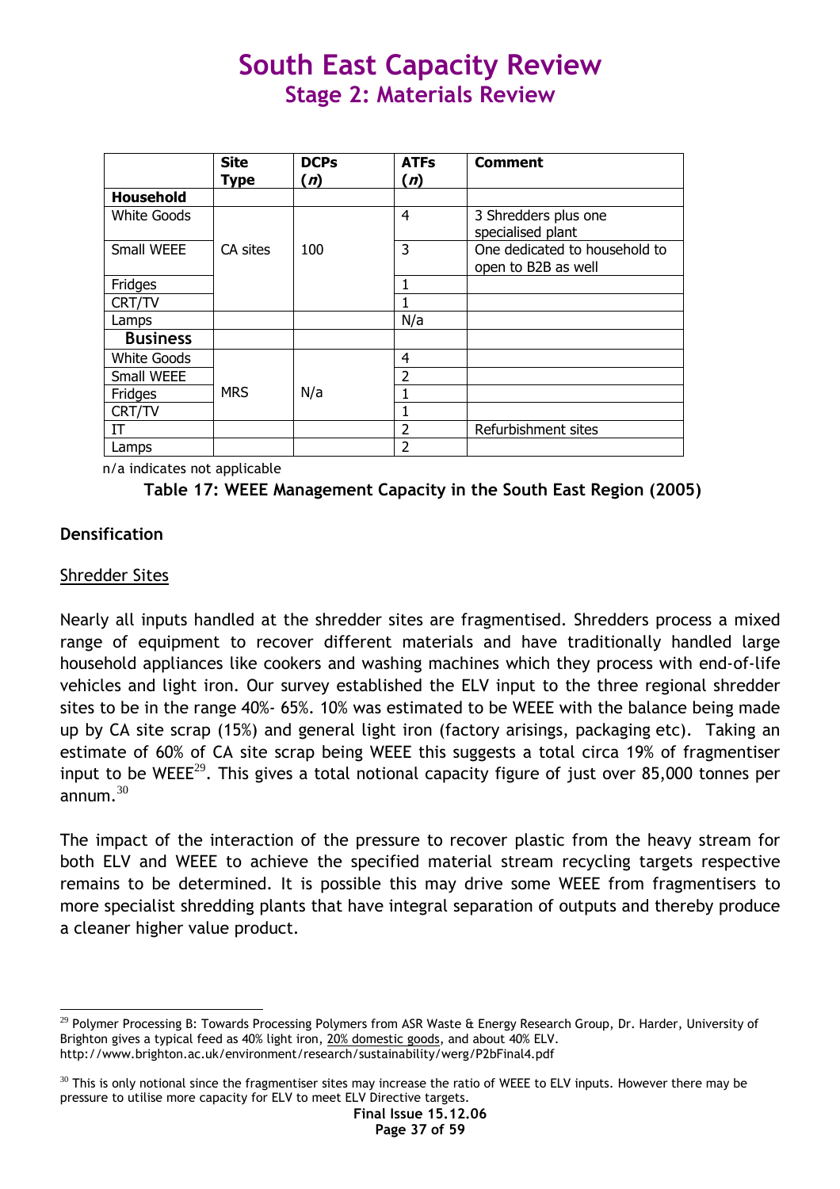|  | Site Type | DCPs (*n*) | ATFs (*n*) | Comment |
|---|---|---|---|---|
| **Household** |  |  |  |  |
| White Goods | CA sites | 100 | 4 | 3 Shredders plus one specialised plant |
| Small WEEE |  |  | 3 | One dedicated to household to open to B2B as well |
| Fridges |  |  | 1 |  |
| CRT/TV |  |  | 1 |  |
| Lamps |  |  | N/a |  |
| **Business** |  |  |  |  |
| White Goods | MRS | N/a | 4 |  |
| Small WEEE |  |  | 2 |  |
| Fridges |  |  | 1 |  |
| CRT/TV |  |  | 1 |  |
| IT |  |  | 2 | Refurbishment sites |
| Lamps |  |  | 2 |  |

n/a indicates not applicable

**Table 17: WEEE Management Capacity in the South East Region (2005)**

**Densification**

Shredder Sites

Nearly all inputs handled at the shredder sites are fragmentised. Shredders process a mixed range of equipment to recover different materials and have traditionally handled large household appliances like cookers and washing machines which they process with end-of-life vehicles and light iron. Our survey established the ELV input to the three regional shredder sites to be in the range 40%- 65%. 10% was estimated to be WEEE with the balance being made up by CA site scrap (15%) and general light iron (factory arisings, packaging etc). Taking an estimate of 60% of CA site scrap being WEEE this suggests a total circa 19% of fragmentiser input to be WEEE[29]. This gives a total notional capacity figure of just over 85,000 tonnes per annum.[30]

The impact of the interaction of the pressure to recover plastic from the heavy stream for both ELV and WEEE to achieve the specified material stream recycling targets respective remains to be determined. It is possible this may drive some WEEE from fragmentisers to more specialist shredding plants that have integral separation of outputs and thereby produce a cleaner higher value product.

---

[29] Polymer Processing B: Towards Processing Polymers from ASR Waste & Energy Research Group, Dr. Harder, University of Brighton gives a typical feed as 40% light iron, 20% domestic goods, and about 40% ELV. http://www.brighton.ac.uk/environment/research/sustainability/werg/P2bFinal4.pdf

[30] This is only notional since the fragmentiser sites may increase the ratio of WEEE to ELV inputs. However there may be pressure to utilise more capacity for ELV to meet ELV Directive targets.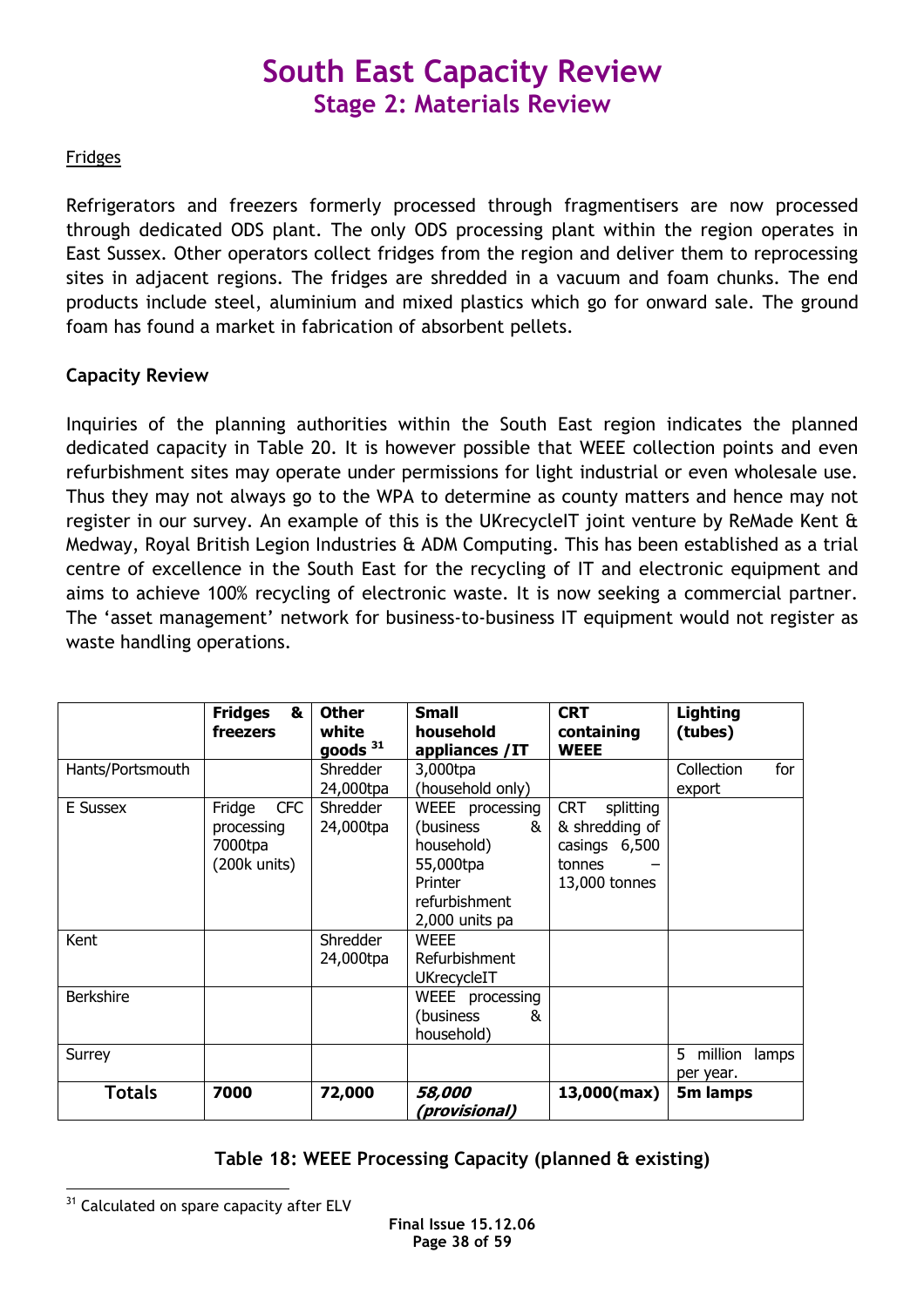## Fridges

Refrigerators and freezers formerly processed through fragmentisers are now processed through dedicated ODS plant. The only ODS processing plant within the region operates in East Sussex. Other operators collect fridges from the region and deliver them to reprocessing sites in adjacent regions. The fridges are shredded in a vacuum and foam chunks. The end products include steel, aluminium and mixed plastics which go for onward sale. The ground foam has found a market in fabrication of absorbent pellets.

### Capacity Review

Inquiries of the planning authorities within the South East region indicates the planned dedicated capacity in Table 20. It is however possible that WEEE collection points and even refurbishment sites may operate under permissions for light industrial or even wholesale use. Thus they may not always go to the WPA to determine as county matters and hence may not register in our survey. An example of this is the UKrecycleIT joint venture by ReMade Kent & Medway, Royal British Legion Industries & ADM Computing. This has been established as a trial centre of excellence in the South East for the recycling of IT and electronic equipment and aims to achieve 100% recycling of electronic waste. It is now seeking a commercial partner. The 'asset management' network for business-to-business IT equipment would not register as waste handling operations.

| | **Fridges & freezers** | **Other white goods** [31] | **Small household appliances /IT** | **CRT containing WEEE** | **Lighting (tubes)** |
|---|---|---|---|---|---|
| Hants/Portsmouth | | Shredder 24,000tpa | 3,000tpa (household only) | | Collection for export |
| E Sussex | Fridge CFC processing 7000tpa (200k units) | Shredder 24,000tpa | WEEE processing (business & household) 55,000tpa Printer refurbishment 2,000 units pa | CRT splitting & shredding of casings 6,500 tonnes – 13,000 tonnes | |
| Kent | | Shredder 24,000tpa | WEEE Refurbishment UKrecycleIT | | |
| Berkshire | | | WEEE processing (business & household) | | |
| Surrey | | | | | 5 million lamps per year. |
| **Totals** | **7000** | **72,000** | ***58,000 (provisional)*** | **13,000(max)** | **5m lamps** |

**Table 18: WEEE Processing Capacity (planned & existing)**

[31] Calculated on spare capacity after ELV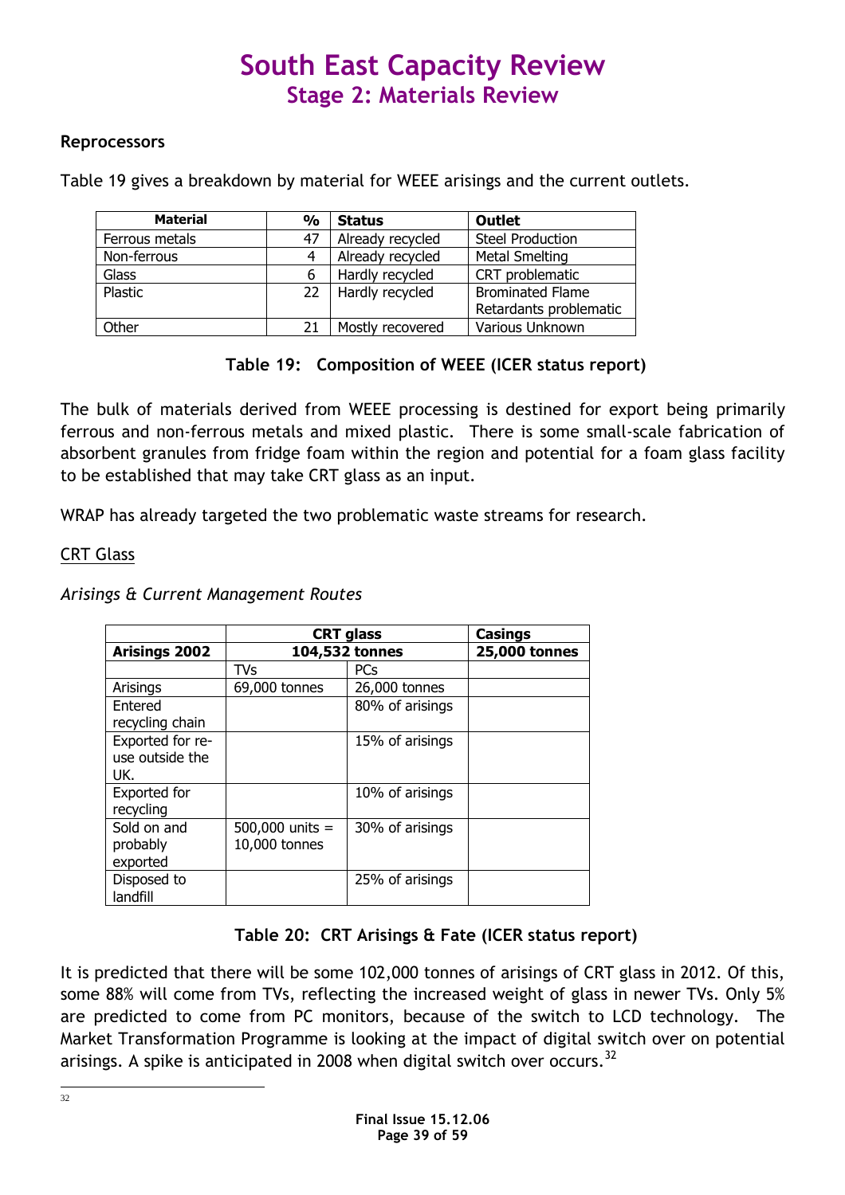## Reprocessors

Table 19 gives a breakdown by material for WEEE arisings and the current outlets.

| Material | % | Status | Outlet |
|---|---|---|---|
| Ferrous metals | 47 | Already recycled | Steel Production |
| Non-ferrous | 4 | Already recycled | Metal Smelting |
| Glass | 6 | Hardly recycled | CRT problematic |
| Plastic | 22 | Hardly recycled | Brominated Flame Retardants problematic |
| Other | 21 | Mostly recovered | Various Unknown |

**Table 19: Composition of WEEE (ICER status report)**

The bulk of materials derived from WEEE processing is destined for export being primarily ferrous and non-ferrous metals and mixed plastic. There is some small-scale fabrication of absorbent granules from fridge foam within the region and potential for a foam glass facility to be established that may take CRT glass as an input.

WRAP has already targeted the two problematic waste streams for research.

CRT Glass

*Arisings & Current Management Routes*

| | CRT glass | | Casings |
|---|---|---|---|
| **Arisings 2002** | **104,532 tonnes** | | **25,000 tonnes** |
| | TVs | PCs | |
| Arisings | 69,000 tonnes | 26,000 tonnes | |
| Entered recycling chain | | 80% of arisings | |
| Exported for re-use outside the UK. | | 15% of arisings | |
| Exported for recycling | | 10% of arisings | |
| Sold on and probably exported | 500,000 units = 10,000 tonnes | 30% of arisings | |
| Disposed to landfill | | 25% of arisings | |

**Table 20: CRT Arisings & Fate (ICER status report)**

It is predicted that there will be some 102,000 tonnes of arisings of CRT glass in 2012. Of this, some 88% will come from TVs, reflecting the increased weight of glass in newer TVs. Only 5% are predicted to come from PC monitors, because of the switch to LCD technology. The Market Transformation Programme is looking at the impact of digital switch over on potential arisings. A spike is anticipated in 2008 when digital switch over occurs.[32]

[32]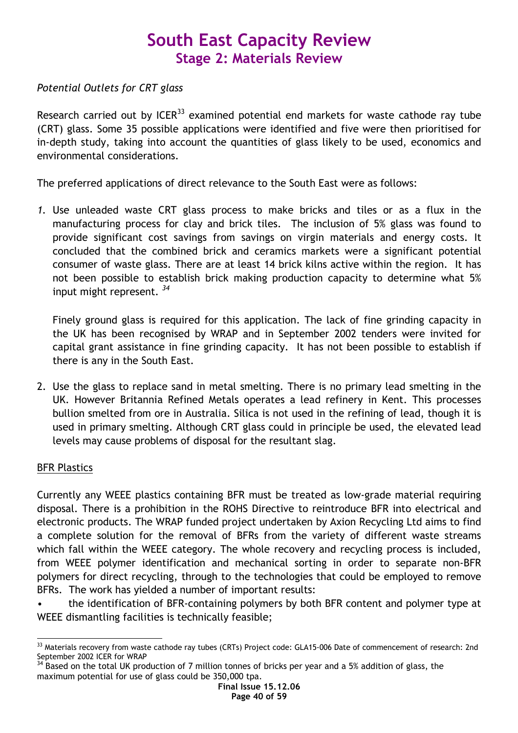*Potential Outlets for CRT glass*

Research carried out by ICER[33] examined potential end markets for waste cathode ray tube (CRT) glass. Some 35 possible applications were identified and five were then prioritised for in-depth study, taking into account the quantities of glass likely to be used, economics and environmental considerations.

The preferred applications of direct relevance to the South East were as follows:

1. Use unleaded waste CRT glass process to make bricks and tiles or as a flux in the manufacturing process for clay and brick tiles. The inclusion of 5% glass was found to provide significant cost savings from savings on virgin materials and energy costs. It concluded that the combined brick and ceramics markets were a significant potential consumer of waste glass. There are at least 14 brick kilns active within the region. It has not been possible to establish brick making production capacity to determine what 5% input might represent. [34]

   Finely ground glass is required for this application. The lack of fine grinding capacity in the UK has been recognised by WRAP and in September 2002 tenders were invited for capital grant assistance in fine grinding capacity. It has not been possible to establish if there is any in the South East.

2. Use the glass to replace sand in metal smelting. There is no primary lead smelting in the UK. However Britannia Refined Metals operates a lead refinery in Kent. This processes bullion smelted from ore in Australia. Silica is not used in the refining of lead, though it is used in primary smelting. Although CRT glass could in principle be used, the elevated lead levels may cause problems of disposal for the resultant slag.

<u>BFR Plastics</u>

Currently any WEEE plastics containing BFR must be treated as low-grade material requiring disposal. There is a prohibition in the ROHS Directive to reintroduce BFR into electrical and electronic products. The WRAP funded project undertaken by Axion Recycling Ltd aims to find a complete solution for the removal of BFRs from the variety of different waste streams which fall within the WEEE category. The whole recovery and recycling process is included, from WEEE polymer identification and mechanical sorting in order to separate non-BFR polymers for direct recycling, through to the technologies that could be employed to remove BFRs. The work has yielded a number of important results:

- the identification of BFR-containing polymers by both BFR content and polymer type at WEEE dismantling facilities is technically feasible;

---

[33] Materials recovery from waste cathode ray tubes (CRTs) Project code: GLA15-006 Date of commencement of research: 2nd September 2002 ICER for WRAP

[34] Based on the total UK production of 7 million tonnes of bricks per year and a 5% addition of glass, the maximum potential for use of glass could be 350,000 tpa.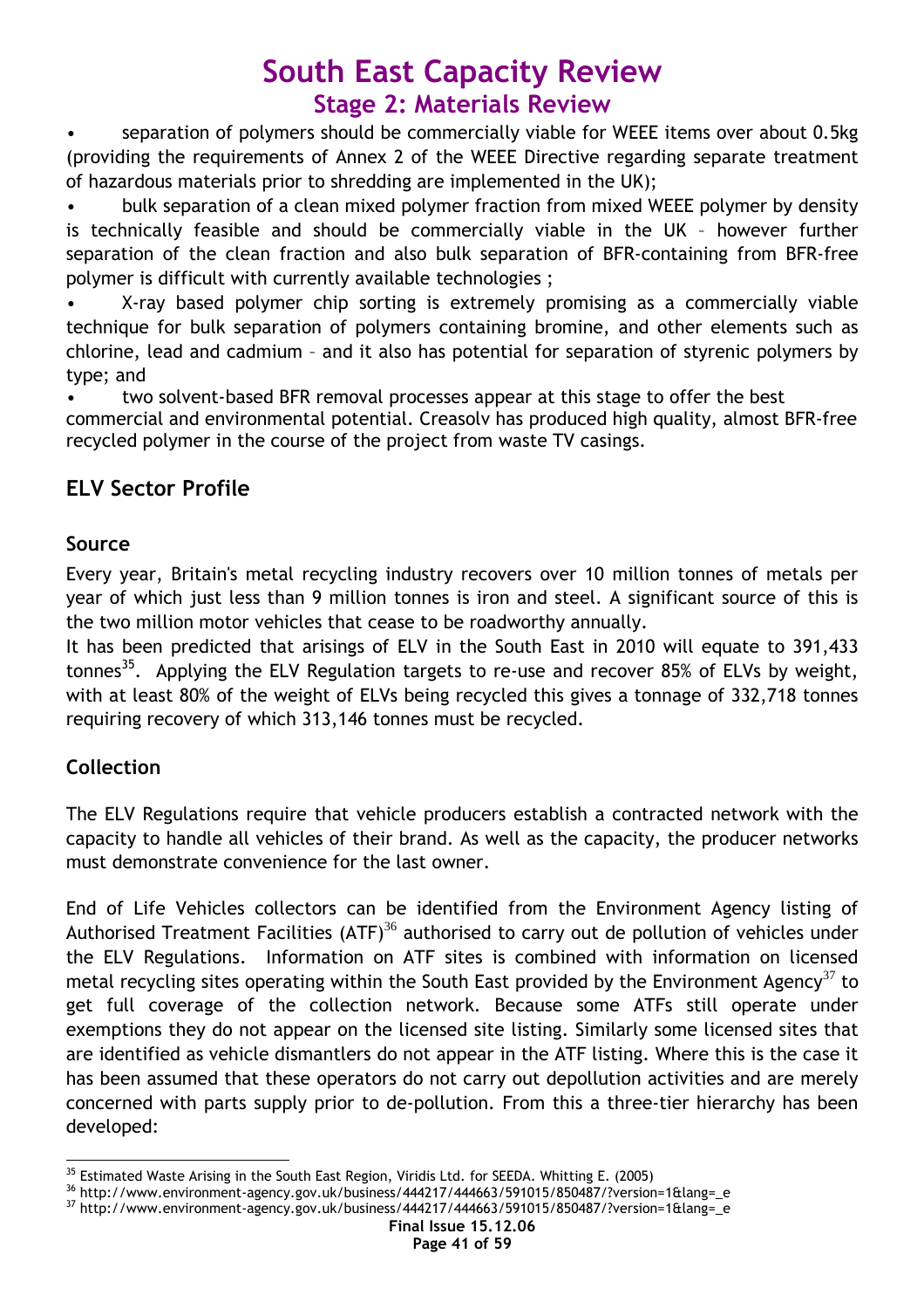- separation of polymers should be commercially viable for WEEE items over about 0.5kg (providing the requirements of Annex 2 of the WEEE Directive regarding separate treatment of hazardous materials prior to shredding are implemented in the UK);
- bulk separation of a clean mixed polymer fraction from mixed WEEE polymer by density is technically feasible and should be commercially viable in the UK – however further separation of the clean fraction and also bulk separation of BFR-containing from BFR-free polymer is difficult with currently available technologies ;
- X-ray based polymer chip sorting is extremely promising as a commercially viable technique for bulk separation of polymers containing bromine, and other elements such as chlorine, lead and cadmium – and it also has potential for separation of styrenic polymers by type; and
- two solvent-based BFR removal processes appear at this stage to offer the best commercial and environmental potential. Creasolv has produced high quality, almost BFR-free recycled polymer in the course of the project from waste TV casings.

## ELV Sector Profile

### Source

Every year, Britain's metal recycling industry recovers over 10 million tonnes of metals per year of which just less than 9 million tonnes is iron and steel. A significant source of this is the two million motor vehicles that cease to be roadworthy annually.

It has been predicted that arisings of ELV in the South East in 2010 will equate to 391,433 tonnes[35]. Applying the ELV Regulation targets to re-use and recover 85% of ELVs by weight, with at least 80% of the weight of ELVs being recycled this gives a tonnage of 332,718 tonnes requiring recovery of which 313,146 tonnes must be recycled.

### Collection

The ELV Regulations require that vehicle producers establish a contracted network with the capacity to handle all vehicles of their brand. As well as the capacity, the producer networks must demonstrate convenience for the last owner.

End of Life Vehicles collectors can be identified from the Environment Agency listing of Authorised Treatment Facilities (ATF)[36] authorised to carry out de pollution of vehicles under the ELV Regulations. Information on ATF sites is combined with information on licensed metal recycling sites operating within the South East provided by the Environment Agency[37] to get full coverage of the collection network. Because some ATFs still operate under exemptions they do not appear on the licensed site listing. Similarly some licensed sites that are identified as vehicle dismantlers do not appear in the ATF listing. Where this is the case it has been assumed that these operators do not carry out depollution activities and are merely concerned with parts supply prior to de-pollution. From this a three-tier hierarchy has been developed:

---

[35] Estimated Waste Arising in the South East Region, Viridis Ltd. for SEEDA. Whitting E. (2005)

[36] http://www.environment-agency.gov.uk/business/444217/444663/591015/850487/?version=1&lang=_e

[37] http://www.environment-agency.gov.uk/business/444217/444663/591015/850487/?version=1&lang=_e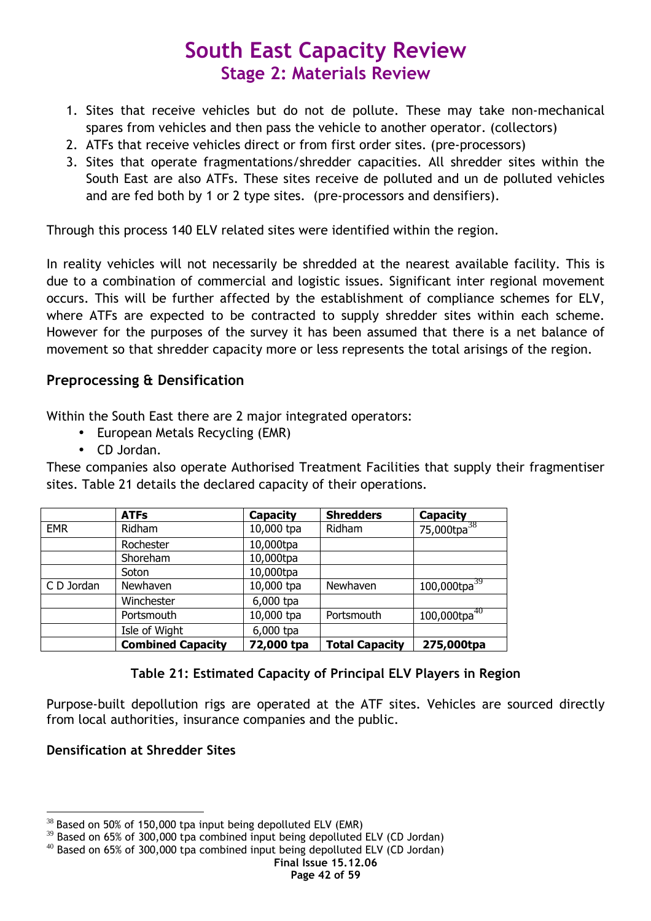1. Sites that receive vehicles but do not de pollute. These may take non-mechanical spares from vehicles and then pass the vehicle to another operator. (collectors)
2. ATFs that receive vehicles direct or from first order sites. (pre-processors)
3. Sites that operate fragmentations/shredder capacities. All shredder sites within the South East are also ATFs. These sites receive de polluted and un de polluted vehicles and are fed both by 1 or 2 type sites. (pre-processors and densifiers).

Through this process 140 ELV related sites were identified within the region.

In reality vehicles will not necessarily be shredded at the nearest available facility. This is due to a combination of commercial and logistic issues. Significant inter regional movement occurs. This will be further affected by the establishment of compliance schemes for ELV, where ATFs are expected to be contracted to supply shredder sites within each scheme. However for the purposes of the survey it has been assumed that there is a net balance of movement so that shredder capacity more or less represents the total arisings of the region.

## Preprocessing & Densification

Within the South East there are 2 major integrated operators:

- European Metals Recycling (EMR)
- CD Jordan.

These companies also operate Authorised Treatment Facilities that supply their fragmentiser sites. Table 21 details the declared capacity of their operations.

| | ATFs | Capacity | Shredders | Capacity |
|---|---|---|---|---|
| EMR | Ridham | 10,000 tpa | Ridham | 75,000tpa[38] |
| | Rochester | 10,000tpa | | |
| | Shoreham | 10,000tpa | | |
| | Soton | 10,000tpa | | |
| C D Jordan | Newhaven | 10,000 tpa | Newhaven | 100,000tpa[39] |
| | Winchester | 6,000 tpa | | |
| | Portsmouth | 10,000 tpa | Portsmouth | 100,000tpa[40] |
| | Isle of Wight | 6,000 tpa | | |
| | **Combined Capacity** | **72,000 tpa** | **Total Capacity** | **275,000tpa** |

**Table 21: Estimated Capacity of Principal ELV Players in Region**

Purpose-built depollution rigs are operated at the ATF sites. Vehicles are sourced directly from local authorities, insurance companies and the public.

### Densification at Shredder Sites

[38] Based on 50% of 150,000 tpa input being depolluted ELV (EMR)

[39] Based on 65% of 300,000 tpa combined input being depolluted ELV (CD Jordan)

[40] Based on 65% of 300,000 tpa combined input being depolluted ELV (CD Jordan)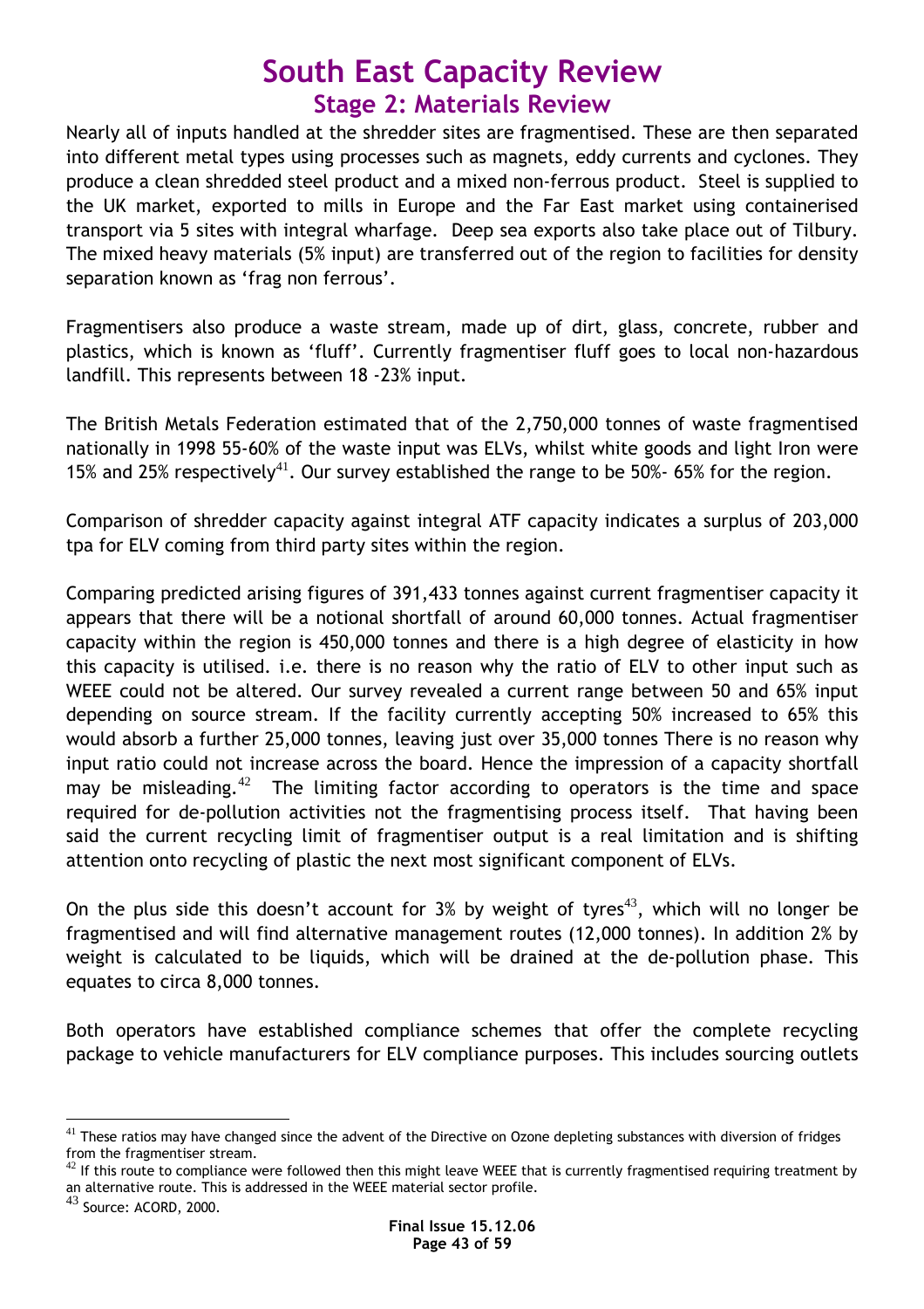Nearly all of inputs handled at the shredder sites are fragmentised. These are then separated into different metal types using processes such as magnets, eddy currents and cyclones. They produce a clean shredded steel product and a mixed non-ferrous product. Steel is supplied to the UK market, exported to mills in Europe and the Far East market using containerised transport via 5 sites with integral wharfage. Deep sea exports also take place out of Tilbury. The mixed heavy materials (5% input) are transferred out of the region to facilities for density separation known as 'frag non ferrous'.

Fragmentisers also produce a waste stream, made up of dirt, glass, concrete, rubber and plastics, which is known as 'fluff'. Currently fragmentiser fluff goes to local non-hazardous landfill. This represents between 18 -23% input.

The British Metals Federation estimated that of the 2,750,000 tonnes of waste fragmentised nationally in 1998 55-60% of the waste input was ELVs, whilst white goods and light Iron were 15% and 25% respectively[41]. Our survey established the range to be 50%- 65% for the region.

Comparison of shredder capacity against integral ATF capacity indicates a surplus of 203,000 tpa for ELV coming from third party sites within the region.

Comparing predicted arising figures of 391,433 tonnes against current fragmentiser capacity it appears that there will be a notional shortfall of around 60,000 tonnes. Actual fragmentiser capacity within the region is 450,000 tonnes and there is a high degree of elasticity in how this capacity is utilised. i.e. there is no reason why the ratio of ELV to other input such as WEEE could not be altered. Our survey revealed a current range between 50 and 65% input depending on source stream. If the facility currently accepting 50% increased to 65% this would absorb a further 25,000 tonnes, leaving just over 35,000 tonnes There is no reason why input ratio could not increase across the board. Hence the impression of a capacity shortfall may be misleading.[42] The limiting factor according to operators is the time and space required for de-pollution activities not the fragmentising process itself. That having been said the current recycling limit of fragmentiser output is a real limitation and is shifting attention onto recycling of plastic the next most significant component of ELVs.

On the plus side this doesn't account for 3% by weight of tyres[43], which will no longer be fragmentised and will find alternative management routes (12,000 tonnes). In addition 2% by weight is calculated to be liquids, which will be drained at the de-pollution phase. This equates to circa 8,000 tonnes.

Both operators have established compliance schemes that offer the complete recycling package to vehicle manufacturers for ELV compliance purposes. This includes sourcing outlets

---

[41] These ratios may have changed since the advent of the Directive on Ozone depleting substances with diversion of fridges from the fragmentiser stream.

[42] If this route to compliance were followed then this might leave WEEE that is currently fragmentised requiring treatment by an alternative route. This is addressed in the WEEE material sector profile.

[43] Source: ACORD, 2000.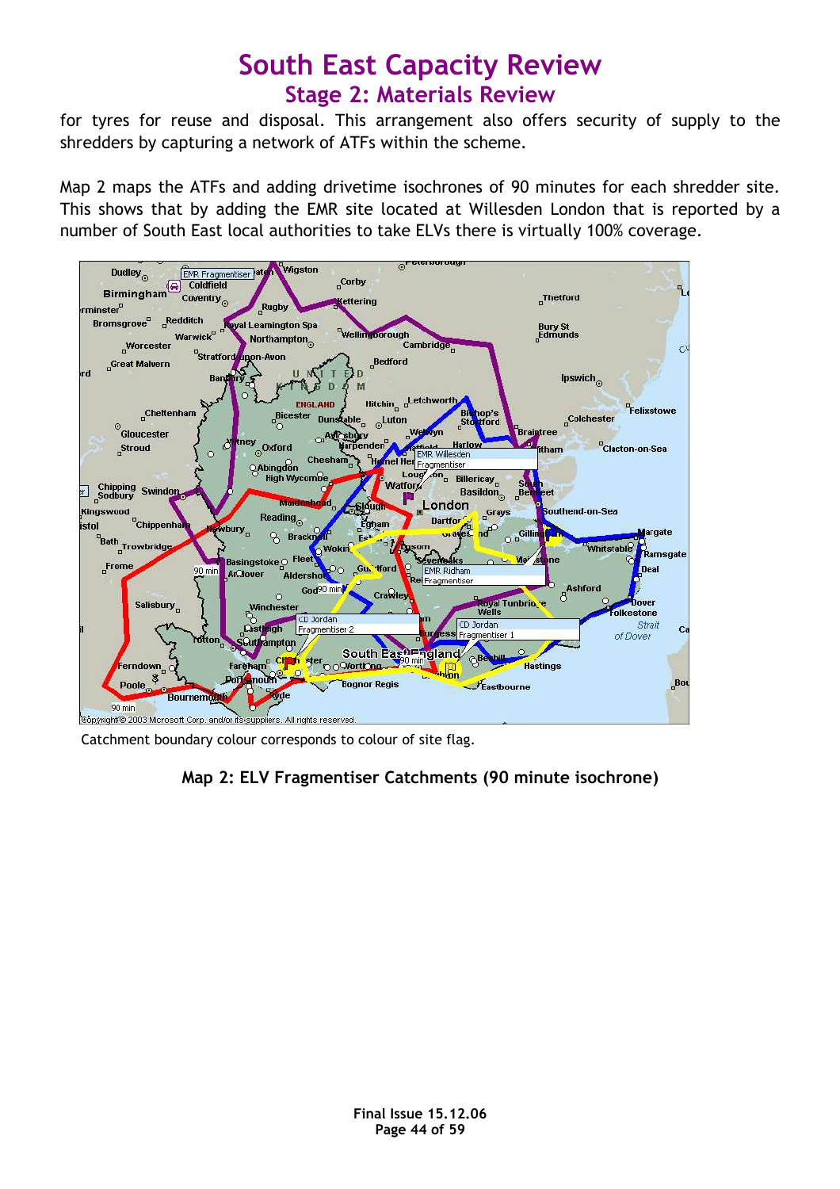for tyres for reuse and disposal. This arrangement also offers security of supply to the shredders by capturing a network of ATFs within the scheme.

Map 2 maps the ATFs and adding drivetime isochrones of 90 minutes for each shredder site. This shows that by adding the EMR site located at Willesden London that is reported by a number of South East local authorities to take ELVs there is virtually 100% coverage.

Catchment boundary colour corresponds to colour of site flag.

**Map 2: ELV Fragmentiser Catchments (90 minute isochrone)**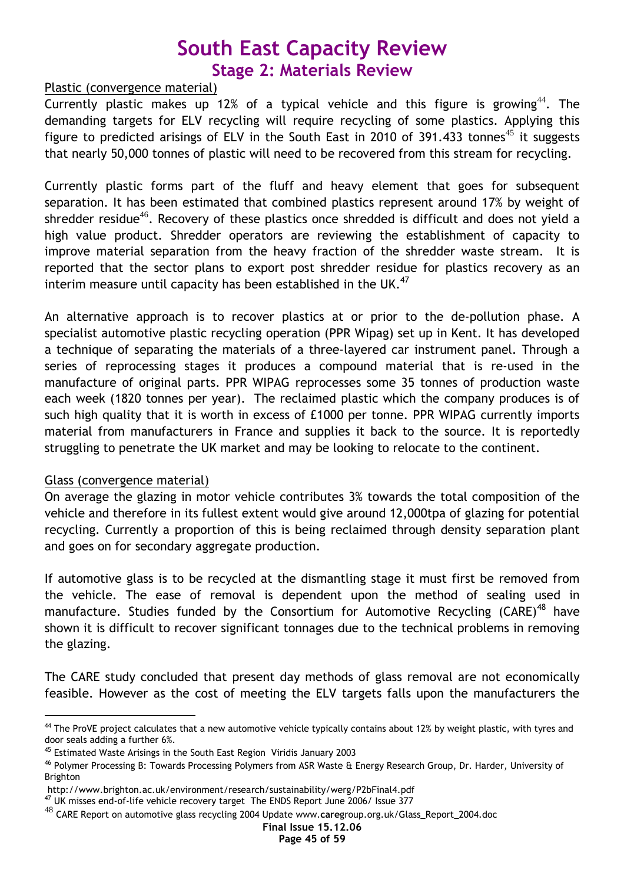## Plastic (convergence material)

Currently plastic makes up 12% of a typical vehicle and this figure is growing[44]. The demanding targets for ELV recycling will require recycling of some plastics. Applying this figure to predicted arisings of ELV in the South East in 2010 of 391.433 tonnes[45] it suggests that nearly 50,000 tonnes of plastic will need to be recovered from this stream for recycling.

Currently plastic forms part of the fluff and heavy element that goes for subsequent separation. It has been estimated that combined plastics represent around 17% by weight of shredder residue[46]. Recovery of these plastics once shredded is difficult and does not yield a high value product. Shredder operators are reviewing the establishment of capacity to improve material separation from the heavy fraction of the shredder waste stream. It is reported that the sector plans to export post shredder residue for plastics recovery as an interim measure until capacity has been established in the UK.[47]

An alternative approach is to recover plastics at or prior to the de-pollution phase. A specialist automotive plastic recycling operation (PPR Wipag) set up in Kent. It has developed a technique of separating the materials of a three-layered car instrument panel. Through a series of reprocessing stages it produces a compound material that is re-used in the manufacture of original parts. PPR WIPAG reprocesses some 35 tonnes of production waste each week (1820 tonnes per year). The reclaimed plastic which the company produces is of such high quality that it is worth in excess of £1000 per tonne. PPR WIPAG currently imports material from manufacturers in France and supplies it back to the source. It is reportedly struggling to penetrate the UK market and may be looking to relocate to the continent.

## Glass (convergence material)

On average the glazing in motor vehicle contributes 3% towards the total composition of the vehicle and therefore in its fullest extent would give around 12,000tpa of glazing for potential recycling. Currently a proportion of this is being reclaimed through density separation plant and goes on for secondary aggregate production.

If automotive glass is to be recycled at the dismantling stage it must first be removed from the vehicle. The ease of removal is dependent upon the method of sealing used in manufacture. Studies funded by the Consortium for Automotive Recycling (CARE)[48] have shown it is difficult to recover significant tonnages due to the technical problems in removing the glazing.

The CARE study concluded that present day methods of glass removal are not economically feasible. However as the cost of meeting the ELV targets falls upon the manufacturers the

---

[44] The ProVE project calculates that a new automotive vehicle typically contains about 12% by weight plastic, with tyres and door seals adding a further 6%.

[45] Estimated Waste Arisings in the South East Region Viridis January 2003

[46] Polymer Processing B: Towards Processing Polymers from ASR Waste & Energy Research Group, Dr. Harder, University of Brighton
http://www.brighton.ac.uk/environment/research/sustainability/werg/P2bFinal4.pdf

[47] UK misses end-of-life vehicle recovery target The ENDS Report June 2006/ Issue 377

[48] CARE Report on automotive glass recycling 2004 Update www.**care**group.org.uk/Glass_Report_2004.doc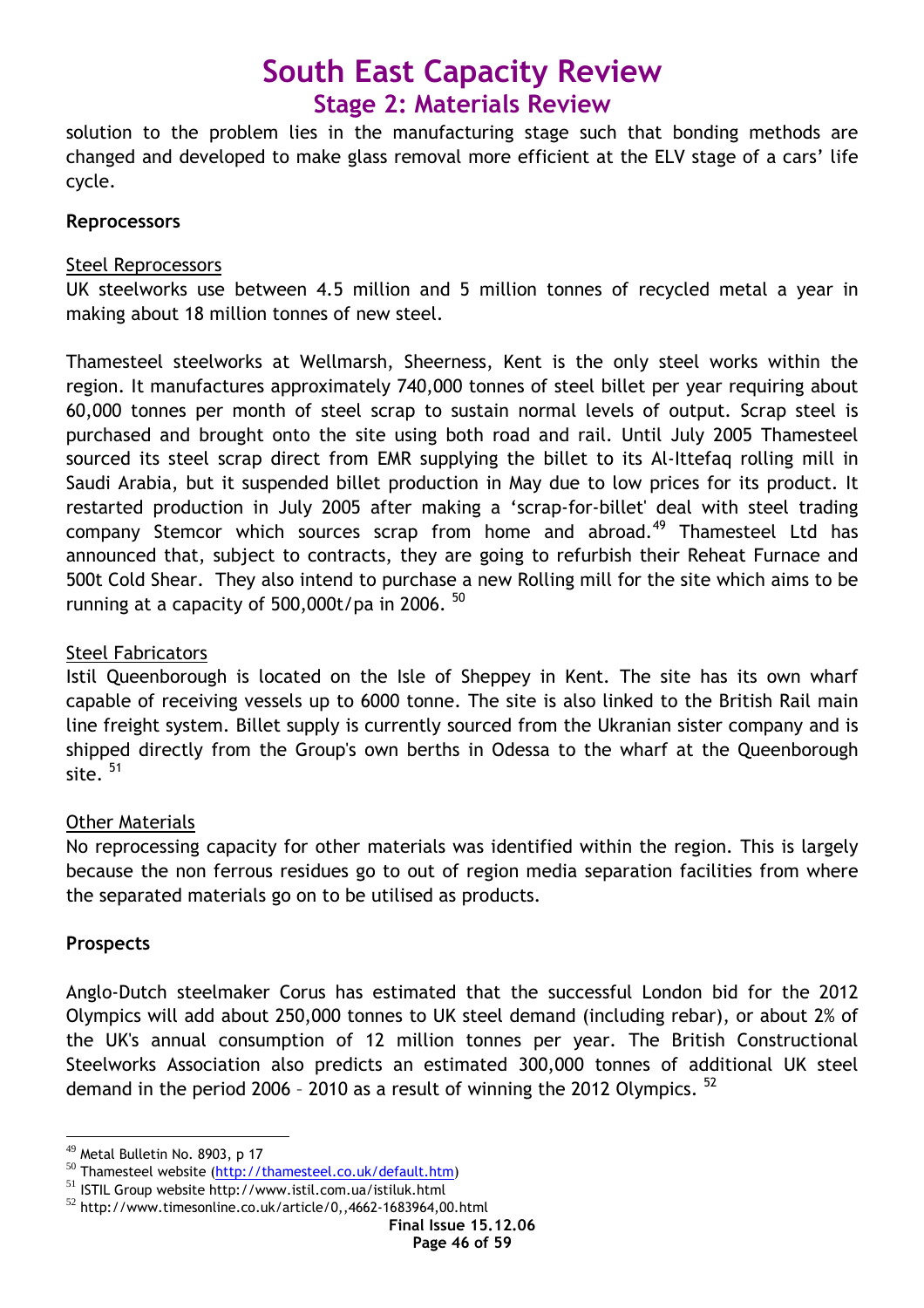solution to the problem lies in the manufacturing stage such that bonding methods are changed and developed to make glass removal more efficient at the ELV stage of a cars' life cycle.

**Reprocessors**

Steel Reprocessors

UK steelworks use between 4.5 million and 5 million tonnes of recycled metal a year in making about 18 million tonnes of new steel.

Thamesteel steelworks at Wellmarsh, Sheerness, Kent is the only steel works within the region. It manufactures approximately 740,000 tonnes of steel billet per year requiring about 60,000 tonnes per month of steel scrap to sustain normal levels of output. Scrap steel is purchased and brought onto the site using both road and rail. Until July 2005 Thamesteel sourced its steel scrap direct from EMR supplying the billet to its Al-Ittefaq rolling mill in Saudi Arabia, but it suspended billet production in May due to low prices for its product. It restarted production in July 2005 after making a 'scrap-for-billet' deal with steel trading company Stemcor which sources scrap from home and abroad.[49] Thamesteel Ltd has announced that, subject to contracts, they are going to refurbish their Reheat Furnace and 500t Cold Shear. They also intend to purchase a new Rolling mill for the site which aims to be running at a capacity of 500,000t/pa in 2006. [50]

Steel Fabricators

Istil Queenborough is located on the Isle of Sheppey in Kent. The site has its own wharf capable of receiving vessels up to 6000 tonne. The site is also linked to the British Rail main line freight system. Billet supply is currently sourced from the Ukranian sister company and is shipped directly from the Group's own berths in Odessa to the wharf at the Queenborough site. [51]

Other Materials

No reprocessing capacity for other materials was identified within the region. This is largely because the non ferrous residues go to out of region media separation facilities from where the separated materials go on to be utilised as products.

**Prospects**

Anglo-Dutch steelmaker Corus has estimated that the successful London bid for the 2012 Olympics will add about 250,000 tonnes to UK steel demand (including rebar), or about 2% of the UK's annual consumption of 12 million tonnes per year. The British Constructional Steelworks Association also predicts an estimated 300,000 tonnes of additional UK steel demand in the period 2006 – 2010 as a result of winning the 2012 Olympics. [52]

---

[49] Metal Bulletin No. 8903, p 17

[50] Thamesteel website (http://thamesteel.co.uk/default.htm)

[51] ISTIL Group website http://www.istil.com.ua/istiluk.html

[52] http://www.timesonline.co.uk/article/0,,4662-1683964,00.html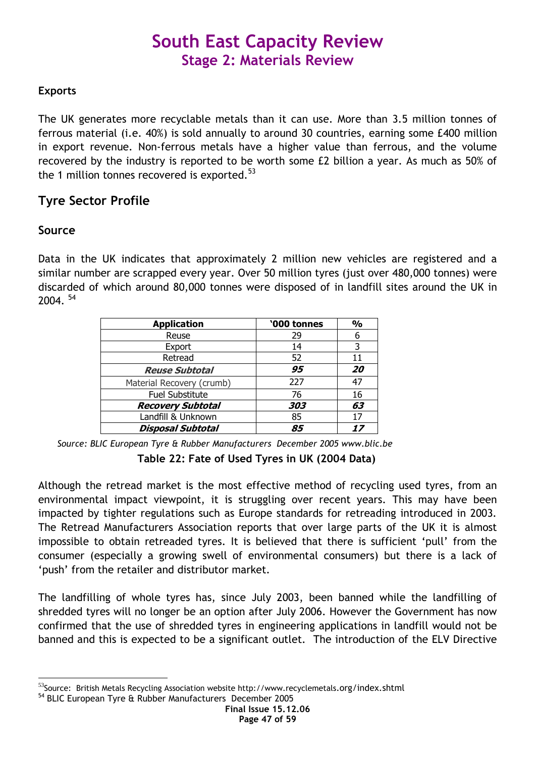### Exports

The UK generates more recyclable metals than it can use. More than 3.5 million tonnes of ferrous material (i.e. 40%) is sold annually to around 30 countries, earning some £400 million in export revenue. Non-ferrous metals have a higher value than ferrous, and the volume recovered by the industry is reported to be worth some £2 billion a year. As much as 50% of the 1 million tonnes recovered is exported.[53]

## Tyre Sector Profile

### Source

Data in the UK indicates that approximately 2 million new vehicles are registered and a similar number are scrapped every year. Over 50 million tyres (just over 480,000 tonnes) were discarded of which around 80,000 tonnes were disposed of in landfill sites around the UK in 2004.[54]

| Application | '000 tonnes | % |
|---|---|---|
| Reuse | 29 | 6 |
| Export | 14 | 3 |
| Retread | 52 | 11 |
| ***Reuse Subtotal*** | ***95*** | ***20*** |
| Material Recovery (crumb) | 227 | 47 |
| Fuel Substitute | 76 | 16 |
| ***Recovery Subtotal*** | ***303*** | ***63*** |
| Landfill & Unknown | 85 | 17 |
| ***Disposal Subtotal*** | ***85*** | ***17*** |

*Source: BLIC European Tyre & Rubber Manufacturers December 2005 www.blic.be*

**Table 22: Fate of Used Tyres in UK (2004 Data)**

Although the retread market is the most effective method of recycling used tyres, from an environmental impact viewpoint, it is struggling over recent years. This may have been impacted by tighter regulations such as Europe standards for retreading introduced in 2003. The Retread Manufacturers Association reports that over large parts of the UK it is almost impossible to obtain retreaded tyres. It is believed that there is sufficient 'pull' from the consumer (especially a growing swell of environmental consumers) but there is a lack of 'push' from the retailer and distributor market.

The landfilling of whole tyres has, since July 2003, been banned while the landfilling of shredded tyres will no longer be an option after July 2006. However the Government has now confirmed that the use of shredded tyres in engineering applications in landfill would not be banned and this is expected to be a significant outlet. The introduction of the ELV Directive

[53] Source: British Metals Recycling Association website http://www.recyclemetals.org/index.shtml

[54] BLIC European Tyre & Rubber Manufacturers December 2005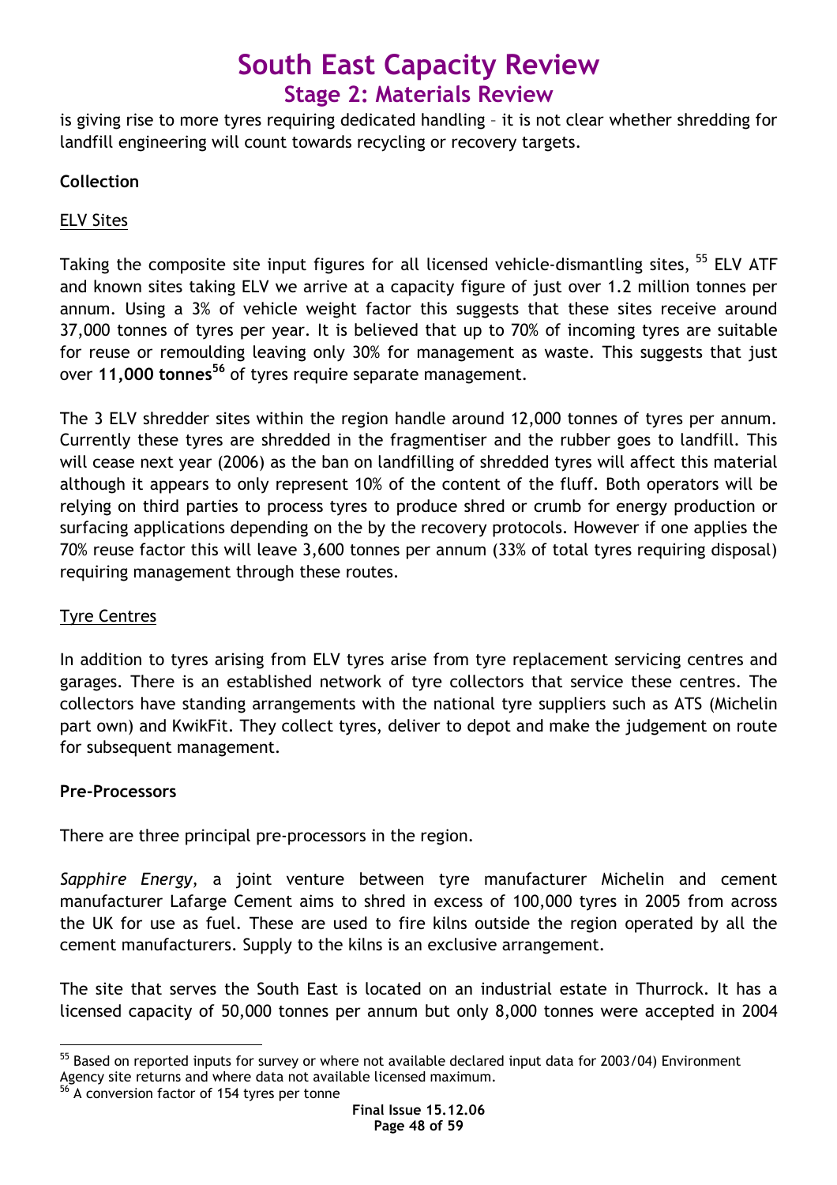is giving rise to more tyres requiring dedicated handling – it is not clear whether shredding for landfill engineering will count towards recycling or recovery targets.

**Collection**

ELV Sites

Taking the composite site input figures for all licensed vehicle-dismantling sites, [55] ELV ATF and known sites taking ELV we arrive at a capacity figure of just over 1.2 million tonnes per annum. Using a 3% of vehicle weight factor this suggests that these sites receive around 37,000 tonnes of tyres per year. It is believed that up to 70% of incoming tyres are suitable for reuse or remoulding leaving only 30% for management as waste. This suggests that just over **11,000 tonnes**[56] of tyres require separate management.

The 3 ELV shredder sites within the region handle around 12,000 tonnes of tyres per annum. Currently these tyres are shredded in the fragmentiser and the rubber goes to landfill. This will cease next year (2006) as the ban on landfilling of shredded tyres will affect this material although it appears to only represent 10% of the content of the fluff. Both operators will be relying on third parties to process tyres to produce shred or crumb for energy production or surfacing applications depending on the by the recovery protocols. However if one applies the 70% reuse factor this will leave 3,600 tonnes per annum (33% of total tyres requiring disposal) requiring management through these routes.

Tyre Centres

In addition to tyres arising from ELV tyres arise from tyre replacement servicing centres and garages. There is an established network of tyre collectors that service these centres. The collectors have standing arrangements with the national tyre suppliers such as ATS (Michelin part own) and KwikFit. They collect tyres, deliver to depot and make the judgement on route for subsequent management.

**Pre-Processors**

There are three principal pre-processors in the region.

*Sapphire Energy*, a joint venture between tyre manufacturer Michelin and cement manufacturer Lafarge Cement aims to shred in excess of 100,000 tyres in 2005 from across the UK for use as fuel. These are used to fire kilns outside the region operated by all the cement manufacturers. Supply to the kilns is an exclusive arrangement.

The site that serves the South East is located on an industrial estate in Thurrock. It has a licensed capacity of 50,000 tonnes per annum but only 8,000 tonnes were accepted in 2004

---

[55] Based on reported inputs for survey or where not available declared input data for 2003/04) Environment Agency site returns and where data not available licensed maximum.

[56] A conversion factor of 154 tyres per tonne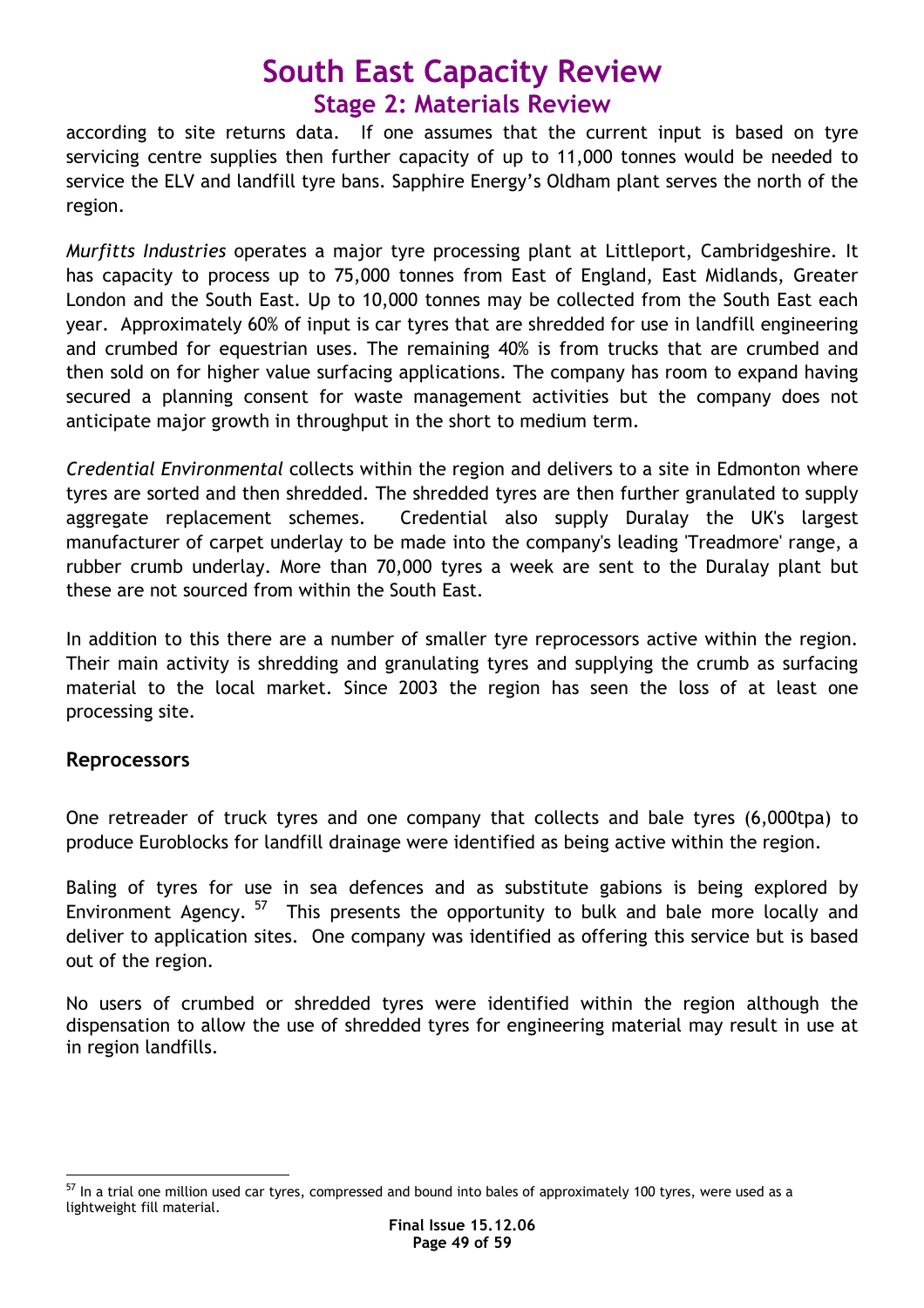according to site returns data. If one assumes that the current input is based on tyre servicing centre supplies then further capacity of up to 11,000 tonnes would be needed to service the ELV and landfill tyre bans. Sapphire Energy's Oldham plant serves the north of the region.

*Murfitts Industries* operates a major tyre processing plant at Littleport, Cambridgeshire. It has capacity to process up to 75,000 tonnes from East of England, East Midlands, Greater London and the South East. Up to 10,000 tonnes may be collected from the South East each year. Approximately 60% of input is car tyres that are shredded for use in landfill engineering and crumbed for equestrian uses. The remaining 40% is from trucks that are crumbed and then sold on for higher value surfacing applications. The company has room to expand having secured a planning consent for waste management activities but the company does not anticipate major growth in throughput in the short to medium term.

*Credential Environmental* collects within the region and delivers to a site in Edmonton where tyres are sorted and then shredded. The shredded tyres are then further granulated to supply aggregate replacement schemes. Credential also supply Duralay the UK's largest manufacturer of carpet underlay to be made into the company's leading 'Treadmore' range, a rubber crumb underlay. More than 70,000 tyres a week are sent to the Duralay plant but these are not sourced from within the South East.

In addition to this there are a number of smaller tyre reprocessors active within the region. Their main activity is shredding and granulating tyres and supplying the crumb as surfacing material to the local market. Since 2003 the region has seen the loss of at least one processing site.

### Reprocessors

One retreader of truck tyres and one company that collects and bale tyres (6,000tpa) to produce Euroblocks for landfill drainage were identified as being active within the region.

Baling of tyres for use in sea defences and as substitute gabions is being explored by Environment Agency. [57] This presents the opportunity to bulk and bale more locally and deliver to application sites. One company was identified as offering this service but is based out of the region.

No users of crumbed or shredded tyres were identified within the region although the dispensation to allow the use of shredded tyres for engineering material may result in use at in region landfills.

[57] In a trial one million used car tyres, compressed and bound into bales of approximately 100 tyres, were used as a lightweight fill material.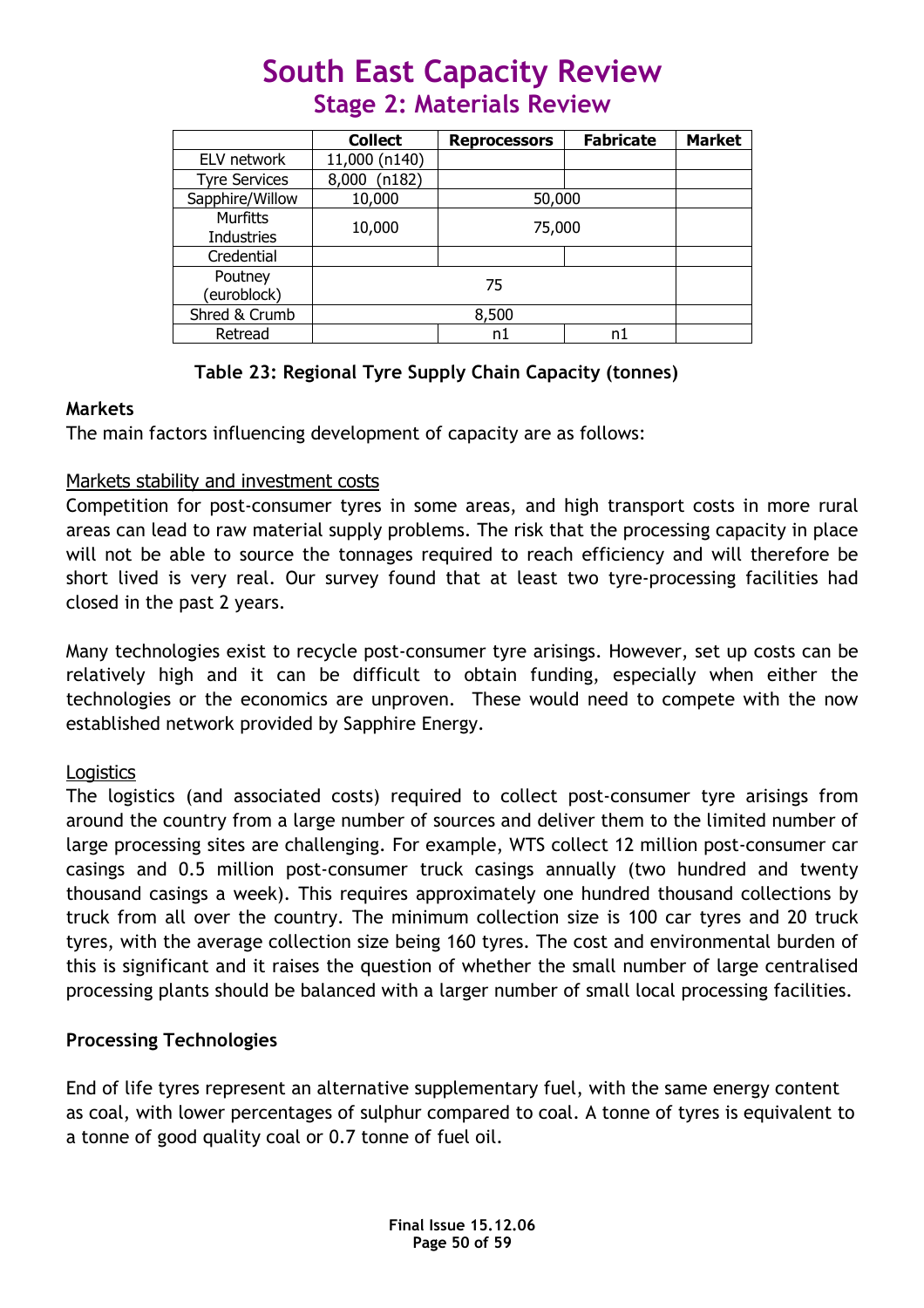# South East Capacity Review

## Stage 2: Materials Review

| | Collect | Reprocessors | Fabricate | Market |
|---|---|---|---|---|
| ELV network | 11,000 (n140) | | | |
| Tyre Services | 8,000 (n182) | | | |
| Sapphire/Willow | 10,000 | 50,000 | | |
| Murfitts Industries | 10,000 | 75,000 | | |
| Credential | | | | |
| Poutney (euroblock) | 75 | | | |
| Shred & Crumb | 8,500 | | | |
| Retread | | n1 | n1 | |

**Table 23: Regional Tyre Supply Chain Capacity (tonnes)**

**Markets**

The main factors influencing development of capacity are as follows:

Markets stability and investment costs

Competition for post-consumer tyres in some areas, and high transport costs in more rural areas can lead to raw material supply problems. The risk that the processing capacity in place will not be able to source the tonnages required to reach efficiency and will therefore be short lived is very real. Our survey found that at least two tyre-processing facilities had closed in the past 2 years.

Many technologies exist to recycle post-consumer tyre arisings. However, set up costs can be relatively high and it can be difficult to obtain funding, especially when either the technologies or the economics are unproven. These would need to compete with the now established network provided by Sapphire Energy.

Logistics

The logistics (and associated costs) required to collect post-consumer tyre arisings from around the country from a large number of sources and deliver them to the limited number of large processing sites are challenging. For example, WTS collect 12 million post-consumer car casings and 0.5 million post-consumer truck casings annually (two hundred and twenty thousand casings a week). This requires approximately one hundred thousand collections by truck from all over the country. The minimum collection size is 100 car tyres and 20 truck tyres, with the average collection size being 160 tyres. The cost and environmental burden of this is significant and it raises the question of whether the small number of large centralised processing plants should be balanced with a larger number of small local processing facilities.

**Processing Technologies**

End of life tyres represent an alternative supplementary fuel, with the same energy content as coal, with lower percentages of sulphur compared to coal. A tonne of tyres is equivalent to a tonne of good quality coal or 0.7 tonne of fuel oil.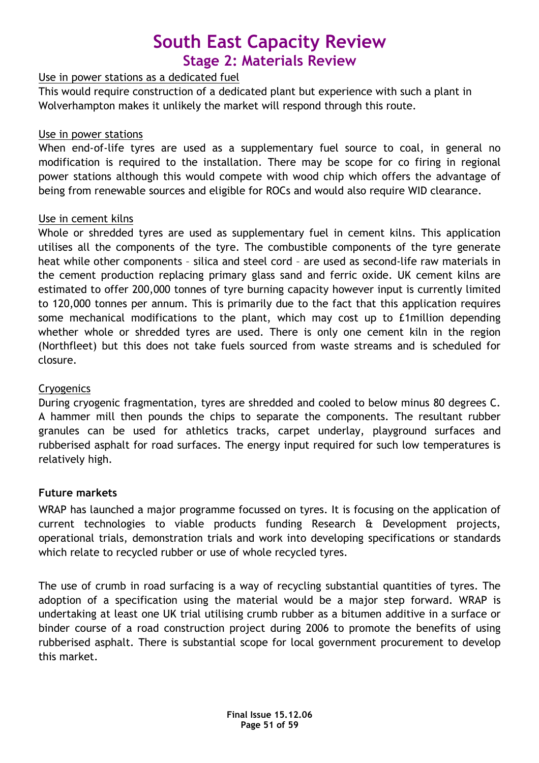Use in power stations as a dedicated fuel

This would require construction of a dedicated plant but experience with such a plant in Wolverhampton makes it unlikely the market will respond through this route.

Use in power stations

When end-of-life tyres are used as a supplementary fuel source to coal, in general no modification is required to the installation. There may be scope for co firing in regional power stations although this would compete with wood chip which offers the advantage of being from renewable sources and eligible for ROCs and would also require WID clearance.

Use in cement kilns

Whole or shredded tyres are used as supplementary fuel in cement kilns. This application utilises all the components of the tyre. The combustible components of the tyre generate heat while other components – silica and steel cord – are used as second-life raw materials in the cement production replacing primary glass sand and ferric oxide. UK cement kilns are estimated to offer 200,000 tonnes of tyre burning capacity however input is currently limited to 120,000 tonnes per annum. This is primarily due to the fact that this application requires some mechanical modifications to the plant, which may cost up to £1million depending whether whole or shredded tyres are used. There is only one cement kiln in the region (Northfleet) but this does not take fuels sourced from waste streams and is scheduled for closure.

Cryogenics

During cryogenic fragmentation, tyres are shredded and cooled to below minus 80 degrees C. A hammer mill then pounds the chips to separate the components. The resultant rubber granules can be used for athletics tracks, carpet underlay, playground surfaces and rubberised asphalt for road surfaces. The energy input required for such low temperatures is relatively high.

**Future markets**

WRAP has launched a major programme focussed on tyres. It is focusing on the application of current technologies to viable products funding Research & Development projects, operational trials, demonstration trials and work into developing specifications or standards which relate to recycled rubber or use of whole recycled tyres.

The use of crumb in road surfacing is a way of recycling substantial quantities of tyres. The adoption of a specification using the material would be a major step forward. WRAP is undertaking at least one UK trial utilising crumb rubber as a bitumen additive in a surface or binder course of a road construction project during 2006 to promote the benefits of using rubberised asphalt. There is substantial scope for local government procurement to develop this market.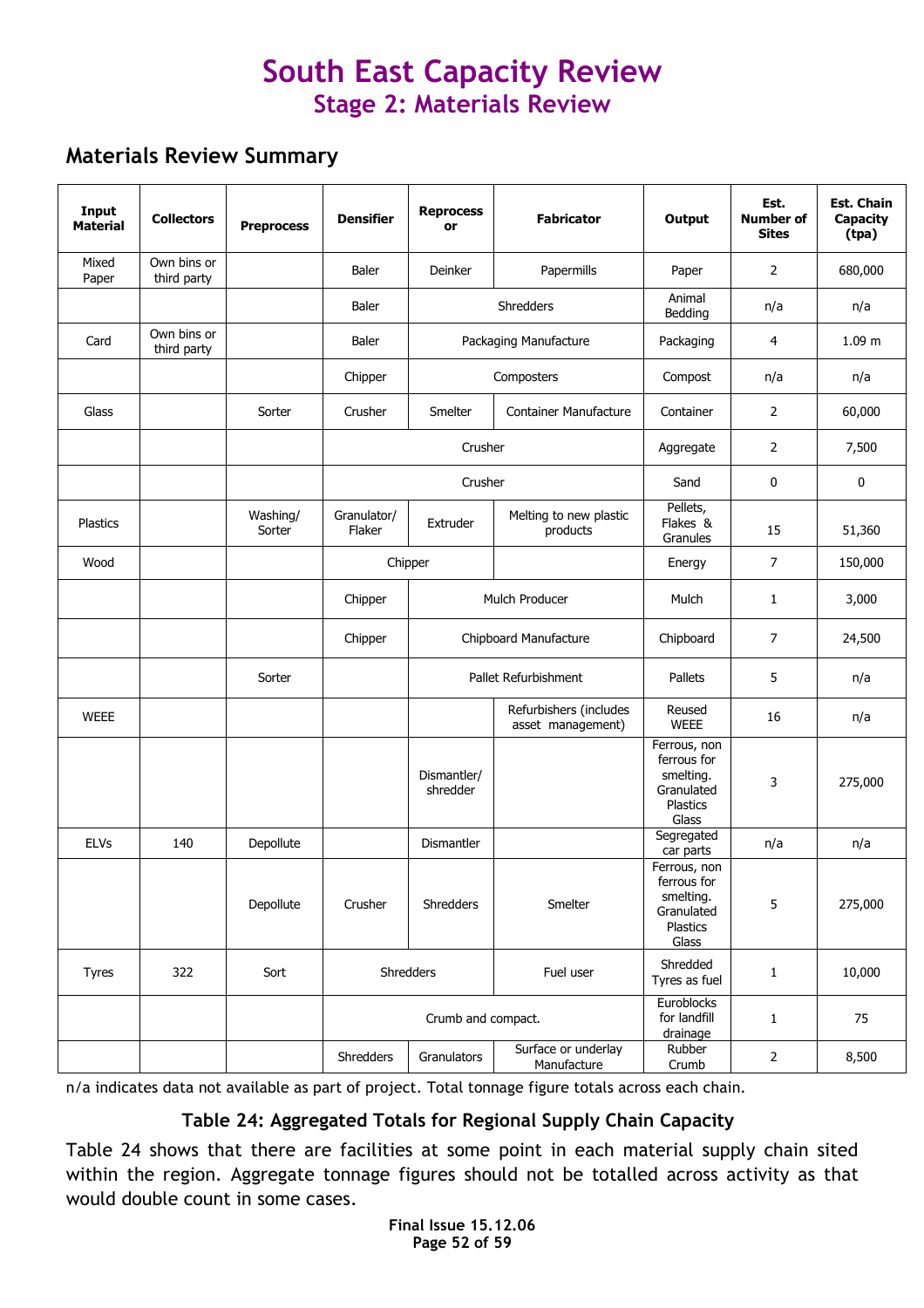# South East Capacity Review

## Stage 2: Materials Review

### Materials Review Summary

| Input Material | Collectors | Preprocess | Densifier | Reprocessor | Fabricator | Output | Est. Number of Sites | Est. Chain Capacity (tpa) |
|---|---|---|---|---|---|---|---|---|
| Mixed Paper | Own bins or third party | | Baler | Deinker | Papermills | Paper | 2 | 680,000 |
| | | | Baler | Shredders | | Animal Bedding | n/a | n/a |
| Card | Own bins or third party | | Baler | Packaging Manufacture | | Packaging | 4 | 1.09 m |
| | | | Chipper | Composters | | Compost | n/a | n/a |
| Glass | | Sorter | Crusher | Smelter | Container Manufacture | Container | 2 | 60,000 |
| | | | Crusher | | | Aggregate | 2 | 7,500 |
| | | | Crusher | | | Sand | 0 | 0 |
| Plastics | | Washing/ Sorter | Granulator/ Flaker | Extruder | Melting to new plastic products | Pellets, Flakes & Granules | 15 | 51,360 |
| Wood | | | Chipper | | | Energy | 7 | 150,000 |
| | | | Chipper | Mulch Producer | | Mulch | 1 | 3,000 |
| | | | Chipper | Chipboard Manufacture | | Chipboard | 7 | 24,500 |
| | | Sorter | | Pallet Refurbishment | | Pallets | 5 | n/a |
| WEEE | | | | | Refurbishers (includes asset management) | Reused WEEE | 16 | n/a |
| | | | | Dismantler/ shredder | | Ferrous, non ferrous for smelting. Granulated Plastics Glass | 3 | 275,000 |
| ELVs | 140 | Depollute | | Dismantler | | Segregated car parts | n/a | n/a |
| | | Depollute | Crusher | Shredders | Smelter | Ferrous, non ferrous for smelting. Granulated Plastics Glass | 5 | 275,000 |
| Tyres | 322 | Sort | Shredders | | Fuel user | Shredded Tyres as fuel | 1 | 10,000 |
| | | | Crumb and compact. | | | Euroblocks for landfill drainage | 1 | 75 |
| | | | Shredders | Granulators | Surface or underlay Manufacture | Rubber Crumb | 2 | 8,500 |

n/a indicates data not available as part of project. Total tonnage figure totals across each chain.

**Table 24: Aggregated Totals for Regional Supply Chain Capacity**

Table 24 shows that there are facilities at some point in each material supply chain sited within the region. Aggregate tonnage figures should not be totalled across activity as that would double count in some cases.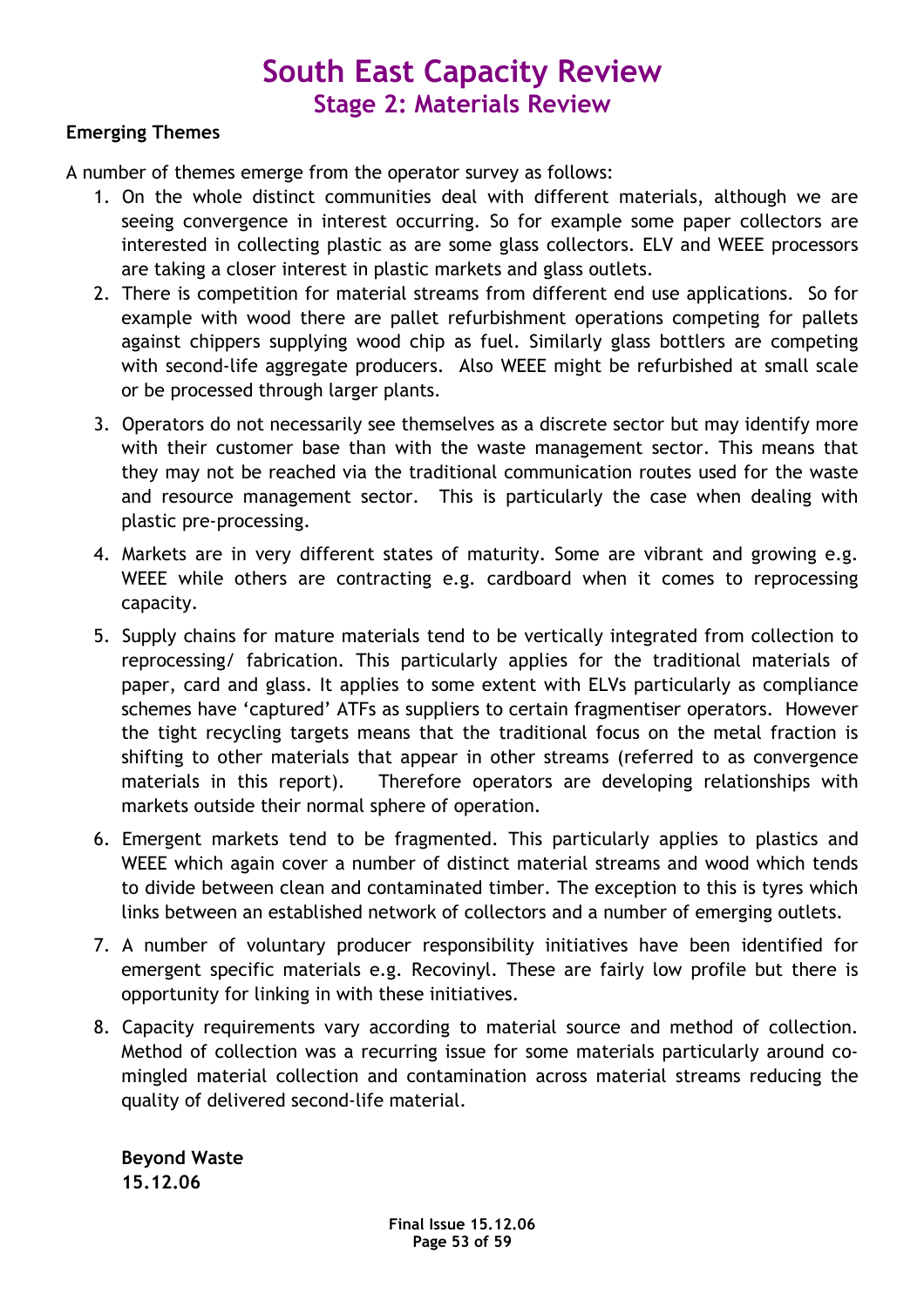**Emerging Themes**

A number of themes emerge from the operator survey as follows:

1. On the whole distinct communities deal with different materials, although we are seeing convergence in interest occurring. So for example some paper collectors are interested in collecting plastic as are some glass collectors. ELV and WEEE processors are taking a closer interest in plastic markets and glass outlets.
2. There is competition for material streams from different end use applications. So for example with wood there are pallet refurbishment operations competing for pallets against chippers supplying wood chip as fuel. Similarly glass bottlers are competing with second-life aggregate producers. Also WEEE might be refurbished at small scale or be processed through larger plants.
3. Operators do not necessarily see themselves as a discrete sector but may identify more with their customer base than with the waste management sector. This means that they may not be reached via the traditional communication routes used for the waste and resource management sector. This is particularly the case when dealing with plastic pre-processing.
4. Markets are in very different states of maturity. Some are vibrant and growing e.g. WEEE while others are contracting e.g. cardboard when it comes to reprocessing capacity.
5. Supply chains for mature materials tend to be vertically integrated from collection to reprocessing/ fabrication. This particularly applies for the traditional materials of paper, card and glass. It applies to some extent with ELVs particularly as compliance schemes have 'captured' ATFs as suppliers to certain fragmentiser operators. However the tight recycling targets means that the traditional focus on the metal fraction is shifting to other materials that appear in other streams (referred to as convergence materials in this report). Therefore operators are developing relationships with markets outside their normal sphere of operation.
6. Emergent markets tend to be fragmented. This particularly applies to plastics and WEEE which again cover a number of distinct material streams and wood which tends to divide between clean and contaminated timber. The exception to this is tyres which links between an established network of collectors and a number of emerging outlets.
7. A number of voluntary producer responsibility initiatives have been identified for emergent specific materials e.g. Recovinyl. These are fairly low profile but there is opportunity for linking in with these initiatives.
8. Capacity requirements vary according to material source and method of collection. Method of collection was a recurring issue for some materials particularly around co-mingled material collection and contamination across material streams reducing the quality of delivered second-life material.

**Beyond Waste**
**15.12.06**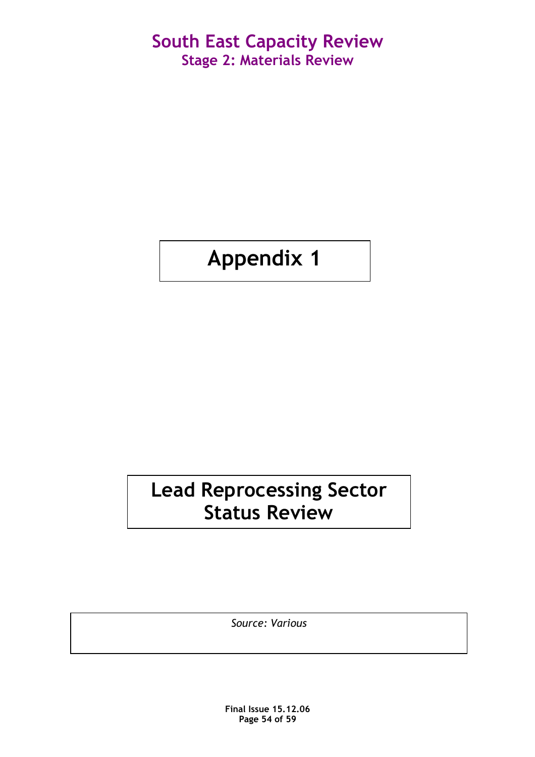# Appendix 1

# Lead Reprocessing Sector Status Review

*Source: Various*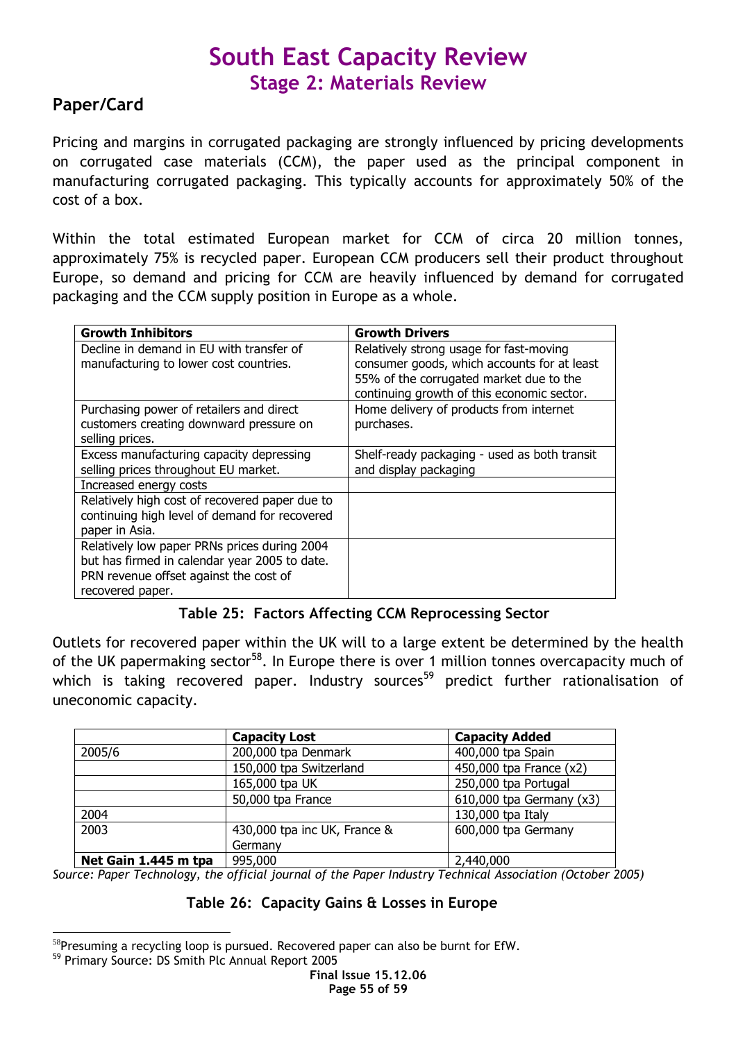## Paper/Card

Pricing and margins in corrugated packaging are strongly influenced by pricing developments on corrugated case materials (CCM), the paper used as the principal component in manufacturing corrugated packaging. This typically accounts for approximately 50% of the cost of a box.

Within the total estimated European market for CCM of circa 20 million tonnes, approximately 75% is recycled paper. European CCM producers sell their product throughout Europe, so demand and pricing for CCM are heavily influenced by demand for corrugated packaging and the CCM supply position in Europe as a whole.

| Growth Inhibitors | Growth Drivers |
|---|---|
| Decline in demand in EU with transfer of manufacturing to lower cost countries. | Relatively strong usage for fast-moving consumer goods, which accounts for at least 55% of the corrugated market due to the continuing growth of this economic sector. |
| Purchasing power of retailers and direct customers creating downward pressure on selling prices. | Home delivery of products from internet purchases. |
| Excess manufacturing capacity depressing selling prices throughout EU market. | Shelf-ready packaging - used as both transit and display packaging |
| Increased energy costs | |
| Relatively high cost of recovered paper due to continuing high level of demand for recovered paper in Asia. | |
| Relatively low paper PRNs prices during 2004 but has firmed in calendar year 2005 to date. PRN revenue offset against the cost of recovered paper. | |

**Table 25: Factors Affecting CCM Reprocessing Sector**

Outlets for recovered paper within the UK will to a large extent be determined by the health of the UK papermaking sector[58]. In Europe there is over 1 million tonnes overcapacity much of which is taking recovered paper. Industry sources[59] predict further rationalisation of uneconomic capacity.

| | Capacity Lost | Capacity Added |
|---|---|---|
| 2005/6 | 200,000 tpa Denmark | 400,000 tpa Spain |
| | 150,000 tpa Switzerland | 450,000 tpa France (x2) |
| | 165,000 tpa UK | 250,000 tpa Portugal |
| | 50,000 tpa France | 610,000 tpa Germany (x3) |
| 2004 | | 130,000 tpa Italy |
| 2003 | 430,000 tpa inc UK, France & Germany | 600,000 tpa Germany |
| **Net Gain 1.445 m tpa** | 995,000 | 2,440,000 |

*Source: Paper Technology, the official journal of the Paper Industry Technical Association (October 2005)*

**Table 26: Capacity Gains & Losses in Europe**

[58] Presuming a recycling loop is pursued. Recovered paper can also be burnt for EfW.

[59] Primary Source: DS Smith Plc Annual Report 2005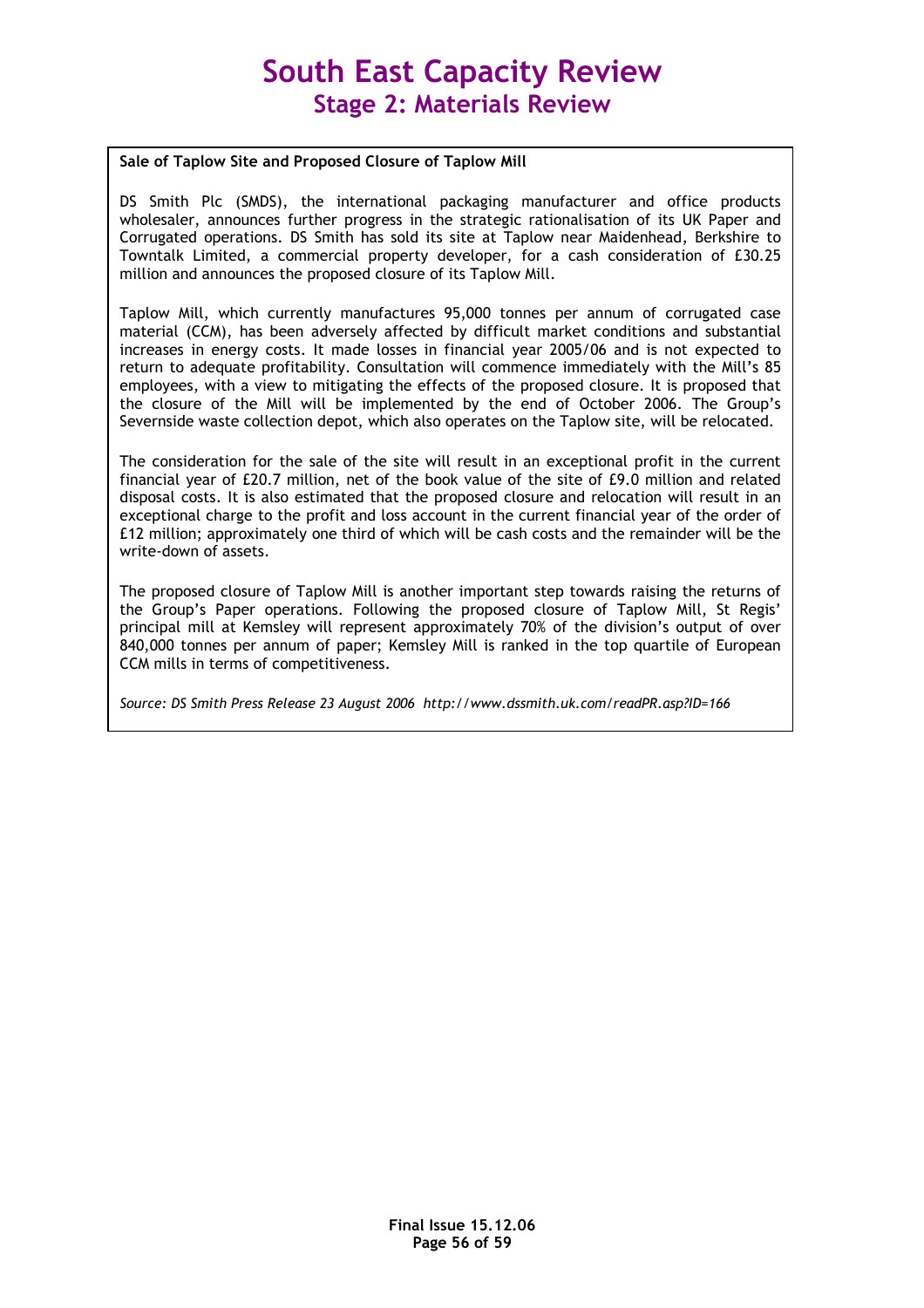**Sale of Taplow Site and Proposed Closure of Taplow Mill**

DS Smith Plc (SMDS), the international packaging manufacturer and office products wholesaler, announces further progress in the strategic rationalisation of its UK Paper and Corrugated operations. DS Smith has sold its site at Taplow near Maidenhead, Berkshire to Towntalk Limited, a commercial property developer, for a cash consideration of £30.25 million and announces the proposed closure of its Taplow Mill.

Taplow Mill, which currently manufactures 95,000 tonnes per annum of corrugated case material (CCM), has been adversely affected by difficult market conditions and substantial increases in energy costs. It made losses in financial year 2005/06 and is not expected to return to adequate profitability. Consultation will commence immediately with the Mill's 85 employees, with a view to mitigating the effects of the proposed closure. It is proposed that the closure of the Mill will be implemented by the end of October 2006. The Group's Severnside waste collection depot, which also operates on the Taplow site, will be relocated.

The consideration for the sale of the site will result in an exceptional profit in the current financial year of £20.7 million, net of the book value of the site of £9.0 million and related disposal costs. It is also estimated that the proposed closure and relocation will result in an exceptional charge to the profit and loss account in the current financial year of the order of £12 million; approximately one third of which will be cash costs and the remainder will be the write-down of assets.

The proposed closure of Taplow Mill is another important step towards raising the returns of the Group's Paper operations. Following the proposed closure of Taplow Mill, St Regis' principal mill at Kemsley will represent approximately 70% of the division's output of over 840,000 tonnes per annum of paper; Kemsley Mill is ranked in the top quartile of European CCM mills in terms of competitiveness.

*Source: DS Smith Press Release 23 August 2006 http://www.dssmith.uk.com/readPR.asp?ID=166*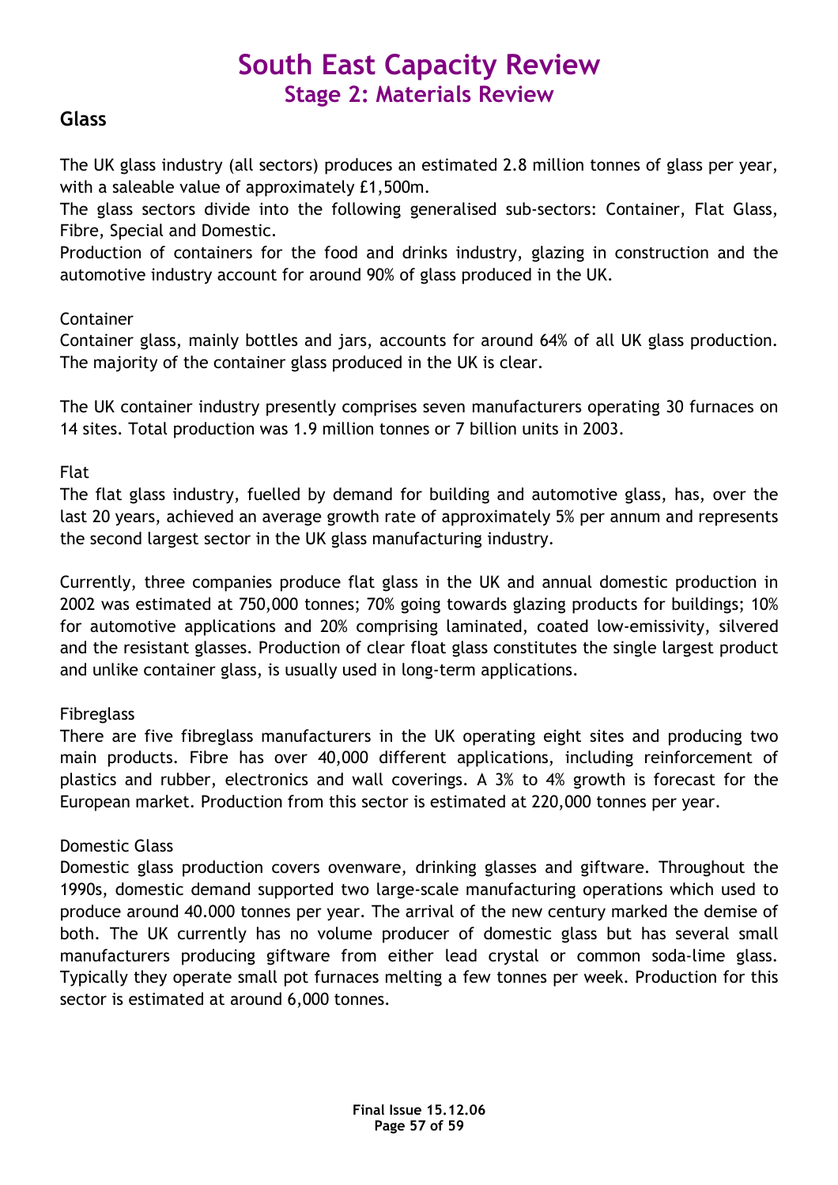# South East Capacity Review

## Stage 2: Materials Review

### Glass

The UK glass industry (all sectors) produces an estimated 2.8 million tonnes of glass per year, with a saleable value of approximately £1,500m.

The glass sectors divide into the following generalised sub-sectors: Container, Flat Glass, Fibre, Special and Domestic.

Production of containers for the food and drinks industry, glazing in construction and the automotive industry account for around 90% of glass produced in the UK.

Container

Container glass, mainly bottles and jars, accounts for around 64% of all UK glass production. The majority of the container glass produced in the UK is clear.

The UK container industry presently comprises seven manufacturers operating 30 furnaces on 14 sites. Total production was 1.9 million tonnes or 7 billion units in 2003.

Flat

The flat glass industry, fuelled by demand for building and automotive glass, has, over the last 20 years, achieved an average growth rate of approximately 5% per annum and represents the second largest sector in the UK glass manufacturing industry.

Currently, three companies produce flat glass in the UK and annual domestic production in 2002 was estimated at 750,000 tonnes; 70% going towards glazing products for buildings; 10% for automotive applications and 20% comprising laminated, coated low-emissivity, silvered and the resistant glasses. Production of clear float glass constitutes the single largest product and unlike container glass, is usually used in long-term applications.

Fibreglass

There are five fibreglass manufacturers in the UK operating eight sites and producing two main products. Fibre has over 40,000 different applications, including reinforcement of plastics and rubber, electronics and wall coverings. A 3% to 4% growth is forecast for the European market. Production from this sector is estimated at 220,000 tonnes per year.

Domestic Glass

Domestic glass production covers ovenware, drinking glasses and giftware. Throughout the 1990s, domestic demand supported two large-scale manufacturing operations which used to produce around 40.000 tonnes per year. The arrival of the new century marked the demise of both. The UK currently has no volume producer of domestic glass but has several small manufacturers producing giftware from either lead crystal or common soda-lime glass. Typically they operate small pot furnaces melting a few tonnes per week. Production for this sector is estimated at around 6,000 tonnes.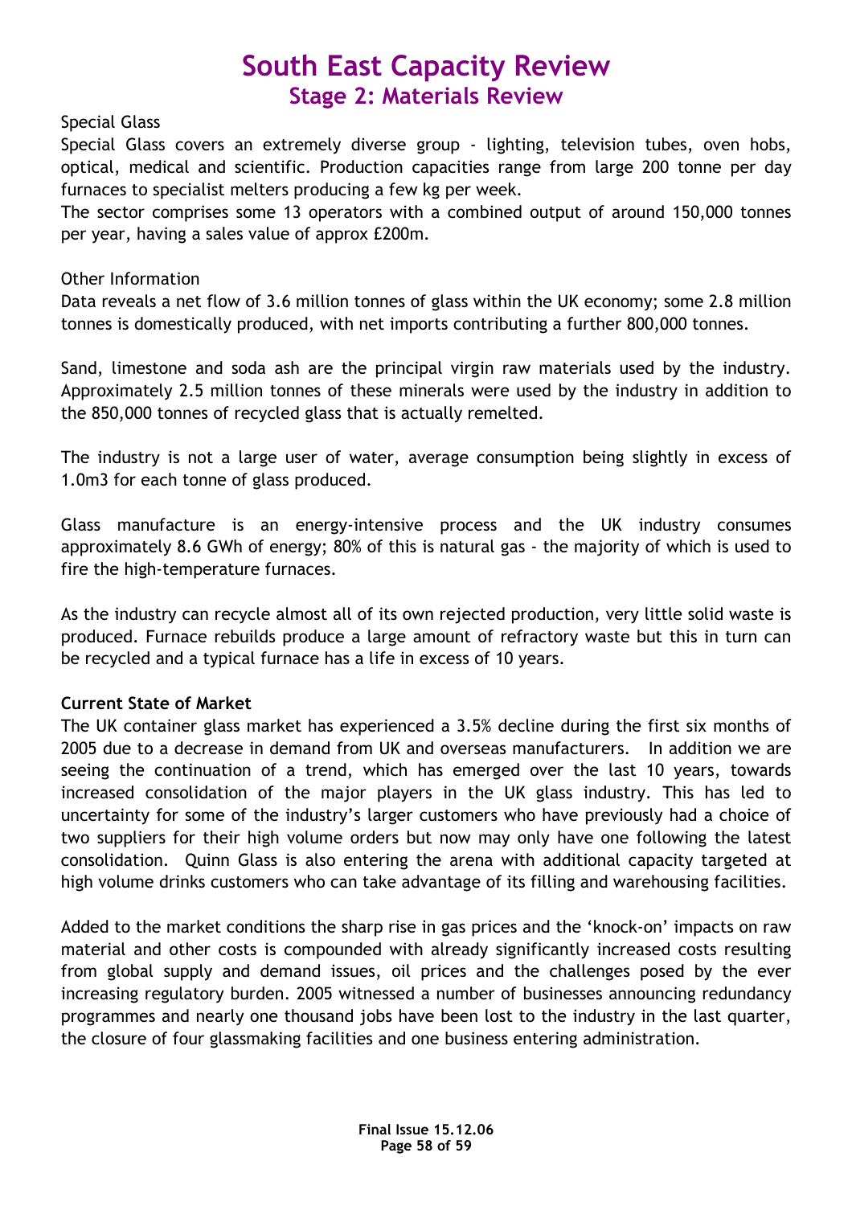Special Glass

Special Glass covers an extremely diverse group - lighting, television tubes, oven hobs, optical, medical and scientific. Production capacities range from large 200 tonne per day furnaces to specialist melters producing a few kg per week.

The sector comprises some 13 operators with a combined output of around 150,000 tonnes per year, having a sales value of approx £200m.

Other Information

Data reveals a net flow of 3.6 million tonnes of glass within the UK economy; some 2.8 million tonnes is domestically produced, with net imports contributing a further 800,000 tonnes.

Sand, limestone and soda ash are the principal virgin raw materials used by the industry. Approximately 2.5 million tonnes of these minerals were used by the industry in addition to the 850,000 tonnes of recycled glass that is actually remelted.

The industry is not a large user of water, average consumption being slightly in excess of 1.0m3 for each tonne of glass produced.

Glass manufacture is an energy-intensive process and the UK industry consumes approximately 8.6 GWh of energy; 80% of this is natural gas - the majority of which is used to fire the high-temperature furnaces.

As the industry can recycle almost all of its own rejected production, very little solid waste is produced. Furnace rebuilds produce a large amount of refractory waste but this in turn can be recycled and a typical furnace has a life in excess of 10 years.

**Current State of Market**

The UK container glass market has experienced a 3.5% decline during the first six months of 2005 due to a decrease in demand from UK and overseas manufacturers. In addition we are seeing the continuation of a trend, which has emerged over the last 10 years, towards increased consolidation of the major players in the UK glass industry. This has led to uncertainty for some of the industry's larger customers who have previously had a choice of two suppliers for their high volume orders but now may only have one following the latest consolidation. Quinn Glass is also entering the arena with additional capacity targeted at high volume drinks customers who can take advantage of its filling and warehousing facilities.

Added to the market conditions the sharp rise in gas prices and the 'knock-on' impacts on raw material and other costs is compounded with already significantly increased costs resulting from global supply and demand issues, oil prices and the challenges posed by the ever increasing regulatory burden. 2005 witnessed a number of businesses announcing redundancy programmes and nearly one thousand jobs have been lost to the industry in the last quarter, the closure of four glassmaking facilities and one business entering administration.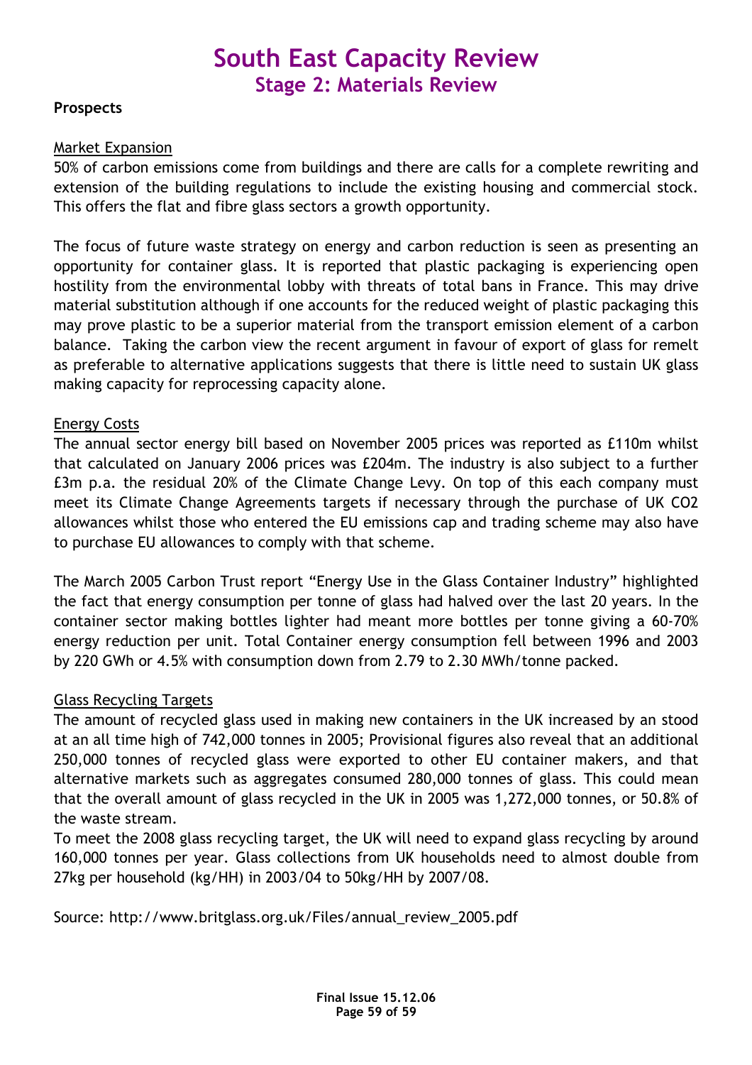# South East Capacity Review

## Stage 2: Materials Review

**Prospects**

Market Expansion

50% of carbon emissions come from buildings and there are calls for a complete rewriting and extension of the building regulations to include the existing housing and commercial stock. This offers the flat and fibre glass sectors a growth opportunity.

The focus of future waste strategy on energy and carbon reduction is seen as presenting an opportunity for container glass. It is reported that plastic packaging is experiencing open hostility from the environmental lobby with threats of total bans in France. This may drive material substitution although if one accounts for the reduced weight of plastic packaging this may prove plastic to be a superior material from the transport emission element of a carbon balance. Taking the carbon view the recent argument in favour of export of glass for remelt as preferable to alternative applications suggests that there is little need to sustain UK glass making capacity for reprocessing capacity alone.

Energy Costs

The annual sector energy bill based on November 2005 prices was reported as £110m whilst that calculated on January 2006 prices was £204m. The industry is also subject to a further £3m p.a. the residual 20% of the Climate Change Levy. On top of this each company must meet its Climate Change Agreements targets if necessary through the purchase of UK $CO_2$ allowances whilst those who entered the EU emissions cap and trading scheme may also have to purchase EU allowances to comply with that scheme.

The March 2005 Carbon Trust report "Energy Use in the Glass Container Industry" highlighted the fact that energy consumption per tonne of glass had halved over the last 20 years. In the container sector making bottles lighter had meant more bottles per tonne giving a 60-70% energy reduction per unit. Total Container energy consumption fell between 1996 and 2003 by 220 GWh or 4.5% with consumption down from 2.79 to 2.30 MWh/tonne packed.

Glass Recycling Targets

The amount of recycled glass used in making new containers in the UK increased by an stood at an all time high of 742,000 tonnes in 2005; Provisional figures also reveal that an additional 250,000 tonnes of recycled glass were exported to other EU container makers, and that alternative markets such as aggregates consumed 280,000 tonnes of glass. This could mean that the overall amount of glass recycled in the UK in 2005 was 1,272,000 tonnes, or 50.8% of the waste stream.

To meet the 2008 glass recycling target, the UK will need to expand glass recycling by around 160,000 tonnes per year. Glass collections from UK households need to almost double from 27kg per household (kg/HH) in 2003/04 to 50kg/HH by 2007/08.

Source: http://www.britglass.org.uk/Files/annual_review_2005.pdf